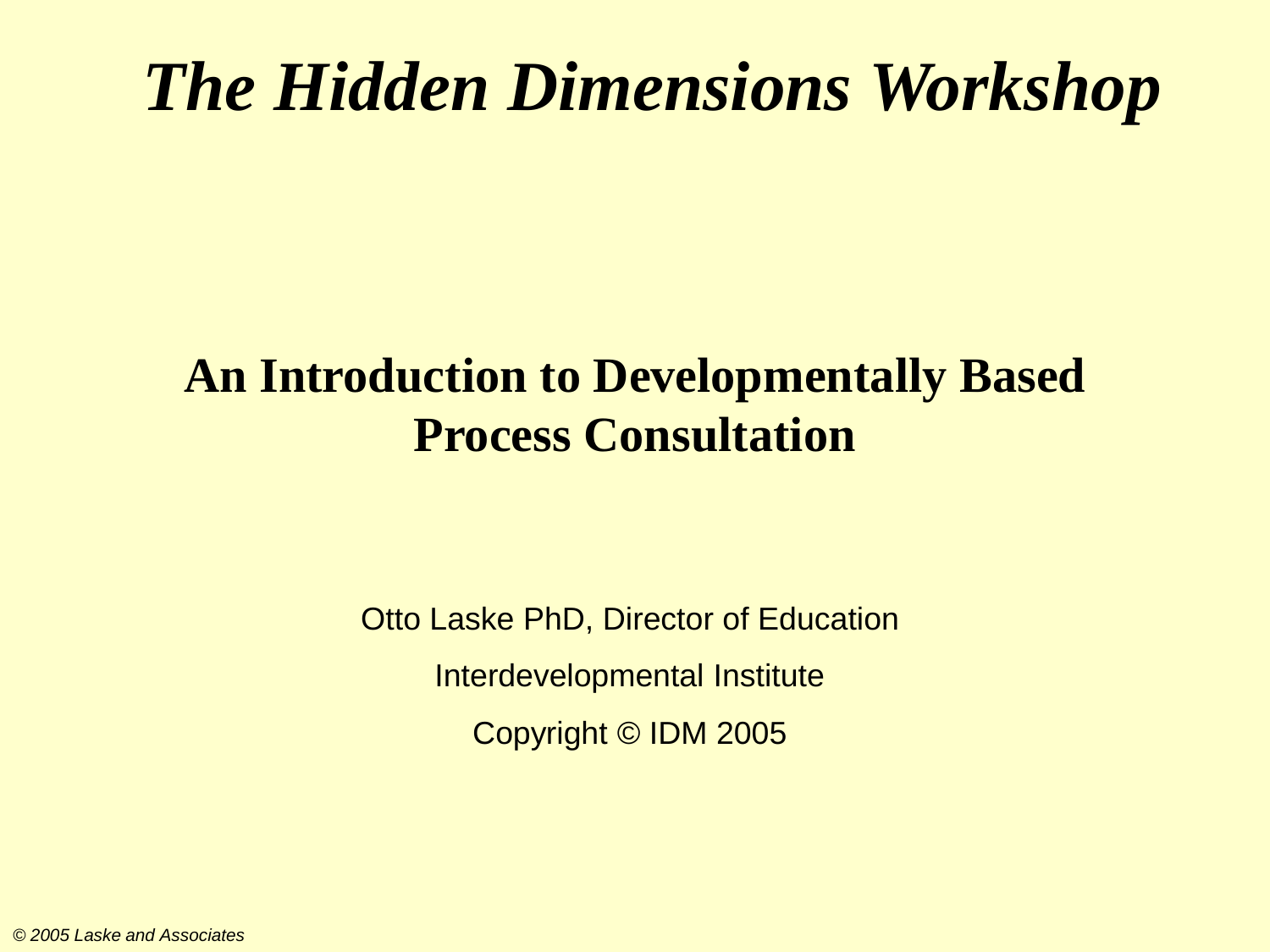# *The Hidden Dimensions Workshop*

## An Introduction to Developmentally Based Process Consultation

Otto Laske PhD, Director of Education

Interdevelopmental Institute

Copyright © IDM 2005

*© 2005 Laske and Associates*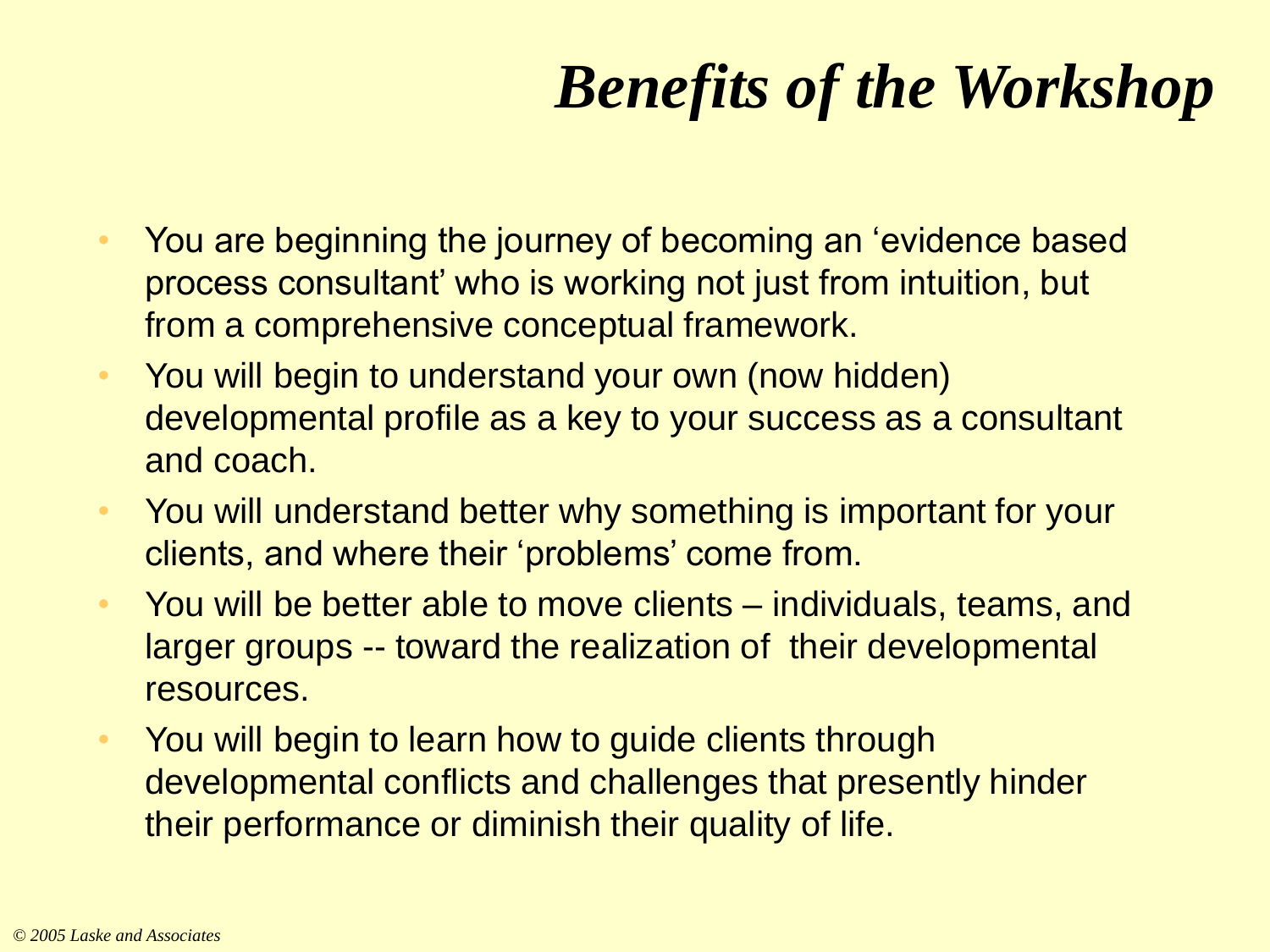# *Benefits of the Workshop*

- You are beginning the journey of becoming an 'evidence based process consultant' who is working not just from intuition, but from a comprehensive conceptual framework.
- You will begin to understand your own (now hidden) developmental profile as a key to your success as a consultant and coach.
- You will understand better why something is important for your clients, and where their 'problems' come from.
- You will be better able to move clients – individuals, teams, and larger groups -- toward the realization of their developmental resources.
- You will begin to learn how to guide clients through developmental conflicts and challenges that presently hinder their performance or diminish their quality of life.

*© 2005 Laske and Associates*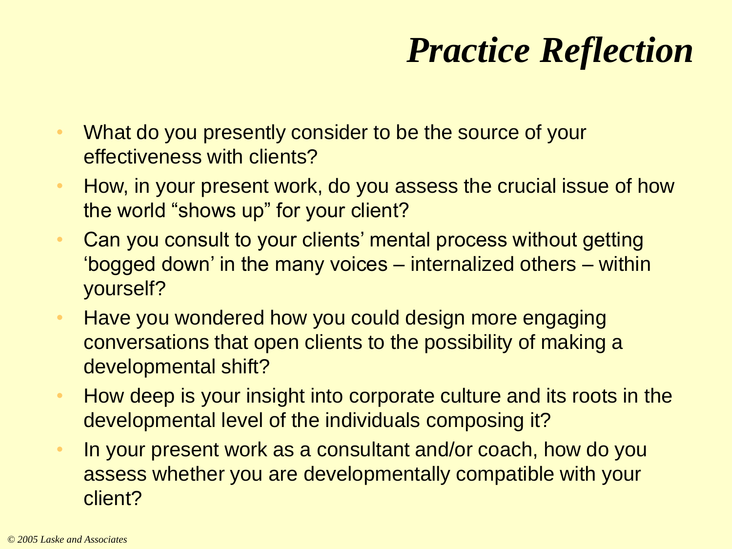# *Practice Reflection*

- What do you presently consider to be the source of your effectiveness with clients?
- How, in your present work, do you assess the crucial issue of how the world "shows up" for your client?
- Can you consult to your clients' mental process without getting 'bogged down' in the many voices – internalized others – within yourself?
- Have you wondered how you could design more engaging conversations that open clients to the possibility of making a developmental shift?
- How deep is your insight into corporate culture and its roots in the developmental level of the individuals composing it?
- In your present work as a consultant and/or coach, how do you assess whether you are developmentally compatible with your client?

*© 2005 Laske and Associates*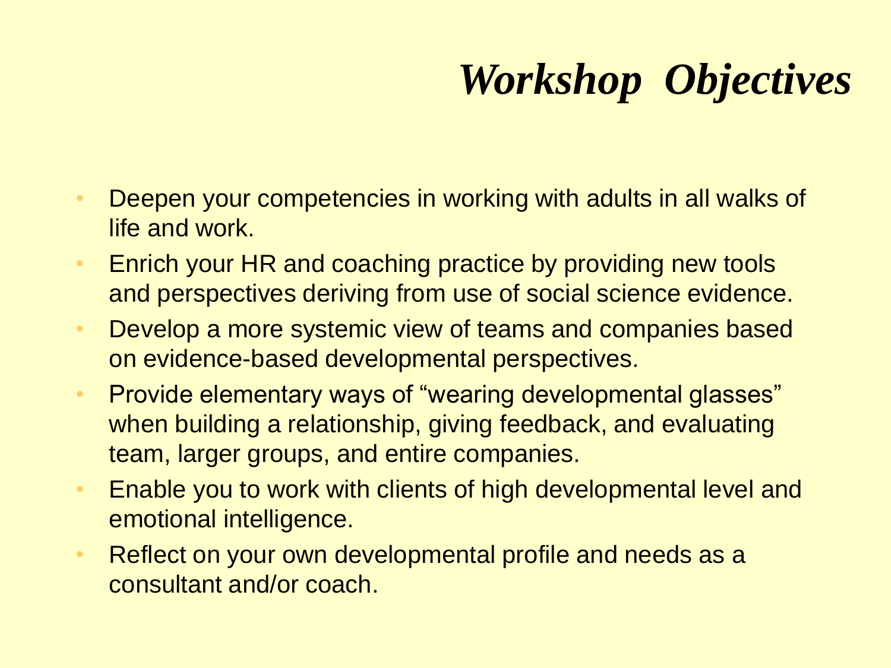# *Workshop Objectives*

- Deepen your competencies in working with adults in all walks of life and work.
- Enrich your HR and coaching practice by providing new tools and perspectives deriving from use of social science evidence.
- Develop a more systemic view of teams and companies based on evidence-based developmental perspectives.
- Provide elementary ways of "wearing developmental glasses" when building a relationship, giving feedback, and evaluating team, larger groups, and entire companies.
- Enable you to work with clients of high developmental level and emotional intelligence.
- Reflect on your own developmental profile and needs as a consultant and/or coach.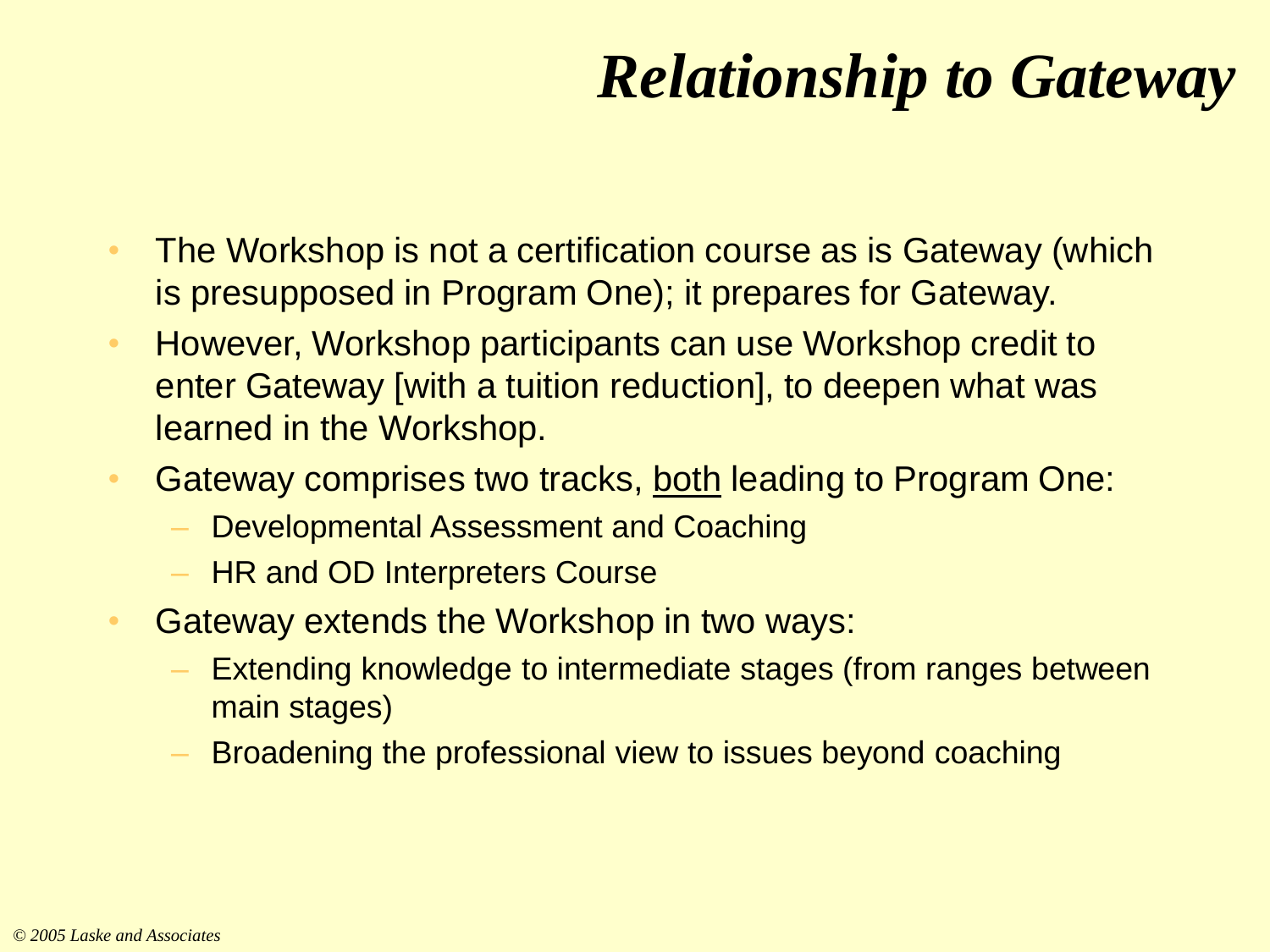# *Relationship to Gateway*

- The Workshop is not a certification course as is Gateway (which is presupposed in Program One); it prepares for Gateway.
- However, Workshop participants can use Workshop credit to enter Gateway [with a tuition reduction], to deepen what was learned in the Workshop.
- Gateway comprises two tracks, <u>both</u> leading to Program One:
  - Developmental Assessment and Coaching
  - HR and OD Interpreters Course
- Gateway extends the Workshop in two ways:
  - Extending knowledge to intermediate stages (from ranges between main stages)
  - Broadening the professional view to issues beyond coaching

*© 2005 Laske and Associates*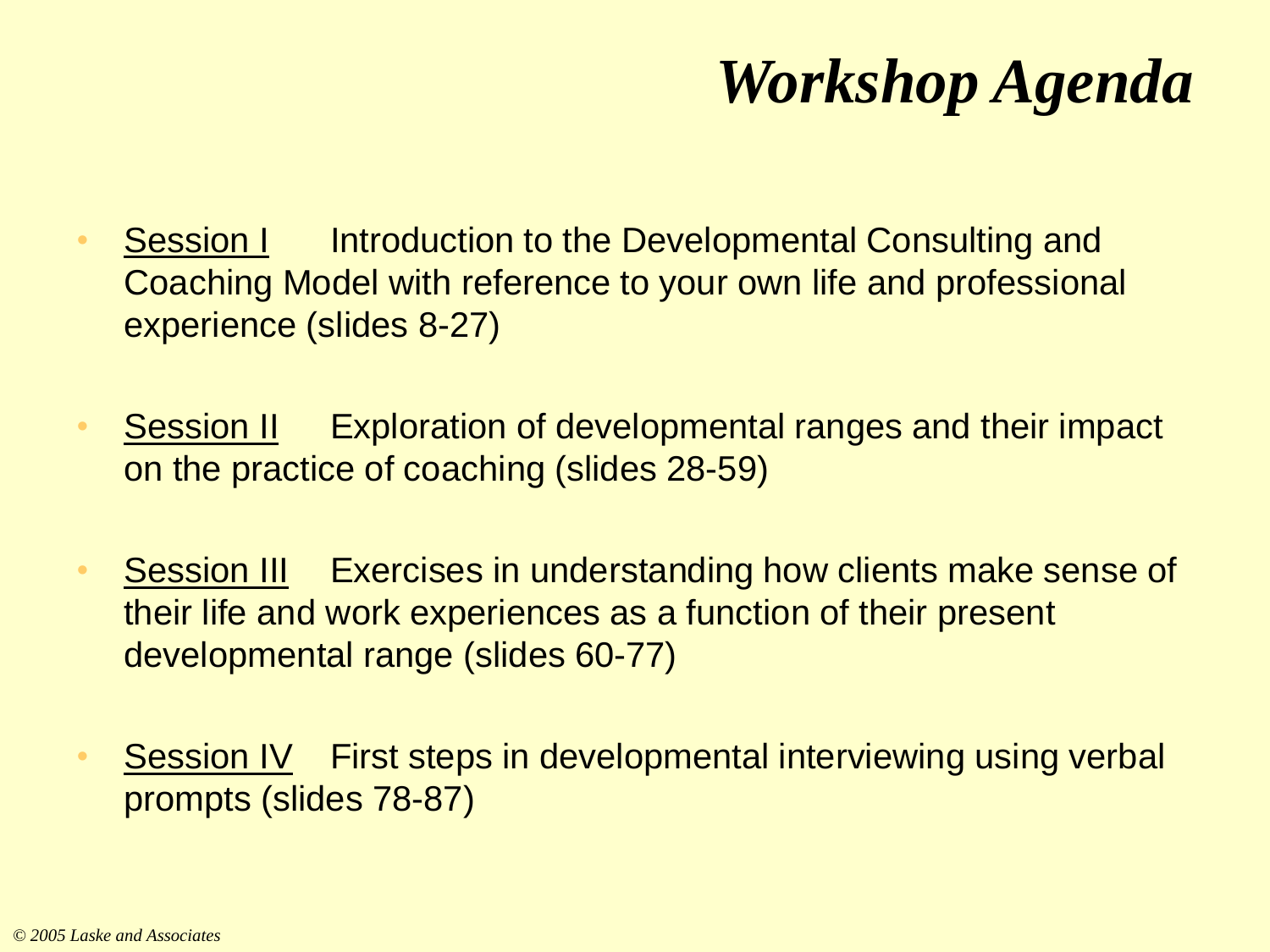# *Workshop Agenda*

- <u>Session I</u> Introduction to the Developmental Consulting and Coaching Model with reference to your own life and professional experience (slides 8-27)
- <u>Session II</u> Exploration of developmental ranges and their impact on the practice of coaching (slides 28-59)
- <u>Session III</u> Exercises in understanding how clients make sense of their life and work experiences as a function of their present developmental range (slides 60-77)
- <u>Session IV</u> First steps in developmental interviewing using verbal prompts (slides 78-87)

*© 2005 Laske and Associates*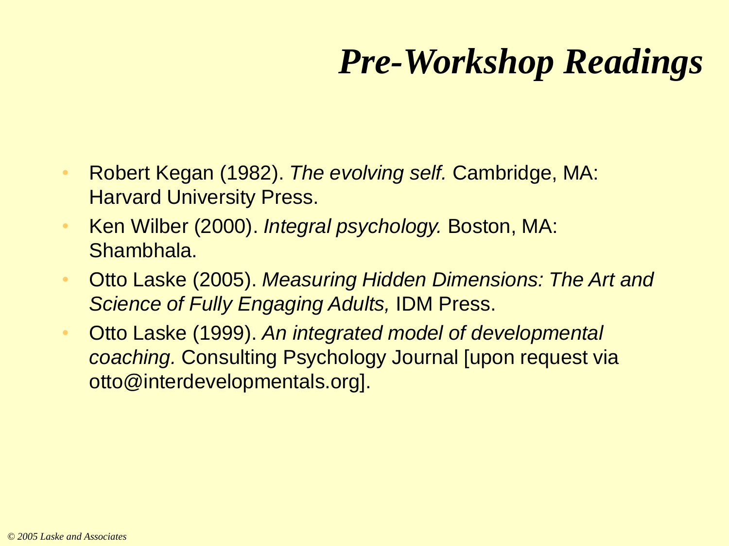# Pre-Workshop Readings

- Robert Kegan (1982). *The evolving self.* Cambridge, MA: Harvard University Press.
- Ken Wilber (2000). *Integral psychology.* Boston, MA: Shambhala.
- Otto Laske (2005). *Measuring Hidden Dimensions: The Art and Science of Fully Engaging Adults,* IDM Press.
- Otto Laske (1999). *An integrated model of developmental coaching.* Consulting Psychology Journal [upon request via otto@interdevelopmentals.org].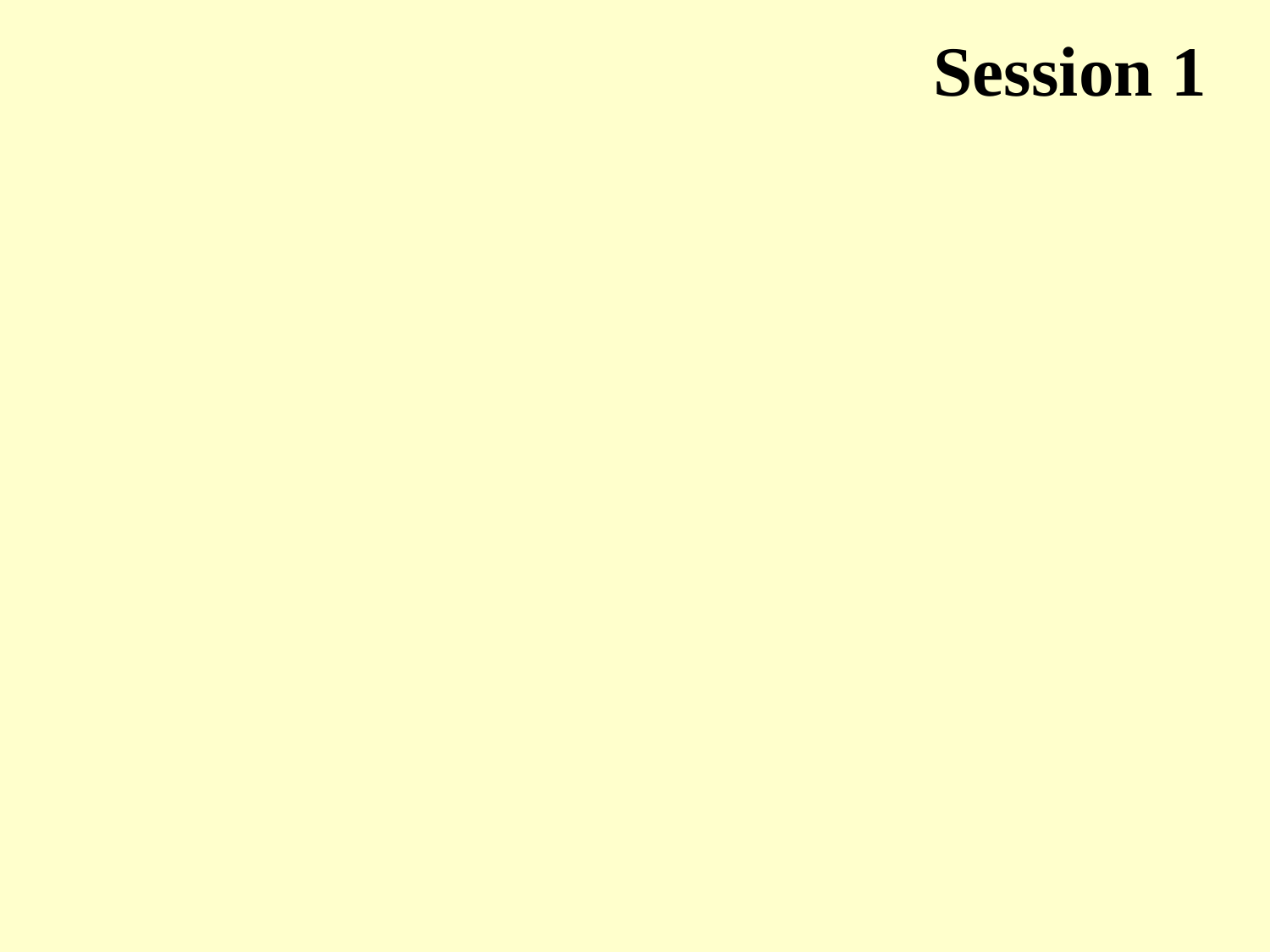# Session 1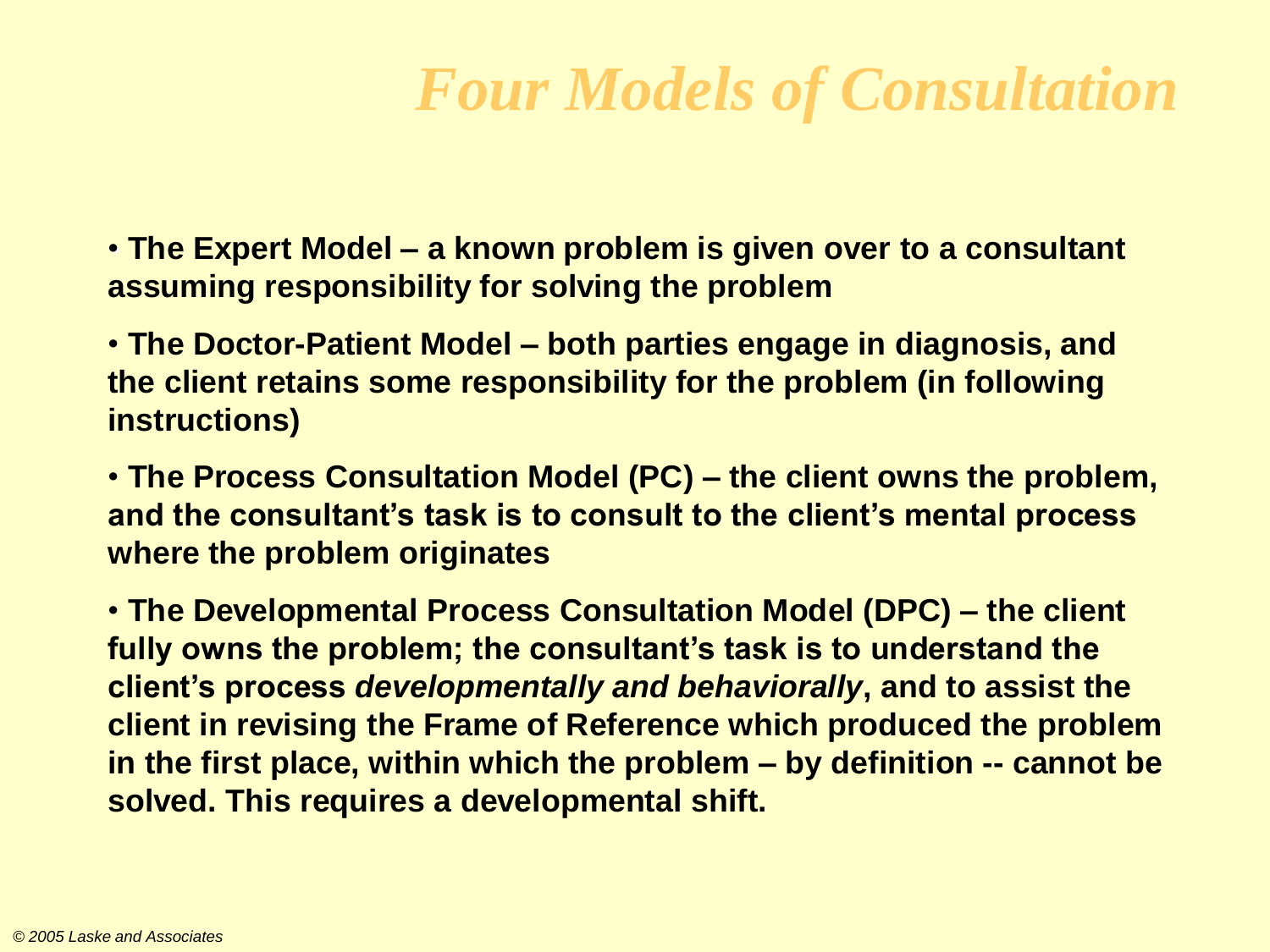# *Four Models of Consultation*

- **The Expert Model – a known problem is given over to a consultant assuming responsibility for solving the problem**

- **The Doctor-Patient Model – both parties engage in diagnosis, and the client retains some responsibility for the problem (in following instructions)**

- **The Process Consultation Model (PC) – the client owns the problem, and the consultant's task is to consult to the client's mental process where the problem originates**

- **The Developmental Process Consultation Model (DPC) – the client fully owns the problem; the consultant's task is to understand the client's process *developmentally and behaviorally*, and to assist the client in revising the Frame of Reference which produced the problem in the first place, within which the problem – by definition -- cannot be solved. This requires a developmental shift.**

*© 2005 Laske and Associates*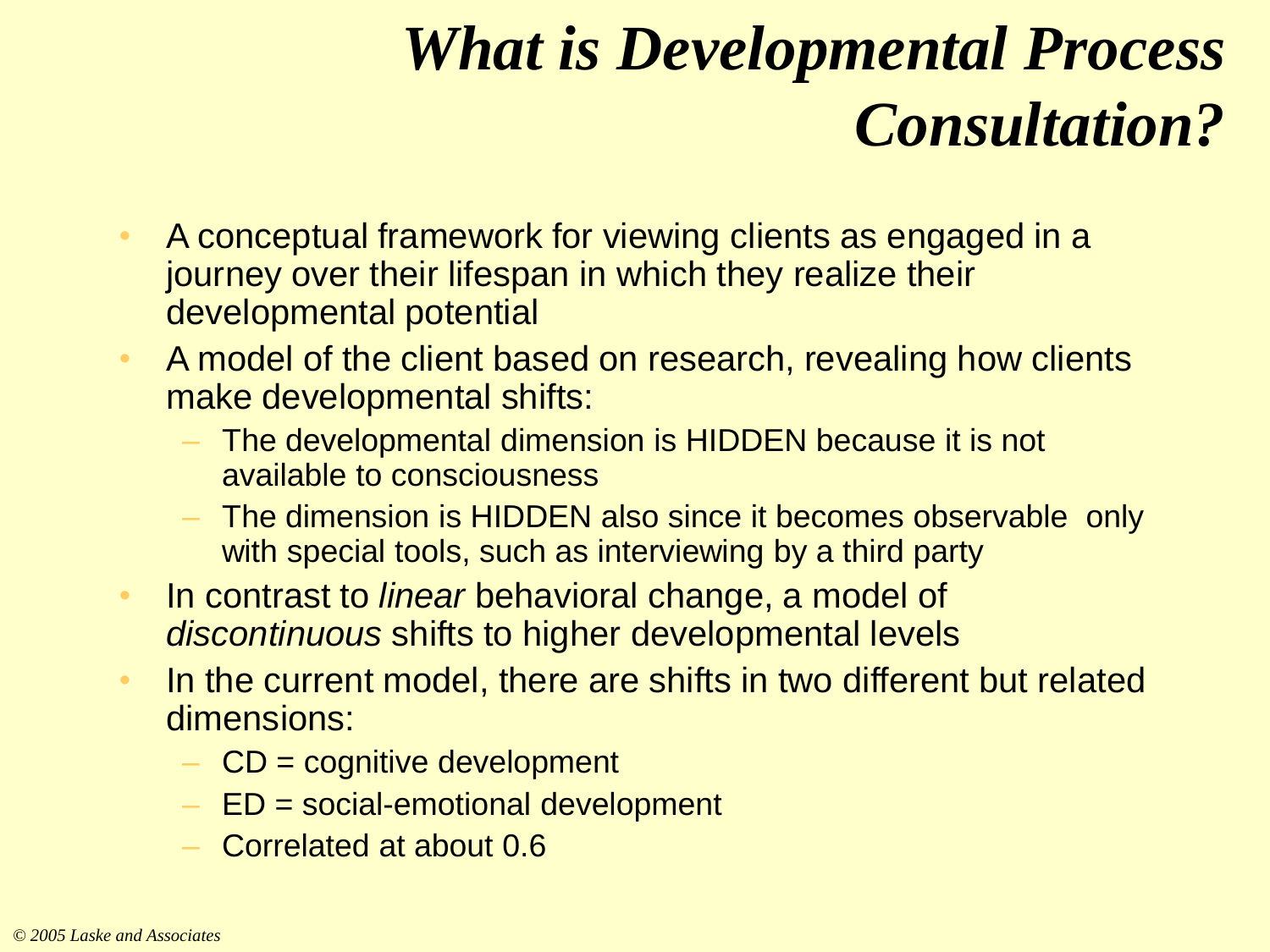# *What is Developmental Process Consultation?*

- A conceptual framework for viewing clients as engaged in a journey over their lifespan in which they realize their developmental potential
- A model of the client based on research, revealing how clients make developmental shifts:
  - The developmental dimension is HIDDEN because it is not available to consciousness
  - The dimension is HIDDEN also since it becomes observable only with special tools, such as interviewing by a third party
- In contrast to *linear* behavioral change, a model of *discontinuous* shifts to higher developmental levels
- In the current model, there are shifts in two different but related dimensions:
  - CD = cognitive development
  - ED = social-emotional development
  - Correlated at about 0.6

*© 2005 Laske and Associates*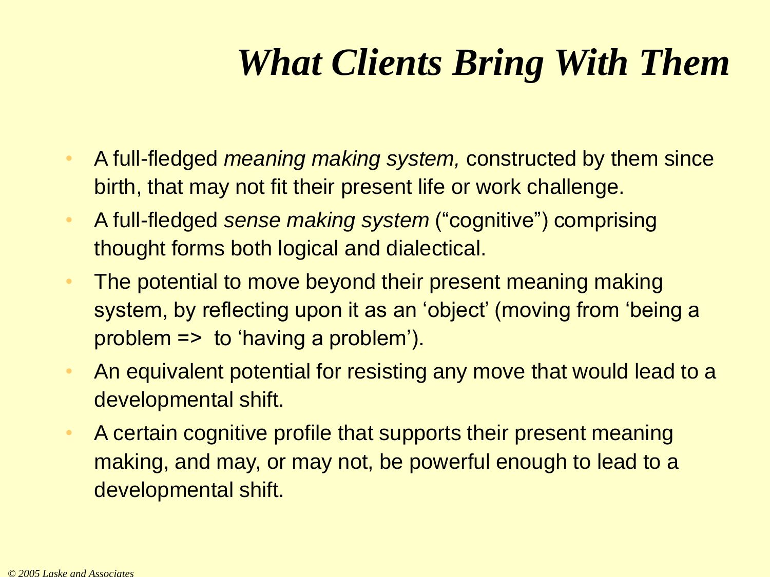# *What Clients Bring With Them*

- A full-fledged *meaning making system,* constructed by them since birth, that may not fit their present life or work challenge.
- A full-fledged *sense making system* ("cognitive") comprising thought forms both logical and dialectical.
- The potential to move beyond their present meaning making system, by reflecting upon it as an 'object' (moving from 'being a problem => to 'having a problem').
- An equivalent potential for resisting any move that would lead to a developmental shift.
- A certain cognitive profile that supports their present meaning making, and may, or may not, be powerful enough to lead to a developmental shift.

*© 2005 Laske and Associates*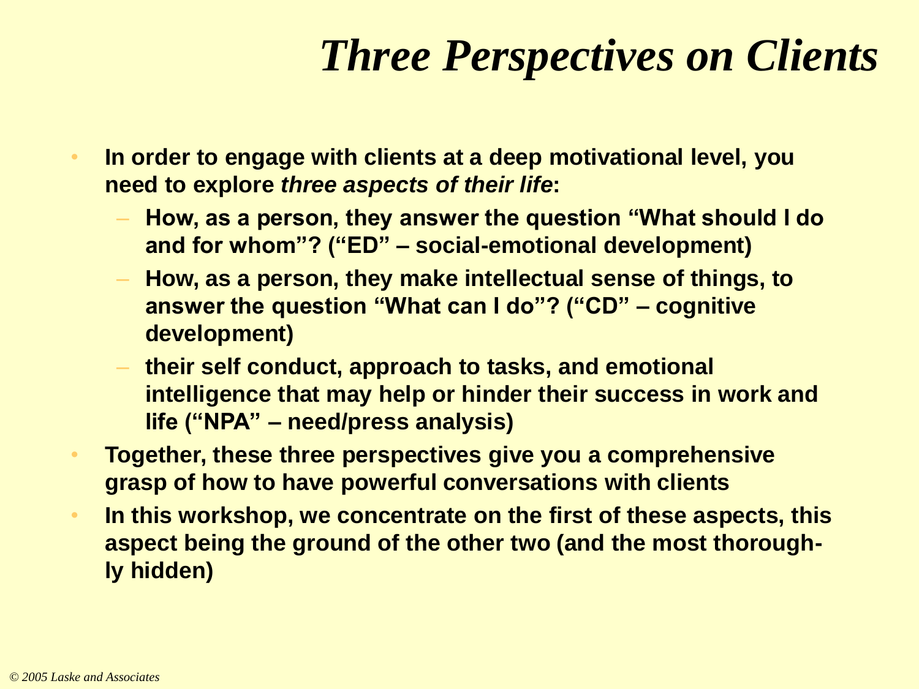# *Three Perspectives on Clients*

- **In order to engage with clients at a deep motivational level, you need to explore *three aspects of their life*:**
  - **How, as a person, they answer the question "What should I do and for whom"? ("ED" – social-emotional development)**
  - **How, as a person, they make intellectual sense of things, to answer the question "What can I do"? ("CD" – cognitive development)**
  - **their self conduct, approach to tasks, and emotional intelligence that may help or hinder their success in work and life ("NPA" – need/press analysis)**
- **Together, these three perspectives give you a comprehensive grasp of how to have powerful conversations with clients**
- **In this workshop, we concentrate on the first of these aspects, this aspect being the ground of the other two (and the most thoroughly hidden)**

*© 2005 Laske and Associates*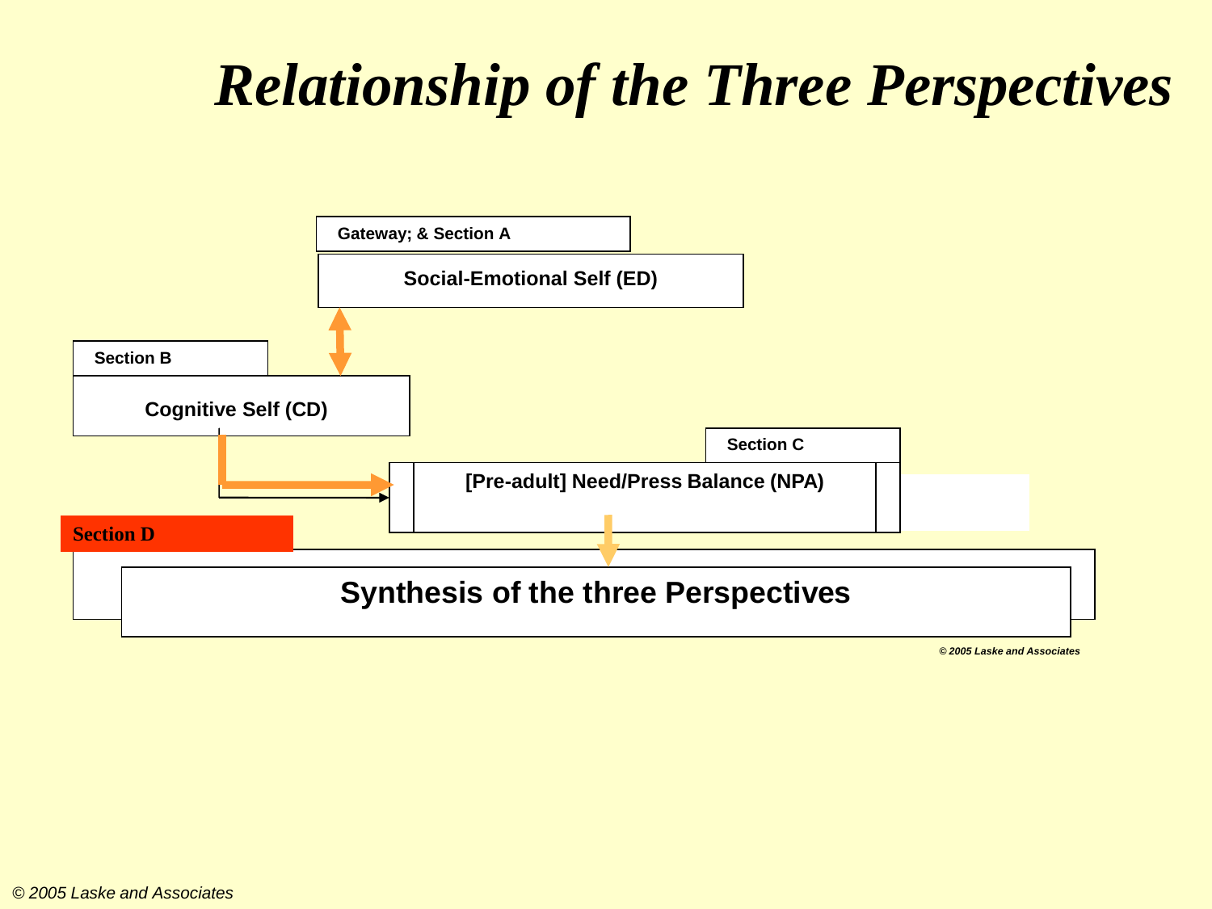# *Relationship of the Three Perspectives*

**Gateway; & Section A**

**Social-Emotional Self (ED)**

**Section B**

**Cognitive Self (CD)**

**Section C**

**[Pre-adult] Need/Press Balance (NPA)**

**Section D**

**Synthesis of the three Perspectives**

*© 2005 Laske and Associates*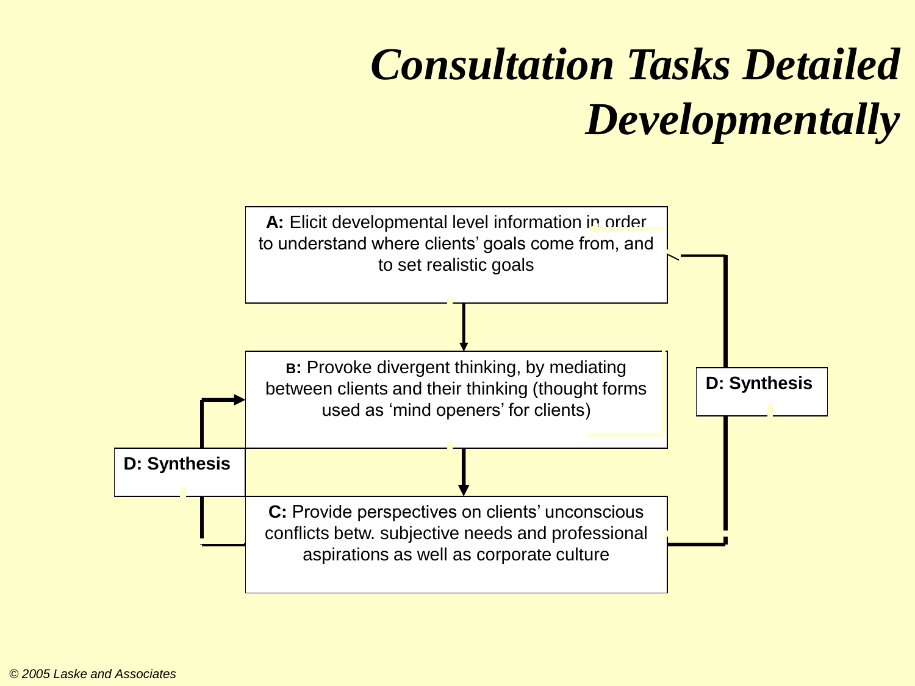# *Consultation Tasks Detailed Developmentally*

**A:** Elicit developmental level information in order to understand where clients' goals come from, and to set realistic goals

**B:** Provoke divergent thinking, by mediating between clients and their thinking (thought forms used as 'mind openers' for clients)

**C:** Provide perspectives on clients' unconscious conflicts betw. subjective needs and professional aspirations as well as corporate culture

**D: Synthesis**

**D: Synthesis**

*© 2005 Laske and Associates*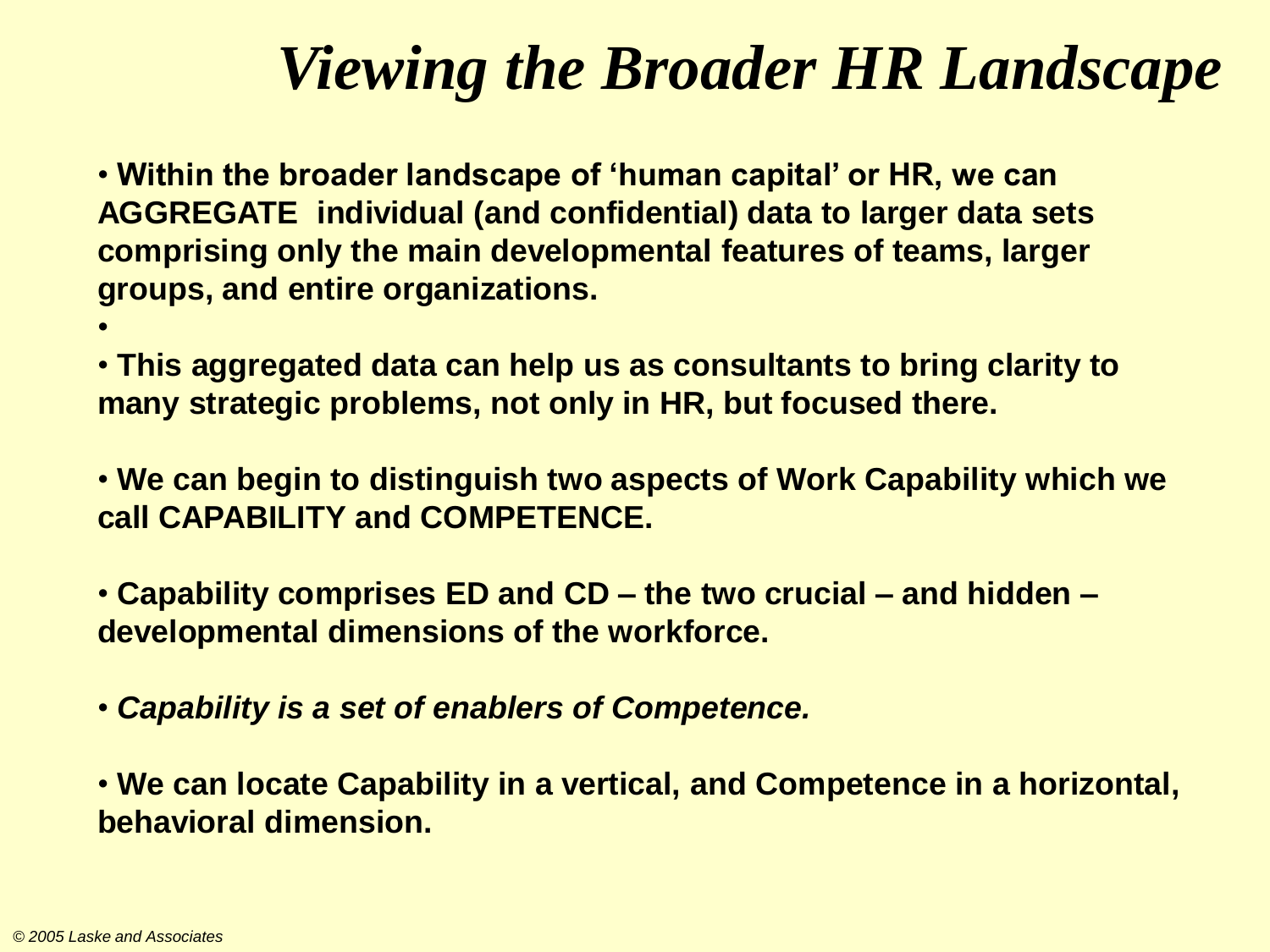# *Viewing the Broader HR Landscape*

- **Within the broader landscape of 'human capital' or HR, we can AGGREGATE individual (and confidential) data to larger data sets comprising only the main developmental features of teams, larger groups, and entire organizations.**
- 
- **This aggregated data can help us as consultants to bring clarity to many strategic problems, not only in HR, but focused there.**

- **We can begin to distinguish two aspects of Work Capability which we call CAPABILITY and COMPETENCE.**

- **Capability comprises ED and CD – the two crucial – and hidden – developmental dimensions of the workforce.**

- ***Capability is a set of enablers of Competence.***

- **We can locate Capability in a vertical, and Competence in a horizontal, behavioral dimension.**

*© 2005 Laske and Associates*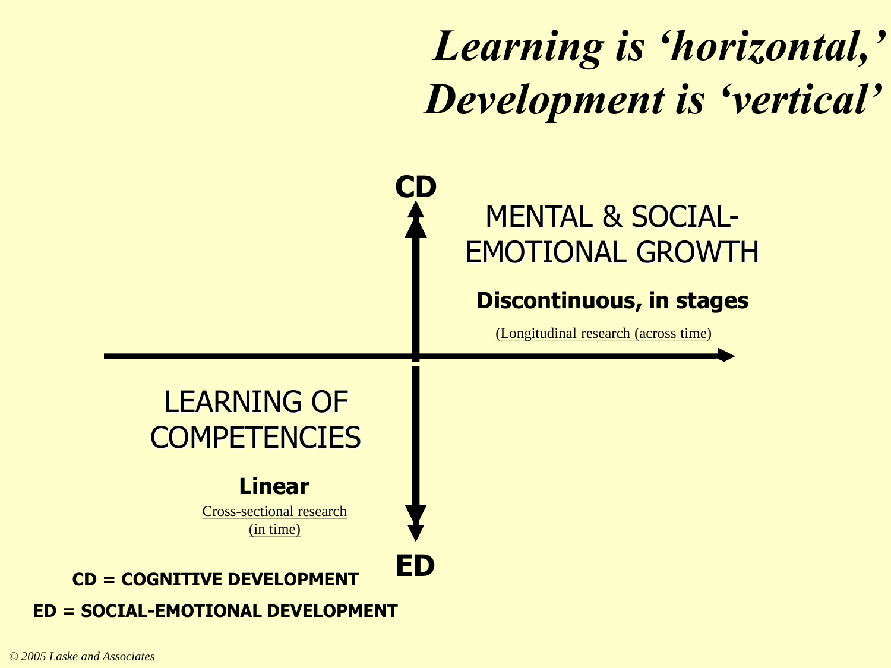# *Learning is 'horizontal,' Development is 'vertical'*

**CD**

MENTAL & SOCIAL-EMOTIONAL GROWTH

**Discontinuous, in stages**

(Longitudinal research (across time)

LEARNING OF COMPETENCIES

**Linear**

Cross-sectional research (in time)

**ED**

**CD = COGNITIVE DEVELOPMENT**

**ED = SOCIAL-EMOTIONAL DEVELOPMENT**

*© 2005 Laske and Associates*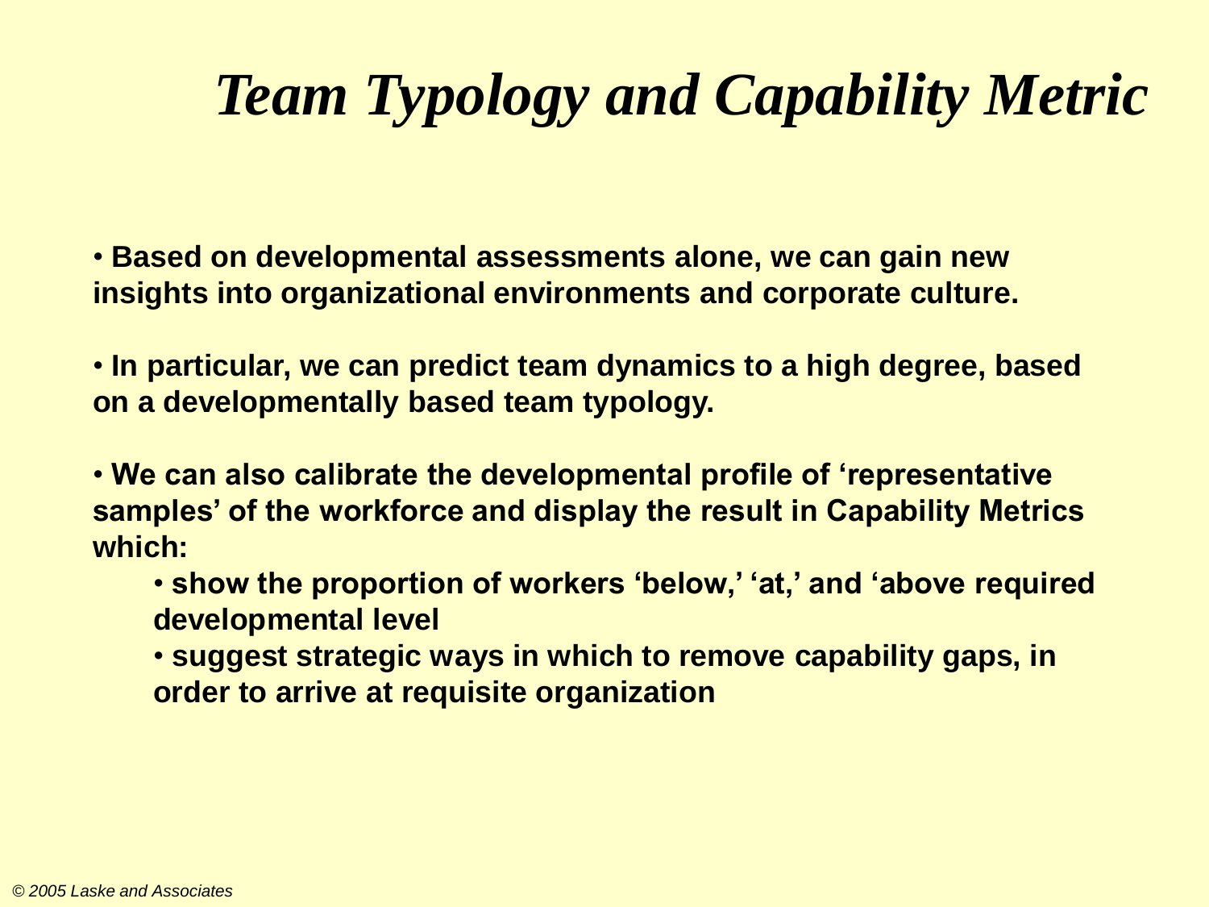# *Team Typology and Capability Metric*

- **Based on developmental assessments alone, we can gain new insights into organizational environments and corporate culture.**

- **In particular, we can predict team dynamics to a high degree, based on a developmentally based team typology.**

- **We can also calibrate the developmental profile of 'representative samples' of the workforce and display the result in Capability Metrics which:**
  - **show the proportion of workers 'below,' 'at,' and 'above required developmental level**
  - **suggest strategic ways in which to remove capability gaps, in order to arrive at requisite organization**

*© 2005 Laske and Associates*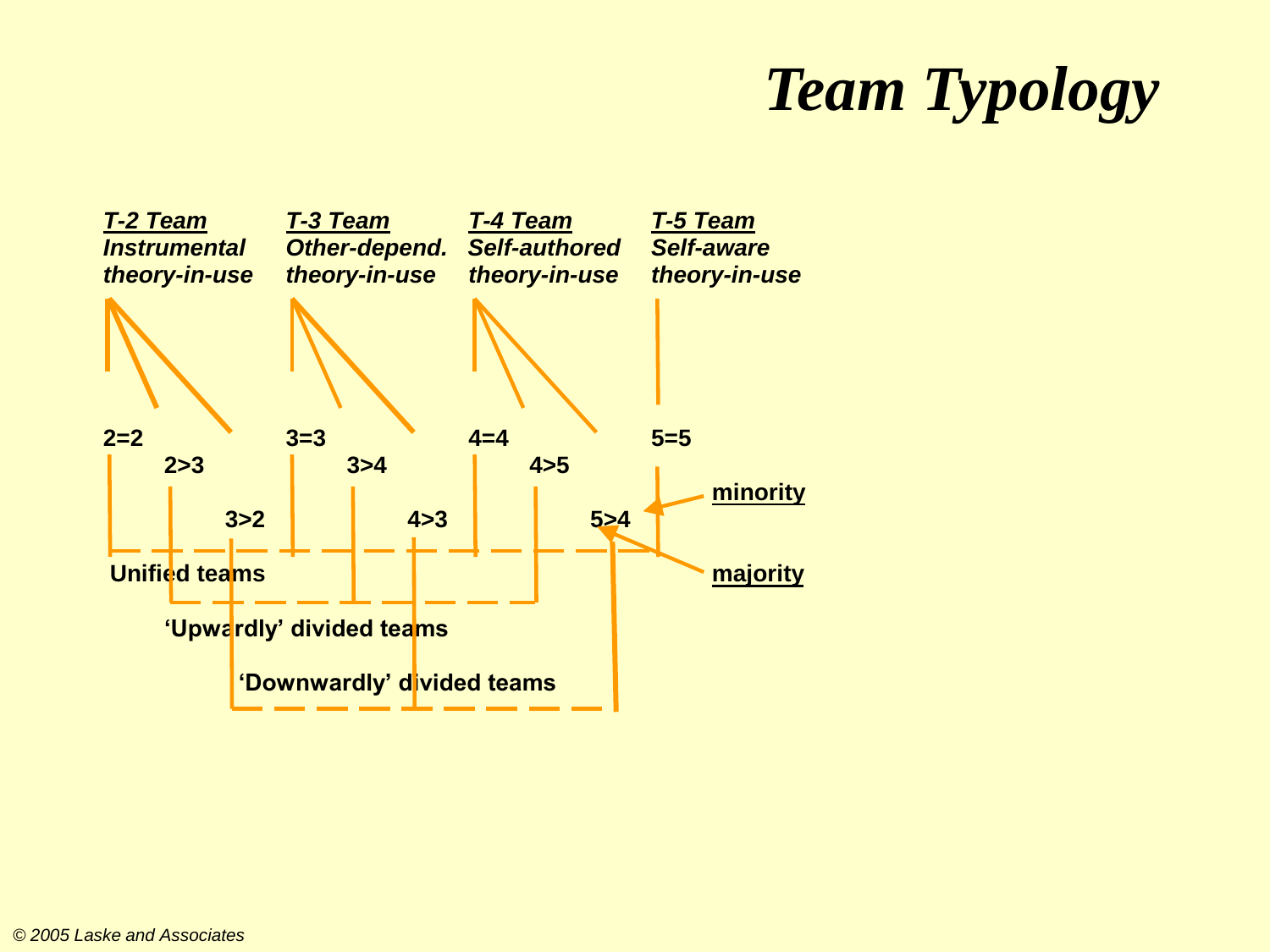# Team Typology

***T-2 Team***
*Instrumental theory-in-use*

***T-3 Team***
*Other-depend. theory-in-use*

***T-4 Team***
*Self-authored theory-in-use*

***T-5 Team***
*Self-aware theory-in-use*

**2=2** **2>3** **3>2**

**3=3** **3>4** **4>3**

**4=4** **4>5** **5>4**

**5=5**

**minority**

**majority**

**Unified teams**

**'Upwardly' divided teams**

**'Downwardly' divided teams**

*© 2005 Laske and Associates*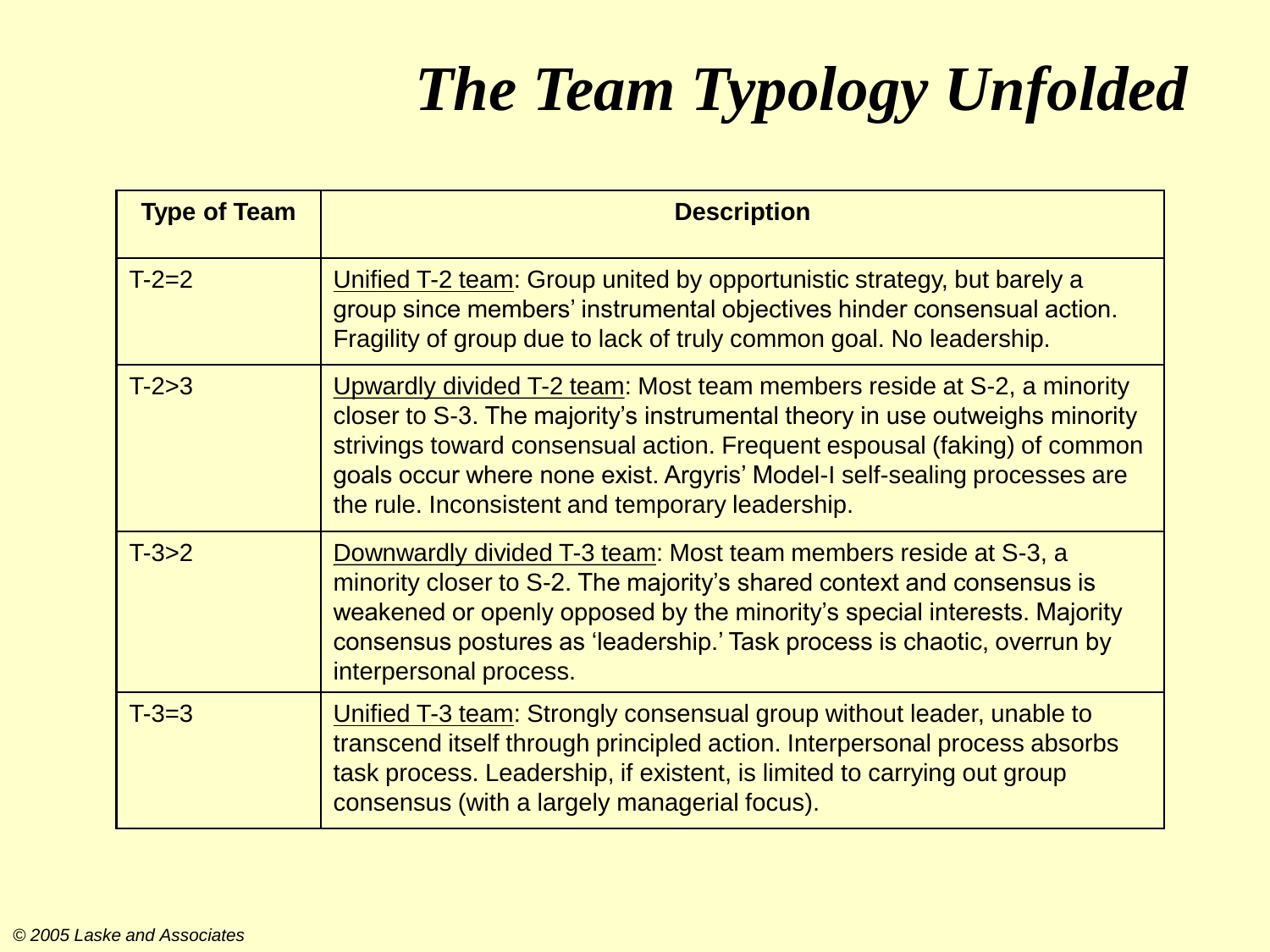# *The Team Typology Unfolded*

| Type of Team | Description |
| --- | --- |
| T-2=2 | Unified T-2 team: Group united by opportunistic strategy, but barely a group since members' instrumental objectives hinder consensual action. Fragility of group due to lack of truly common goal. No leadership. |
| T-2>3 | Upwardly divided T-2 team: Most team members reside at S-2, a minority closer to S-3. The majority's instrumental theory in use outweighs minority strivings toward consensual action. Frequent espousal (faking) of common goals occur where none exist. Argyris' Model-I self-sealing processes are the rule. Inconsistent and temporary leadership. |
| T-3>2 | Downwardly divided T-3 team: Most team members reside at S-3, a minority closer to S-2. The majority's shared context and consensus is weakened or openly opposed by the minority's special interests. Majority consensus postures as 'leadership.' Task process is chaotic, overrun by interpersonal process. |
| T-3=3 | Unified T-3 team: Strongly consensual group without leader, unable to transcend itself through principled action. Interpersonal process absorbs task process. Leadership, if existent, is limited to carrying out group consensus (with a largely managerial focus). |

*© 2005 Laske and Associates*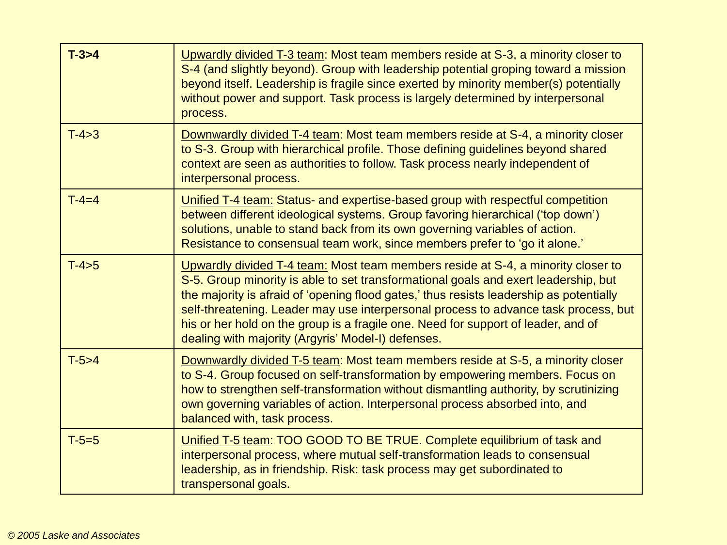| | |
|---|---|
| **T-3>4** | Upwardly divided T-3 team: Most team members reside at S-3, a minority closer to S-4 (and slightly beyond). Group with leadership potential groping toward a mission beyond itself. Leadership is fragile since exerted by minority member(s) potentially without power and support. Task process is largely determined by interpersonal process. |
| T-4>3 | Downwardly divided T-4 team: Most team members reside at S-4, a minority closer to S-3. Group with hierarchical profile. Those defining guidelines beyond shared context are seen as authorities to follow. Task process nearly independent of interpersonal process. |
| T-4=4 | Unified T-4 team: Status- and expertise-based group with respectful competition between different ideological systems. Group favoring hierarchical ('top down') solutions, unable to stand back from its own governing variables of action. Resistance to consensual team work, since members prefer to 'go it alone.' |
| T-4>5 | Upwardly divided T-4 team: Most team members reside at S-4, a minority closer to S-5. Group minority is able to set transformational goals and exert leadership, but the majority is afraid of 'opening flood gates,' thus resists leadership as potentially self-threatening. Leader may use interpersonal process to advance task process, but his or her hold on the group is a fragile one. Need for support of leader, and of dealing with majority (Argyris' Model-I) defenses. |
| T-5>4 | Downwardly divided T-5 team: Most team members reside at S-5, a minority closer to S-4. Group focused on self-transformation by empowering members. Focus on how to strengthen self-transformation without dismantling authority, by scrutinizing own governing variables of action. Interpersonal process absorbed into, and balanced with, task process. |
| T-5=5 | Unified T-5 team: TOO GOOD TO BE TRUE. Complete equilibrium of task and interpersonal process, where mutual self-transformation leads to consensual leadership, as in friendship. Risk: task process may get subordinated to transpersonal goals. |

*© 2005 Laske and Associates*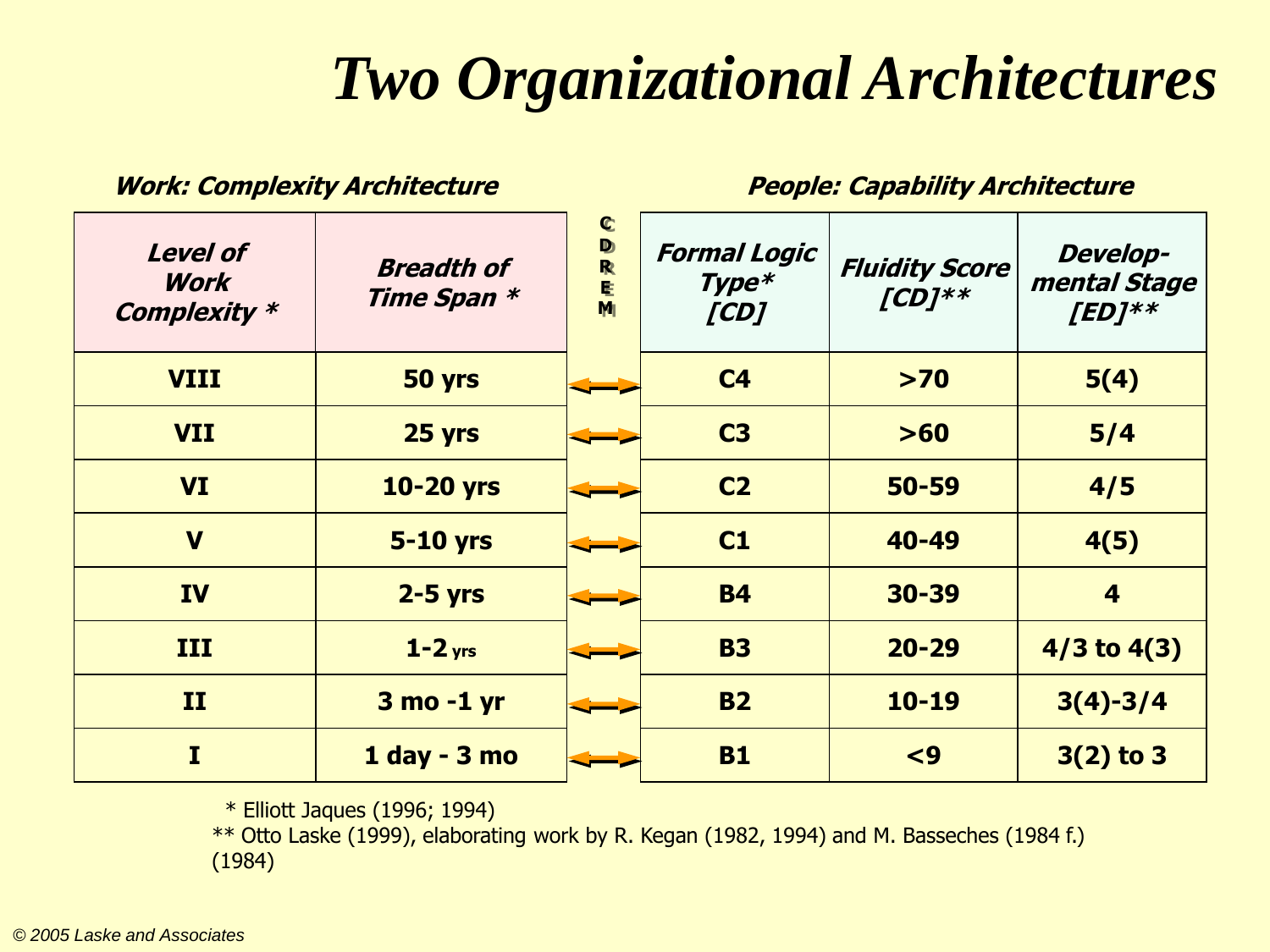# Two Organizational Architectures

| *Work: Complexity Architecture* | | | *People: Capability Architecture* | | |
|---|---|---|---|---|---|
| ***Level of Work Complexity **** | ***Breadth of Time Span **** | **CDREM** | ***Formal Logic Type* [CD]*** | ***Fluidity Score [CD]**** | ***Develop-mental Stage [ED]**** |
| **VIII** | **50 yrs** | ⟷ | **C4** | **>70** | **5(4)** |
| **VII** | **25 yrs** | ⟷ | **C3** | **>60** | **5/4** |
| **VI** | **10-20 yrs** | ⟷ | **C2** | **50-59** | **4/5** |
| **V** | **5-10 yrs** | ⟷ | **C1** | **40-49** | **4(5)** |
| **IV** | **2-5 yrs** | ⟷ | **B4** | **30-39** | **4** |
| **III** | **1-2 yrs** | ⟷ | **B3** | **20-29** | **4/3 to 4(3)** |
| **II** | **3 mo -1 yr** | ⟷ | **B2** | **10-19** | **3(4)-3/4** |
| **I** | **1 day - 3 mo** | ⟷ | **B1** | **<9** | **3(2) to 3** |

\* Elliott Jaques (1996; 1994)

** Otto Laske (1999), elaborating work by R. Kegan (1982, 1994) and M. Basseches (1984 f.) (1984)

*© 2005 Laske and Associates*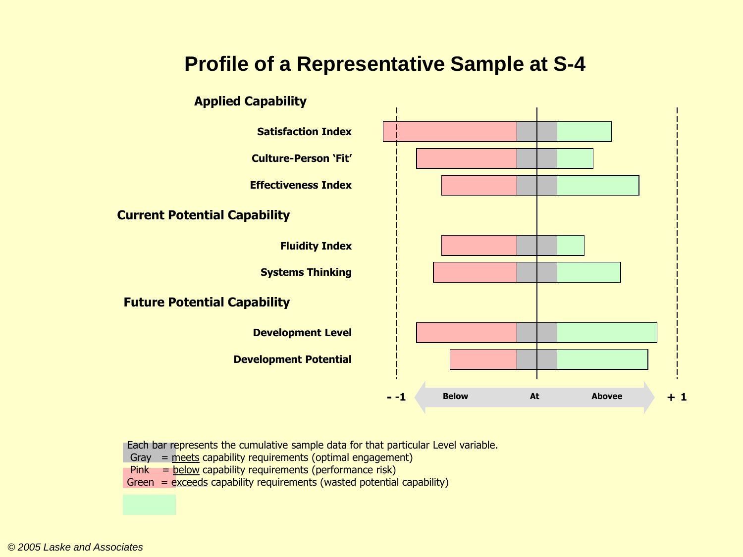# Profile of a Representative Sample at S-4

**Applied Capability**

**Satisfaction Index**

**Culture-Person 'Fit'**

**Effectiveness Index**

**Current Potential Capability**

**Fluidity Index**

**Systems Thinking**

**Future Potential Capability**

**Development Level**

**Development Potential**

**- -1** **Below** **At** **Abovee** **+ 1**

Each bar represents the cumulative sample data for that particular Level variable.
Gray = meets capability requirements (optimal engagement)
Pink = below capability requirements (performance risk)
Green = exceeds capability requirements (wasted potential capability)

*© 2005 Laske and Associates*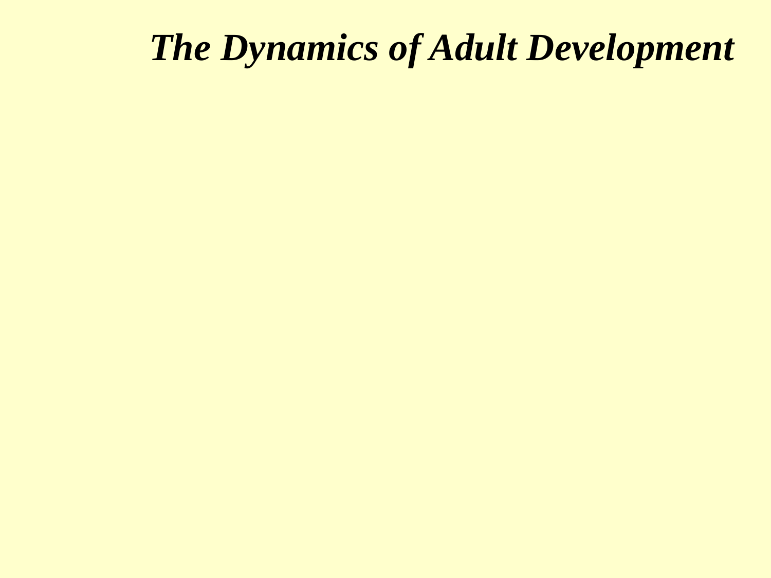# *The Dynamics of Adult Development*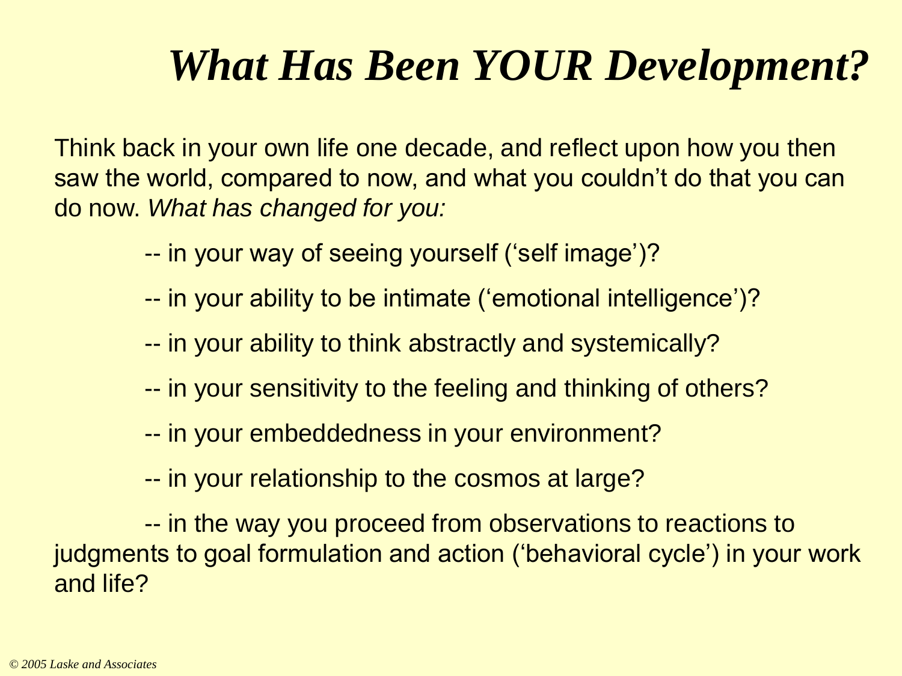# *What Has Been YOUR Development?*

Think back in your own life one decade, and reflect upon how you then saw the world, compared to now, and what you couldn't do that you can do now. *What has changed for you:*

-- in your way of seeing yourself ('self image')?

-- in your ability to be intimate ('emotional intelligence')?

-- in your ability to think abstractly and systemically?

-- in your sensitivity to the feeling and thinking of others?

-- in your embeddedness in your environment?

-- in your relationship to the cosmos at large?

-- in the way you proceed from observations to reactions to judgments to goal formulation and action ('behavioral cycle') in your work and life?

*© 2005 Laske and Associates*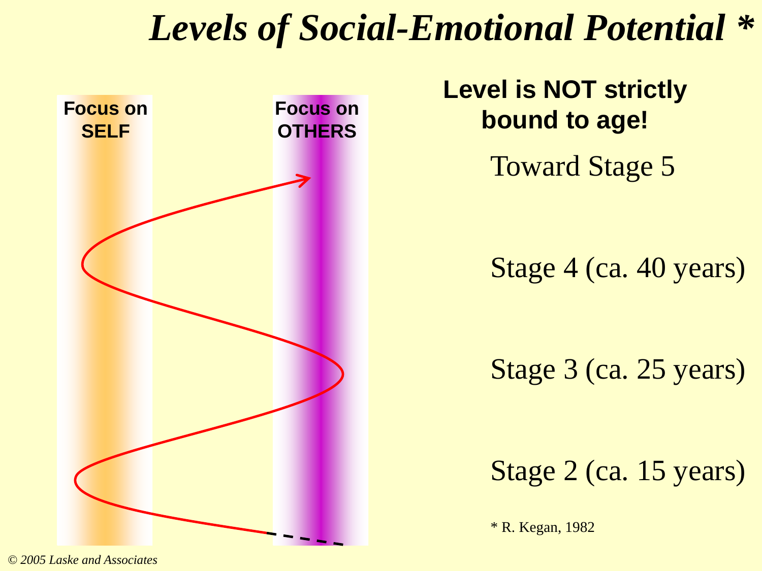# *Levels of Social-Emotional Potential **

**Focus on SELF**

**Focus on OTHERS**

**Level is NOT strictly bound to age!**

Toward Stage 5

Stage 4 (ca. 40 years)

Stage 3 (ca. 25 years)

Stage 2 (ca. 15 years)

* R. Kegan, 1982

*© 2005 Laske and Associates*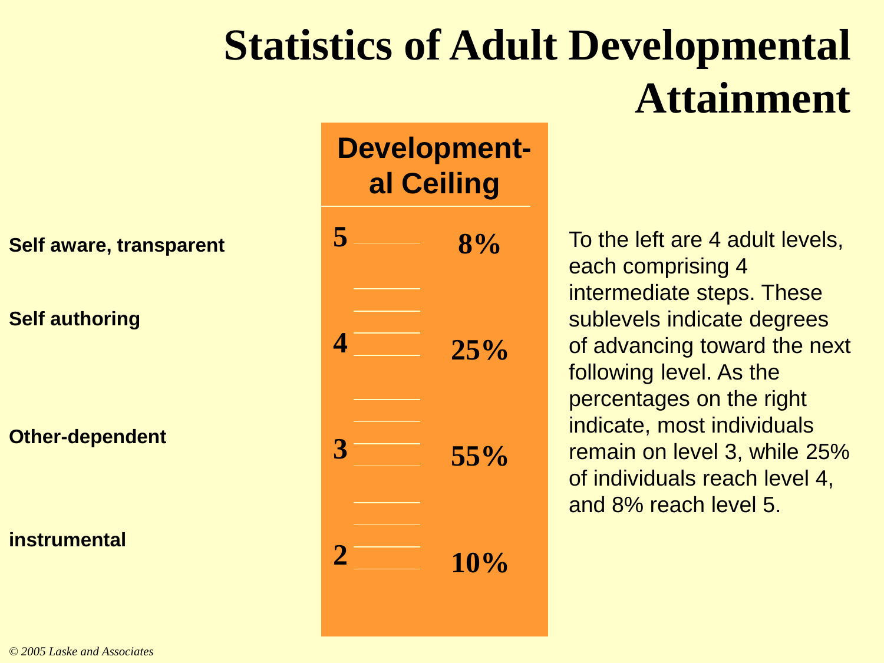# Statistics of Adult Developmental Attainment

| | Developmental Ceiling | |
|---|---|---|
| Self aware, transparent | 5 | 8% |
| Self authoring | 4 | 25% |
| Other-dependent | 3 | 55% |
| instrumental | 2 | 10% |

To the left are 4 adult levels, each comprising 4 intermediate steps. These sublevels indicate degrees of advancing toward the next following level. As the percentages on the right indicate, most individuals remain on level 3, while 25% of individuals reach level 4, and 8% reach level 5.

*© 2005 Laske and Associates*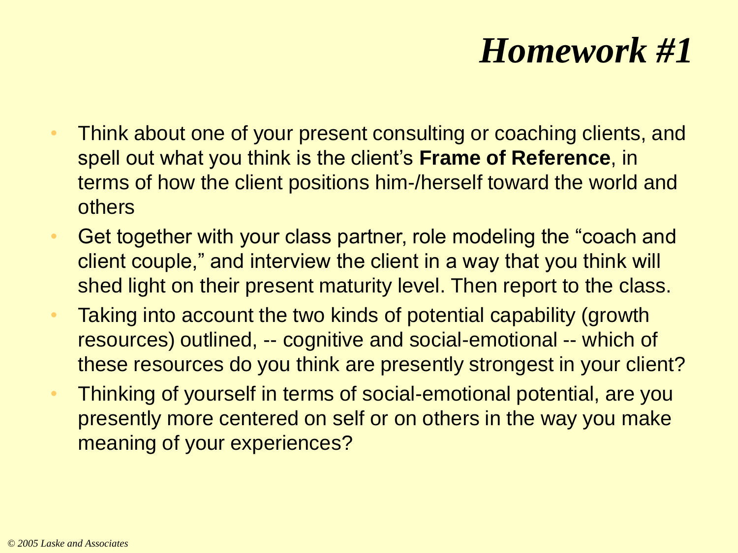# *Homework #1*

- Think about one of your present consulting or coaching clients, and spell out what you think is the client's **Frame of Reference**, in terms of how the client positions him-/herself toward the world and others
- Get together with your class partner, role modeling the "coach and client couple," and interview the client in a way that you think will shed light on their present maturity level. Then report to the class.
- Taking into account the two kinds of potential capability (growth resources) outlined, -- cognitive and social-emotional -- which of these resources do you think are presently strongest in your client?
- Thinking of yourself in terms of social-emotional potential, are you presently more centered on self or on others in the way you make meaning of your experiences?

*© 2005 Laske and Associates*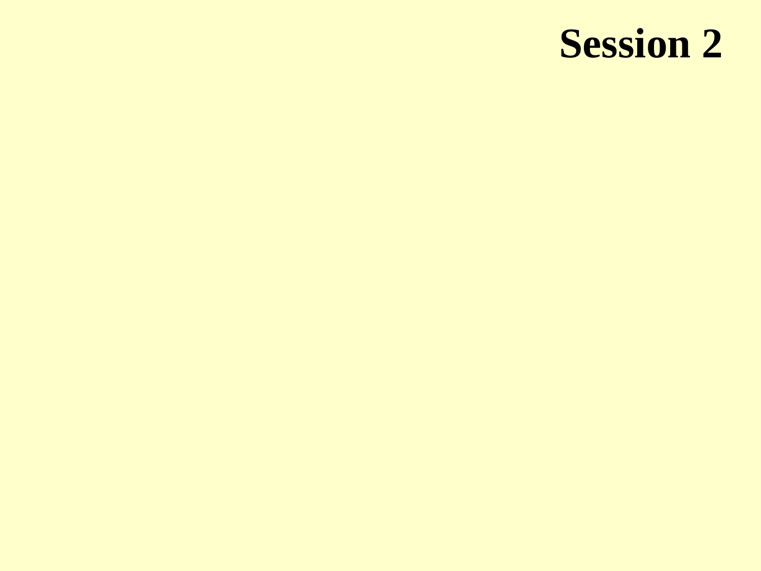# Session 2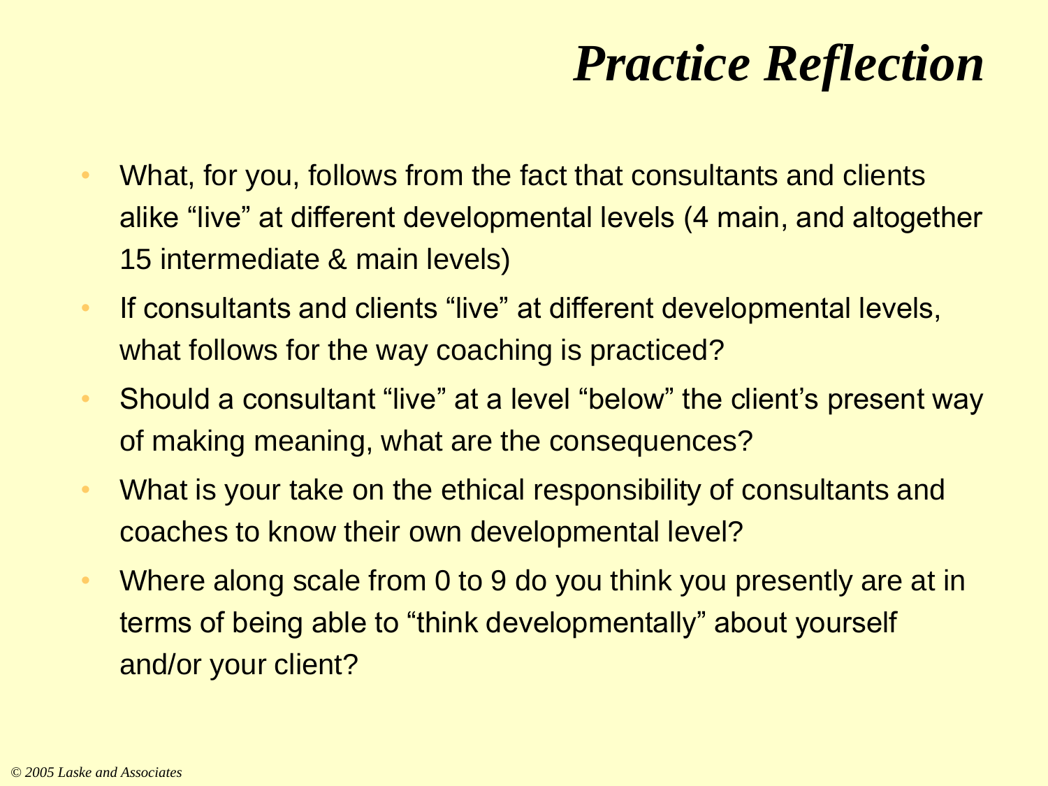# *Practice Reflection*

- What, for you, follows from the fact that consultants and clients alike "live" at different developmental levels (4 main, and altogether 15 intermediate & main levels)
- If consultants and clients "live" at different developmental levels, what follows for the way coaching is practiced?
- Should a consultant "live" at a level "below" the client's present way of making meaning, what are the consequences?
- What is your take on the ethical responsibility of consultants and coaches to know their own developmental level?
- Where along scale from 0 to 9 do you think you presently are at in terms of being able to "think developmentally" about yourself and/or your client?

*© 2005 Laske and Associates*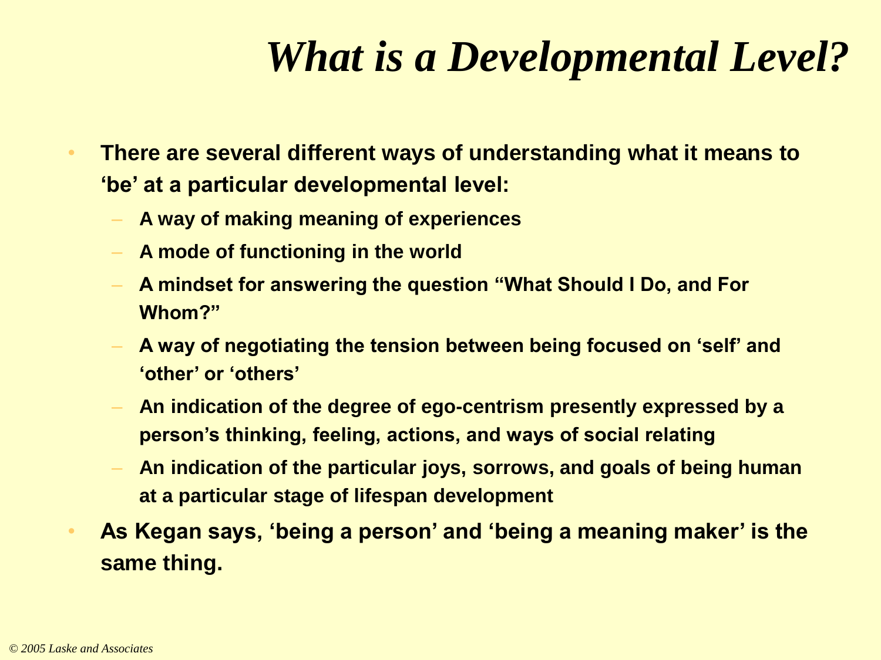# *What is a Developmental Level?*

- **There are several different ways of understanding what it means to 'be' at a particular developmental level:**
  - **A way of making meaning of experiences**
  - **A mode of functioning in the world**
  - **A mindset for answering the question "What Should I Do, and For Whom?"**
  - **A way of negotiating the tension between being focused on 'self' and 'other' or 'others'**
  - **An indication of the degree of ego-centrism presently expressed by a person's thinking, feeling, actions, and ways of social relating**
  - **An indication of the particular joys, sorrows, and goals of being human at a particular stage of lifespan development**
- **As Kegan says, 'being a person' and 'being a meaning maker' is the same thing.**

*© 2005 Laske and Associates*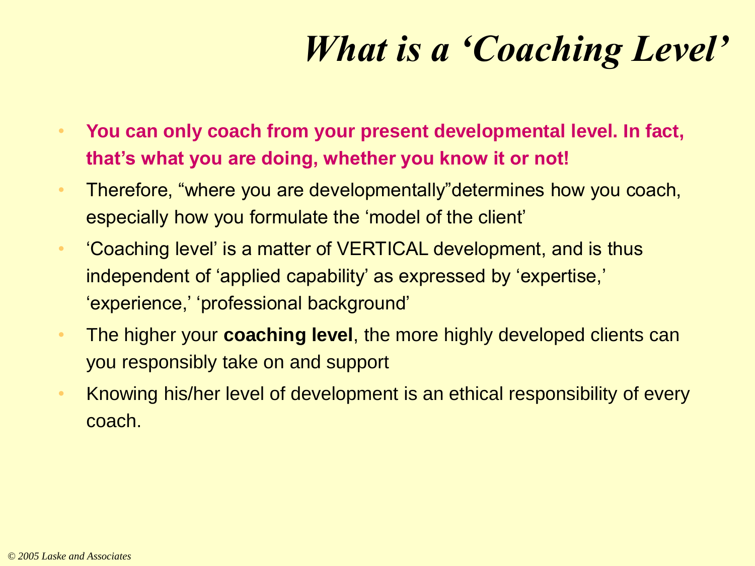# *What is a 'Coaching Level'*

- **You can only coach from your present developmental level. In fact, that's what you are doing, whether you know it or not!**
- Therefore, "where you are developmentally"determines how you coach, especially how you formulate the 'model of the client'
- 'Coaching level' is a matter of VERTICAL development, and is thus independent of 'applied capability' as expressed by 'expertise,' 'experience,' 'professional background'
- The higher your **coaching level**, the more highly developed clients can you responsibly take on and support
- Knowing his/her level of development is an ethical responsibility of every coach.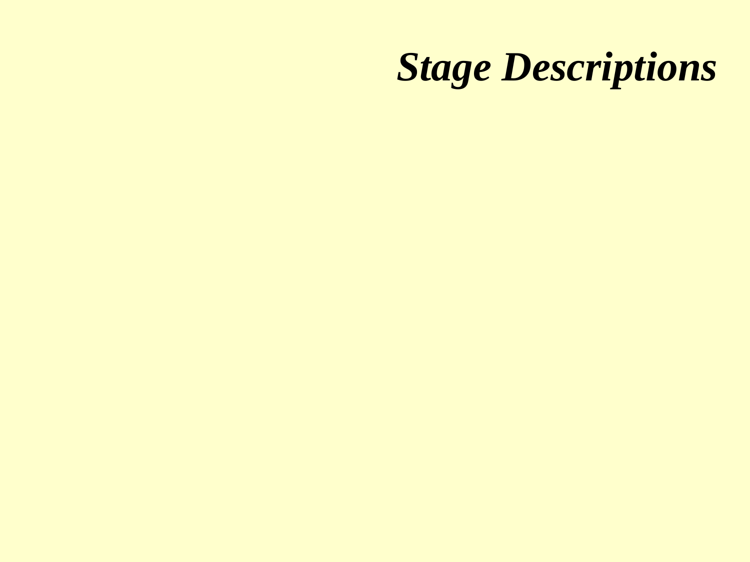# *Stage Descriptions*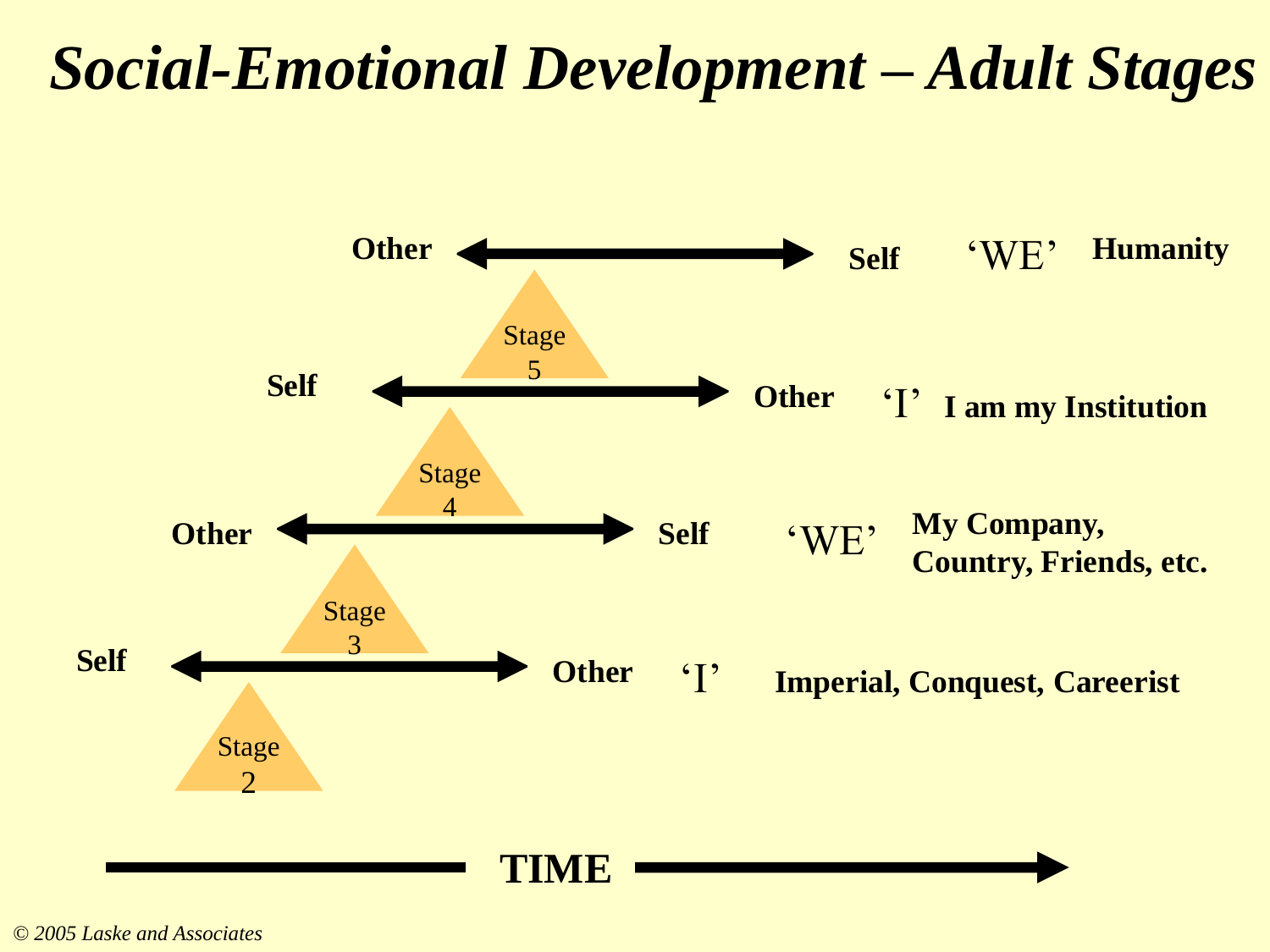# *Social-Emotional Development – Adult Stages*

| Stage | Poles | Orientation | Focus |
|---|---|---|---|
| Stage 5 | Other ↔ Self | 'WE' | Humanity |
| Stage 4 | Self ↔ Other | 'I' | I am my Institution |
| Stage 3 | Other ↔ Self | 'WE' | My Company, Country, Friends, etc. |
| Stage 2 | Self ↔ Other | 'I' | Imperial, Conquest, Careerist |

**TIME** →

*© 2005 Laske and Associates*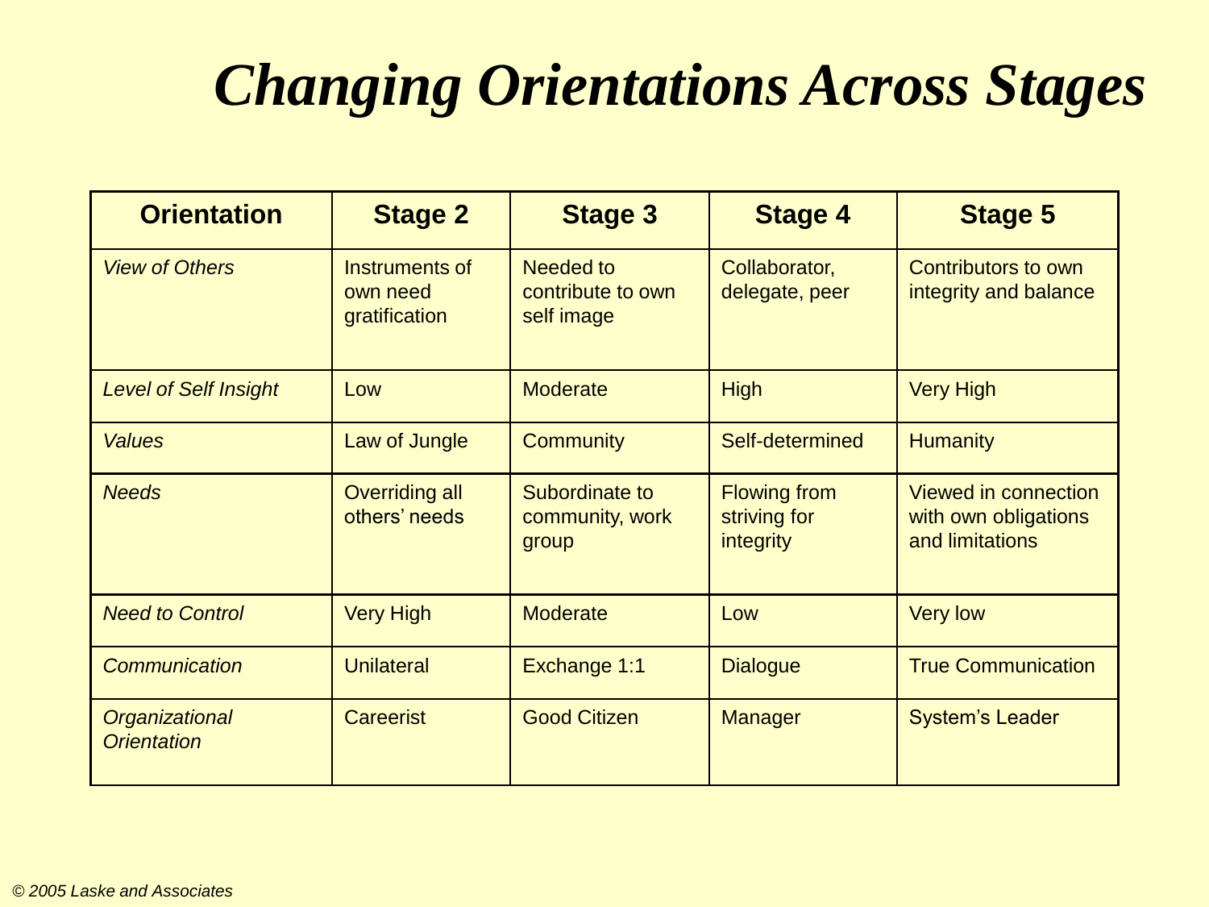# *Changing Orientations Across Stages*

| Orientation | Stage 2 | Stage 3 | Stage 4 | Stage 5 |
|---|---|---|---|---|
| *View of Others* | Instruments of own need gratification | Needed to contribute to own self image | Collaborator, delegate, peer | Contributors to own integrity and balance |
| *Level of Self Insight* | Low | Moderate | High | Very High |
| *Values* | Law of Jungle | Community | Self-determined | Humanity |
| *Needs* | Overriding all others' needs | Subordinate to community, work group | Flowing from striving for integrity | Viewed in connection with own obligations and limitations |
| *Need to Control* | Very High | Moderate | Low | Very low |
| *Communication* | Unilateral | Exchange 1:1 | Dialogue | True Communication |
| *Organizational Orientation* | Careerist | Good Citizen | Manager | System's Leader |

*© 2005 Laske and Associates*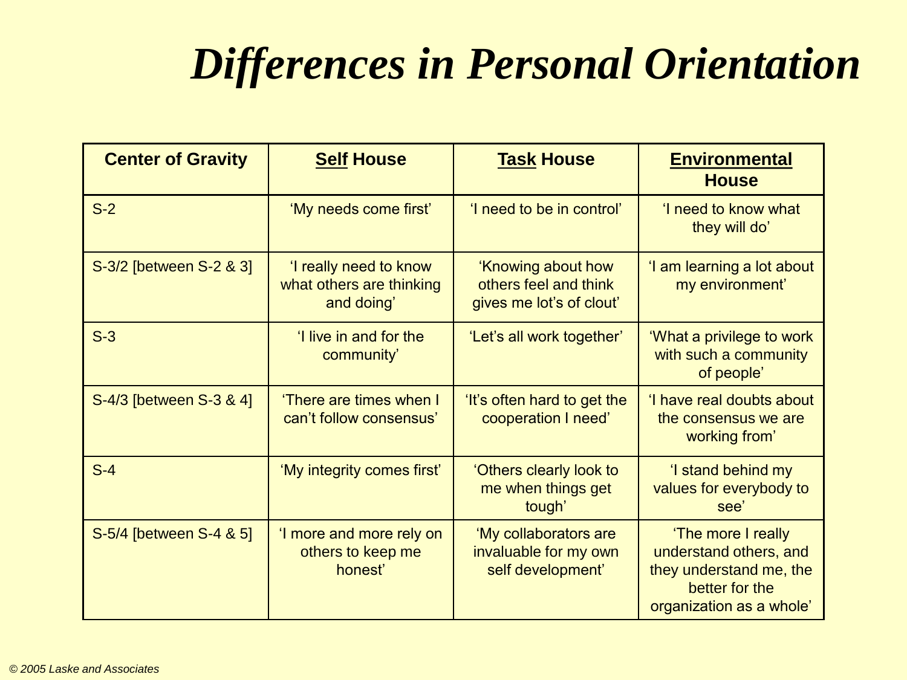# *Differences in Personal Orientation*

| Center of Gravity | **Self** House | **Task** House | **Environmental** House |
|---|---|---|---|
| S-2 | 'My needs come first' | 'I need to be in control' | 'I need to know what they will do' |
| S-3/2 [between S-2 & 3] | 'I really need to know what others are thinking and doing' | 'Knowing about how others feel and think gives me lot's of clout' | 'I am learning a lot about my environment' |
| S-3 | 'I live in and for the community' | 'Let's all work together' | 'What a privilege to work with such a community of people' |
| S-4/3 [between S-3 & 4] | 'There are times when I can't follow consensus' | 'It's often hard to get the cooperation I need' | 'I have real doubts about the consensus we are working from' |
| S-4 | 'My integrity comes first' | 'Others clearly look to me when things get tough' | 'I stand behind my values for everybody to see' |
| S-5/4 [between S-4 & 5] | 'I more and more rely on others to keep me honest' | 'My collaborators are invaluable for my own self development' | 'The more I really understand others, and they understand me, the better for the organization as a whole' |

*© 2005 Laske and Associates*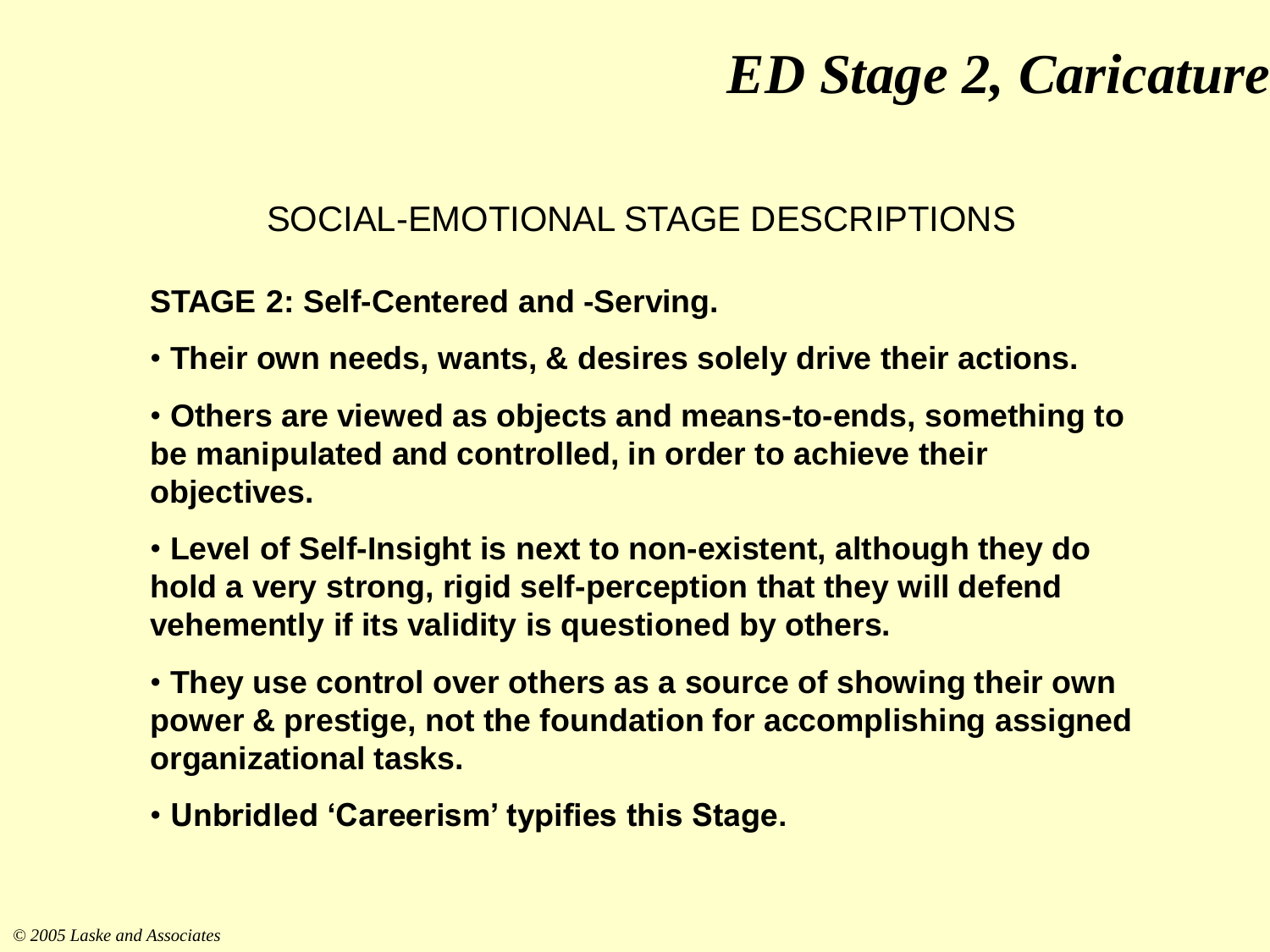# *ED Stage 2, Caricature*

## SOCIAL-EMOTIONAL STAGE DESCRIPTIONS

**STAGE 2: Self-Centered and -Serving.**

- **Their own needs, wants, & desires solely drive their actions.**
- **Others are viewed as objects and means-to-ends, something to be manipulated and controlled, in order to achieve their objectives.**
- **Level of Self-Insight is next to non-existent, although they do hold a very strong, rigid self-perception that they will defend vehemently if its validity is questioned by others.**
- **They use control over others as a source of showing their own power & prestige, not the foundation for accomplishing assigned organizational tasks.**
- **Unbridled 'Careerism' typifies this Stage.**

*© 2005 Laske and Associates*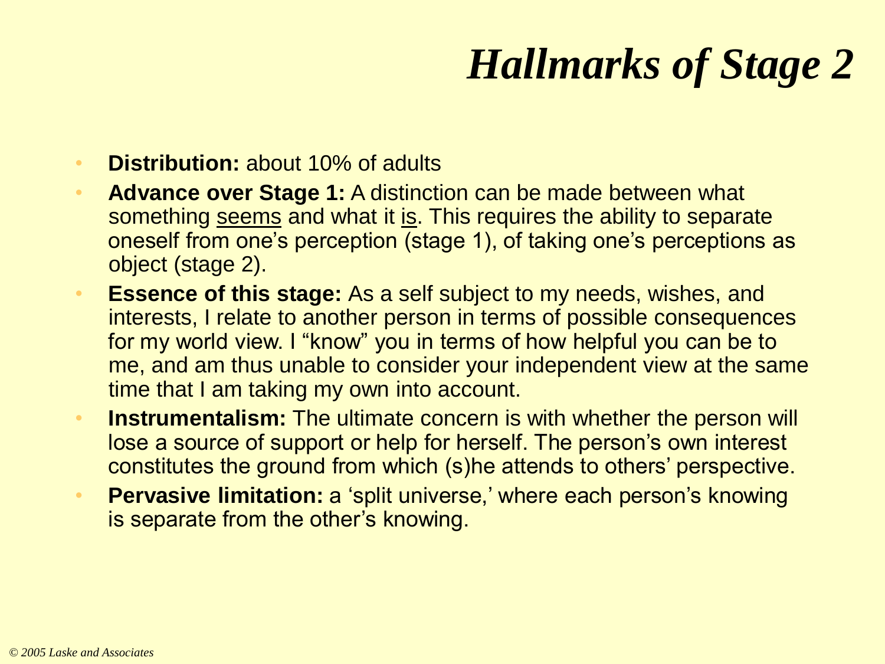# *Hallmarks of Stage 2*

- **Distribution:** about 10% of adults
- **Advance over Stage 1:** A distinction can be made between what something seems and what it is. This requires the ability to separate oneself from one's perception (stage 1), of taking one's perceptions as object (stage 2).
- **Essence of this stage:** As a self subject to my needs, wishes, and interests, I relate to another person in terms of possible consequences for my world view. I "know" you in terms of how helpful you can be to me, and am thus unable to consider your independent view at the same time that I am taking my own into account.
- **Instrumentalism:** The ultimate concern is with whether the person will lose a source of support or help for herself. The person's own interest constitutes the ground from which (s)he attends to others' perspective.
- **Pervasive limitation:** a 'split universe,' where each person's knowing is separate from the other's knowing.

*© 2005 Laske and Associates*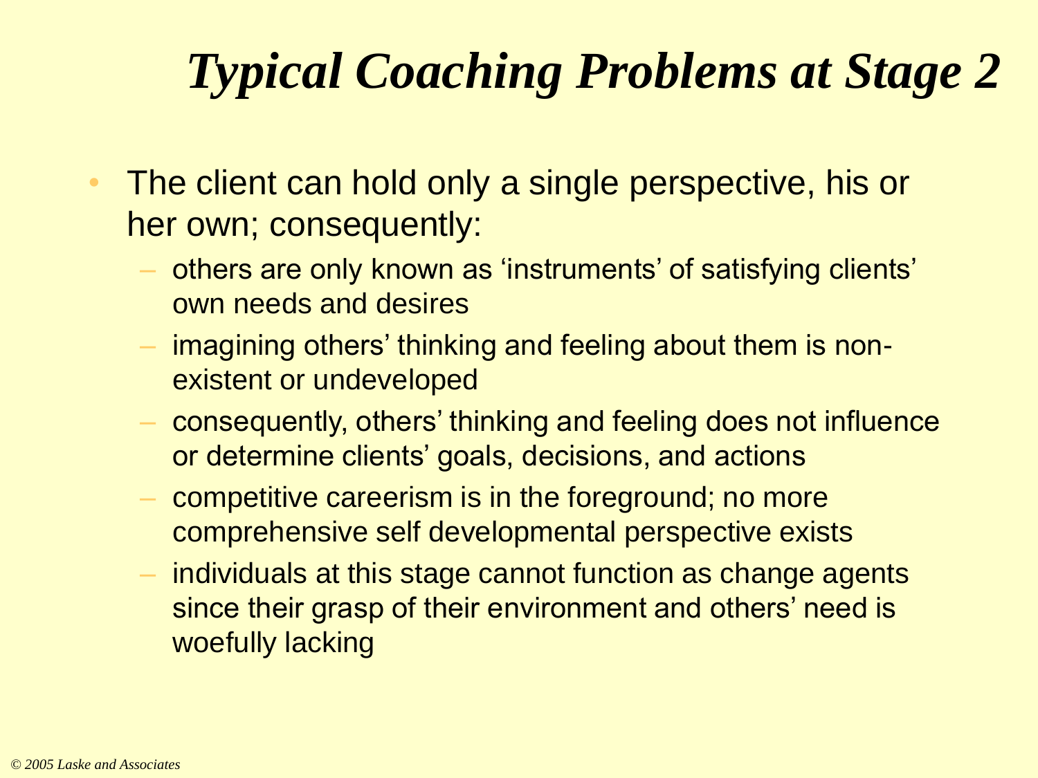# *Typical Coaching Problems at Stage 2*

- The client can hold only a single perspective, his or her own; consequently:
  - others are only known as 'instruments' of satisfying clients' own needs and desires
  - imagining others' thinking and feeling about them is non-existent or undeveloped
  - consequently, others' thinking and feeling does not influence or determine clients' goals, decisions, and actions
  - competitive careerism is in the foreground; no more comprehensive self developmental perspective exists
  - individuals at this stage cannot function as change agents since their grasp of their environment and others' need is woefully lacking

*© 2005 Laske and Associates*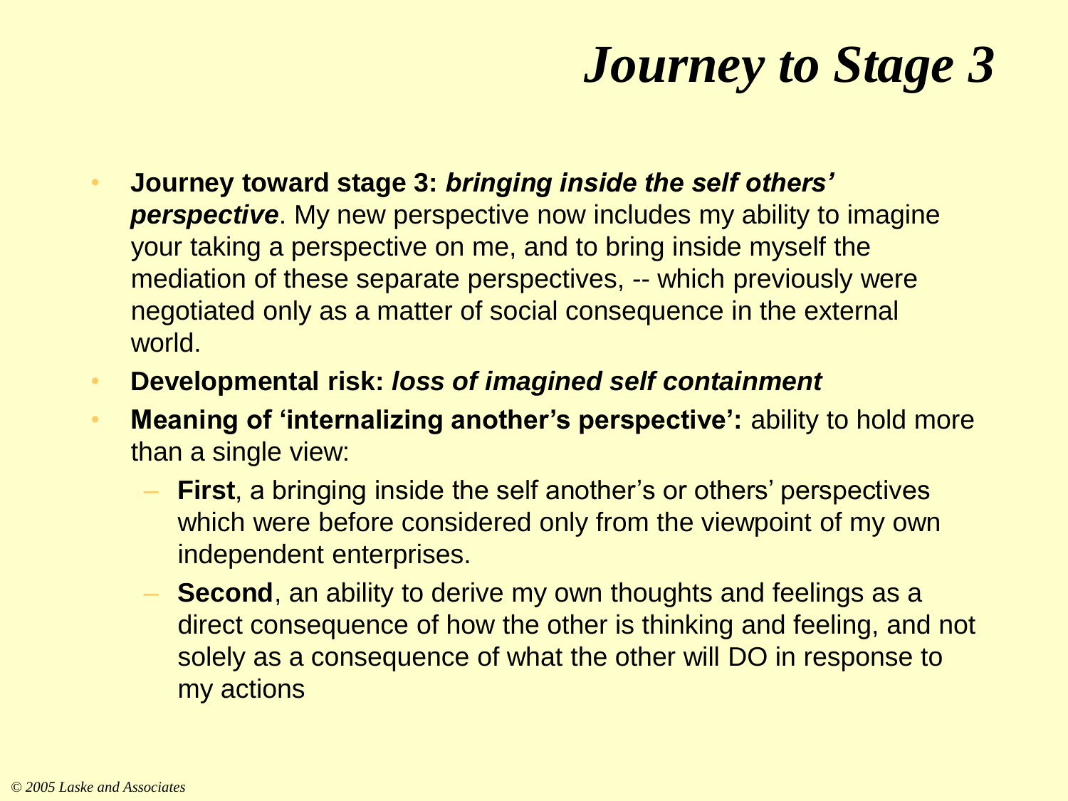# *Journey to Stage 3*

- **Journey toward stage 3: *bringing inside the self others' perspective***. My new perspective now includes my ability to imagine your taking a perspective on me, and to bring inside myself the mediation of these separate perspectives, -- which previously were negotiated only as a matter of social consequence in the external world.
- **Developmental risk: *loss of imagined self containment***
- **Meaning of 'internalizing another's perspective':** ability to hold more than a single view:
  - **First**, a bringing inside the self another's or others' perspectives which were before considered only from the viewpoint of my own independent enterprises.
  - **Second**, an ability to derive my own thoughts and feelings as a direct consequence of how the other is thinking and feeling, and not solely as a consequence of what the other will DO in response to my actions

*© 2005 Laske and Associates*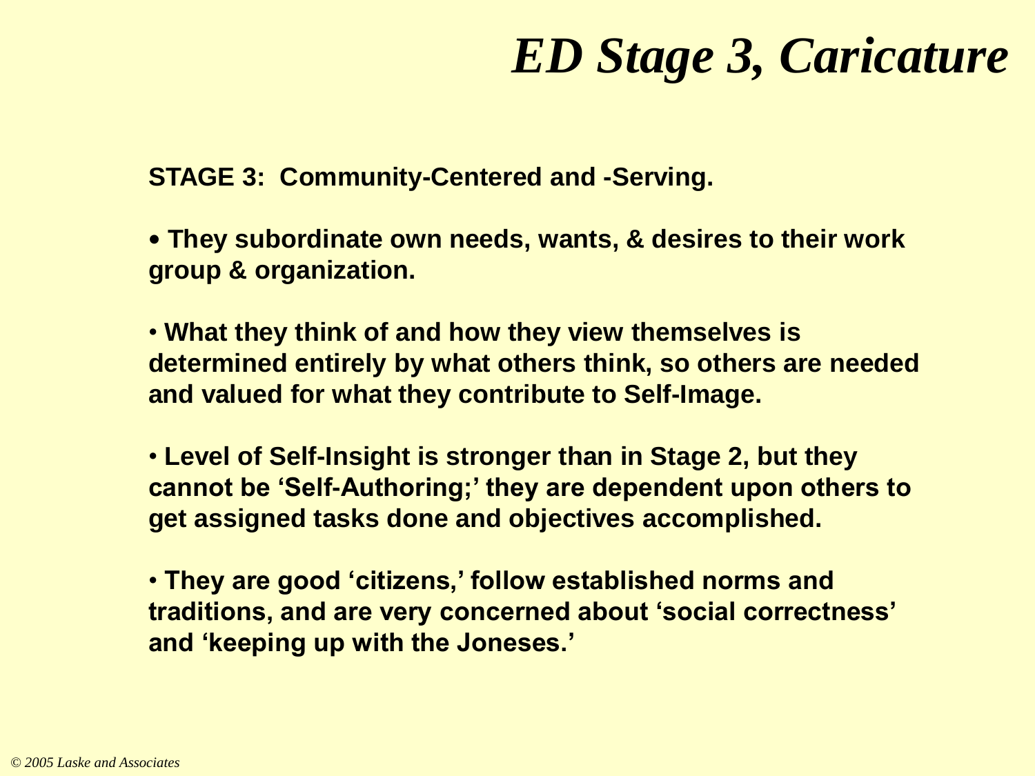# *ED Stage 3, Caricature*

**STAGE 3: Community-Centered and -Serving.**

- **They subordinate own needs, wants, & desires to their work group & organization.**

- **What they think of and how they view themselves is determined entirely by what others think, so others are needed and valued for what they contribute to Self-Image.**

- **Level of Self-Insight is stronger than in Stage 2, but they cannot be 'Self-Authoring;' they are dependent upon others to get assigned tasks done and objectives accomplished.**

- **They are good 'citizens,' follow established norms and traditions, and are very concerned about 'social correctness' and 'keeping up with the Joneses.'**

*© 2005 Laske and Associates*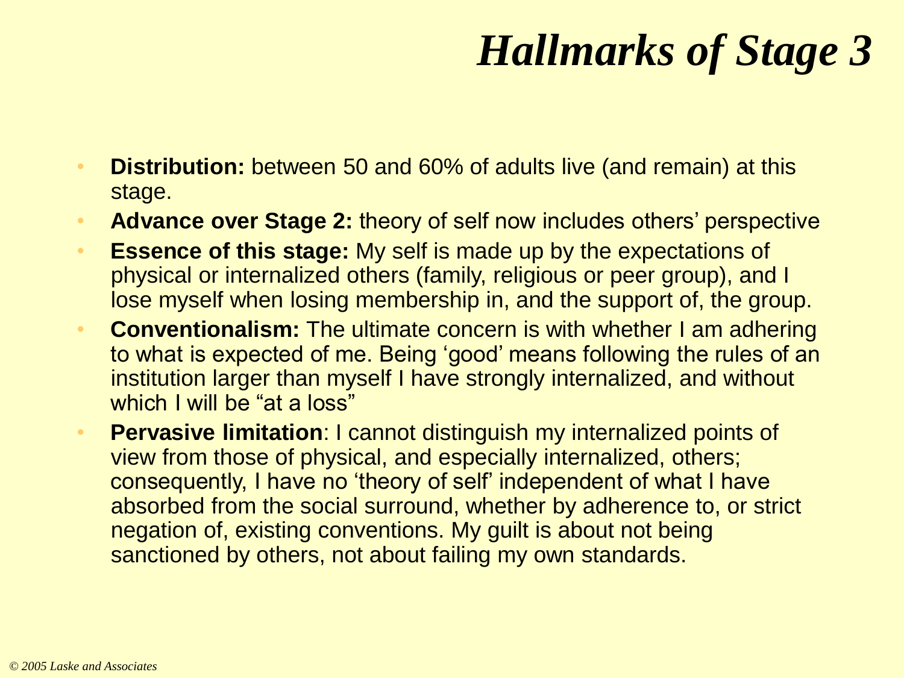# *Hallmarks of Stage 3*

- **Distribution:** between 50 and 60% of adults live (and remain) at this stage.
- **Advance over Stage 2:** theory of self now includes others' perspective
- **Essence of this stage:** My self is made up by the expectations of physical or internalized others (family, religious or peer group), and I lose myself when losing membership in, and the support of, the group.
- **Conventionalism:** The ultimate concern is with whether I am adhering to what is expected of me. Being 'good' means following the rules of an institution larger than myself I have strongly internalized, and without which I will be "at a loss"
- **Pervasive limitation**: I cannot distinguish my internalized points of view from those of physical, and especially internalized, others; consequently, I have no 'theory of self' independent of what I have absorbed from the social surround, whether by adherence to, or strict negation of, existing conventions. My guilt is about not being sanctioned by others, not about failing my own standards.

*© 2005 Laske and Associates*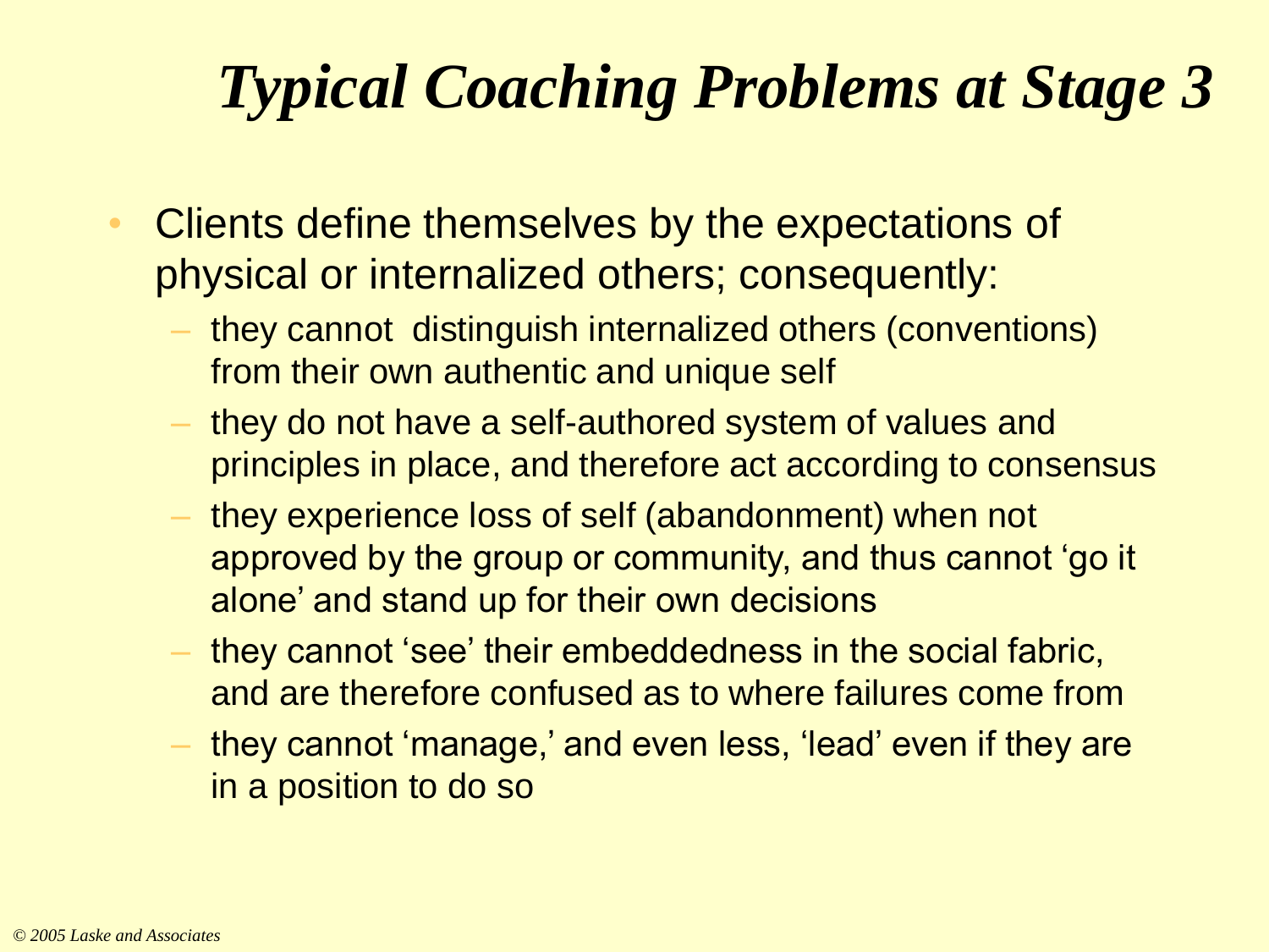# *Typical Coaching Problems at Stage 3*

- Clients define themselves by the expectations of physical or internalized others; consequently:
  - they cannot distinguish internalized others (conventions) from their own authentic and unique self
  - they do not have a self-authored system of values and principles in place, and therefore act according to consensus
  - they experience loss of self (abandonment) when not approved by the group or community, and thus cannot 'go it alone' and stand up for their own decisions
  - they cannot 'see' their embeddedness in the social fabric, and are therefore confused as to where failures come from
  - they cannot 'manage,' and even less, 'lead' even if they are in a position to do so

*© 2005 Laske and Associates*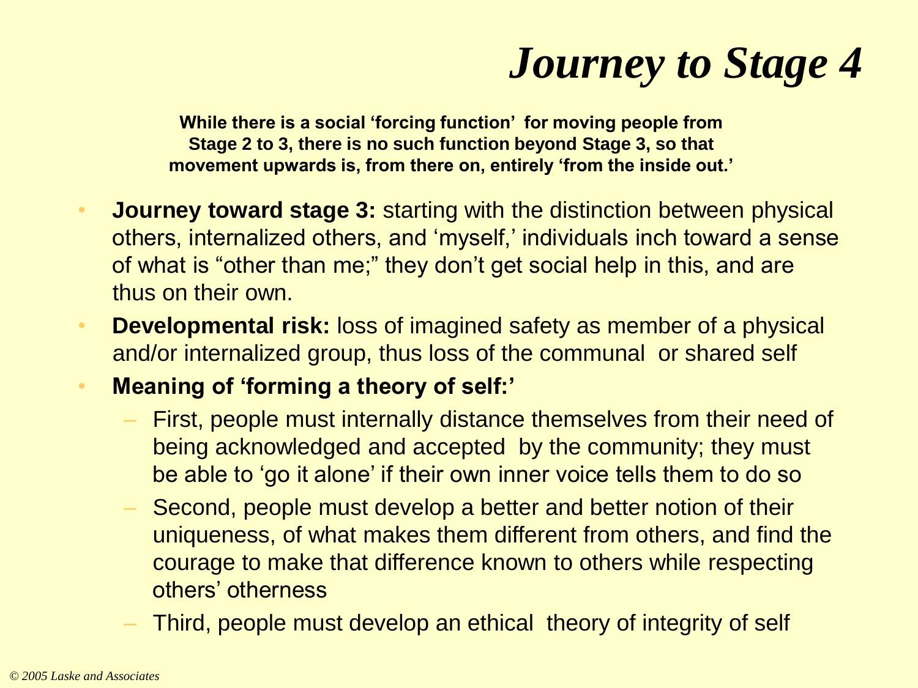# *Journey to Stage 4*

**While there is a social 'forcing function' for moving people from Stage 2 to 3, there is no such function beyond Stage 3, so that movement upwards is, from there on, entirely 'from the inside out.'**

- **Journey toward stage 3:** starting with the distinction between physical others, internalized others, and 'myself,' individuals inch toward a sense of what is "other than me;" they don't get social help in this, and are thus on their own.
- **Developmental risk:** loss of imagined safety as member of a physical and/or internalized group, thus loss of the communal or shared self
- **Meaning of 'forming a theory of self:'**
  - First, people must internally distance themselves from their need of being acknowledged and accepted by the community; they must be able to 'go it alone' if their own inner voice tells them to do so
  - Second, people must develop a better and better notion of their uniqueness, of what makes them different from others, and find the courage to make that difference known to others while respecting others' otherness
  - Third, people must develop an ethical theory of integrity of self

*© 2005 Laske and Associates*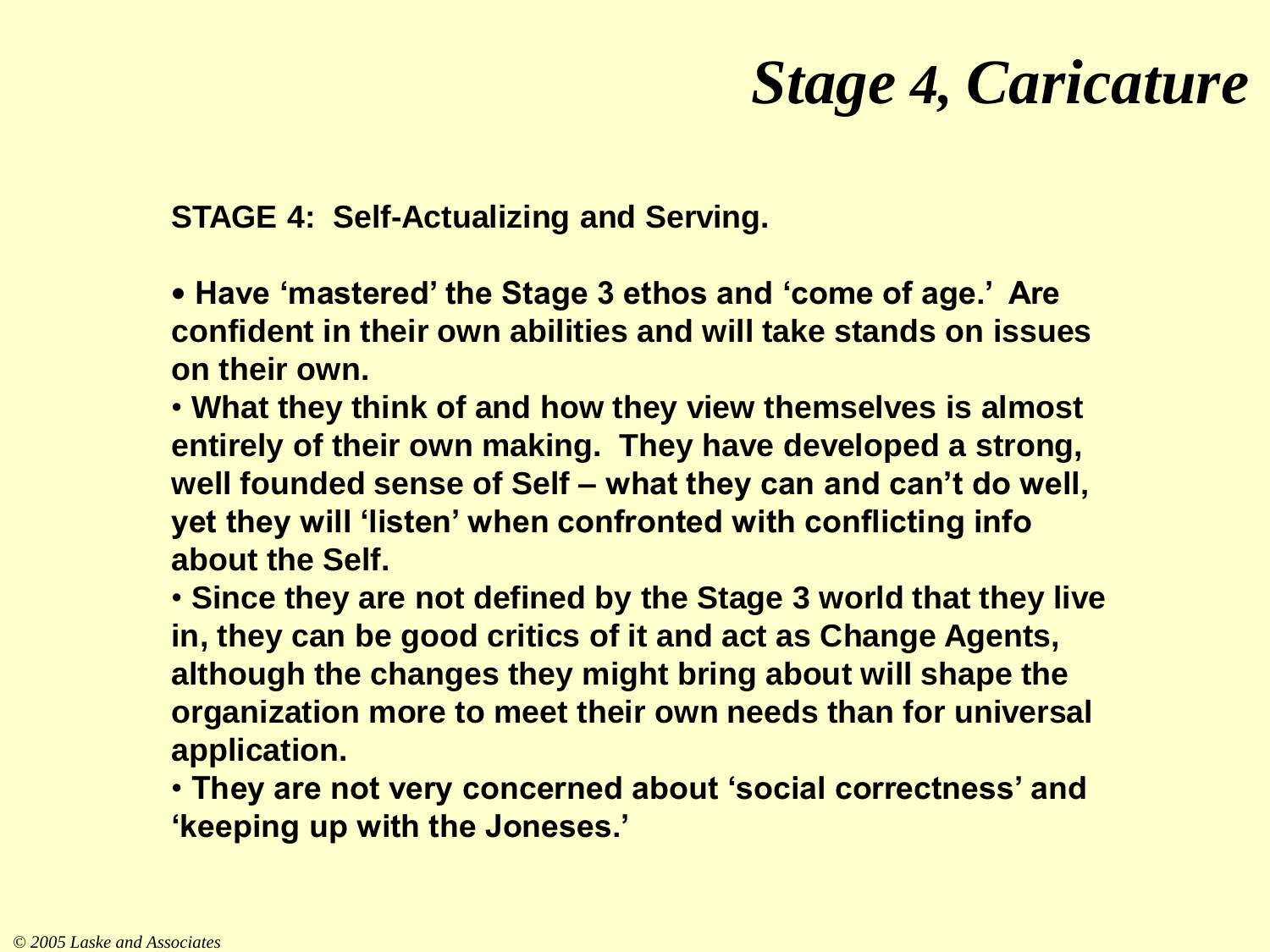# *Stage 4, Caricature*

**STAGE 4: Self-Actualizing and Serving.**

- **Have 'mastered' the Stage 3 ethos and 'come of age.' Are confident in their own abilities and will take stands on issues on their own.**
- **What they think of and how they view themselves is almost entirely of their own making. They have developed a strong, well founded sense of Self – what they can and can't do well, yet they will 'listen' when confronted with conflicting info about the Self.**
- **Since they are not defined by the Stage 3 world that they live in, they can be good critics of it and act as Change Agents, although the changes they might bring about will shape the organization more to meet their own needs than for universal application.**
- **They are not very concerned about 'social correctness' and 'keeping up with the Joneses.'**

*© 2005 Laske and Associates*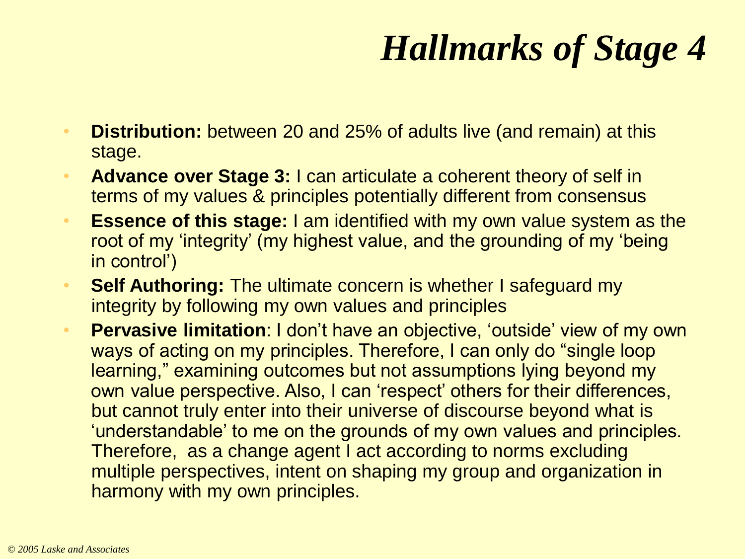# *Hallmarks of Stage 4*

- **Distribution:** between 20 and 25% of adults live (and remain) at this stage.
- **Advance over Stage 3:** I can articulate a coherent theory of self in terms of my values & principles potentially different from consensus
- **Essence of this stage:** I am identified with my own value system as the root of my 'integrity' (my highest value, and the grounding of my 'being in control')
- **Self Authoring:** The ultimate concern is whether I safeguard my integrity by following my own values and principles
- **Pervasive limitation**: I don't have an objective, 'outside' view of my own ways of acting on my principles. Therefore, I can only do "single loop learning," examining outcomes but not assumptions lying beyond my own value perspective. Also, I can 'respect' others for their differences, but cannot truly enter into their universe of discourse beyond what is 'understandable' to me on the grounds of my own values and principles. Therefore, as a change agent I act according to norms excluding multiple perspectives, intent on shaping my group and organization in harmony with my own principles.

*© 2005 Laske and Associates*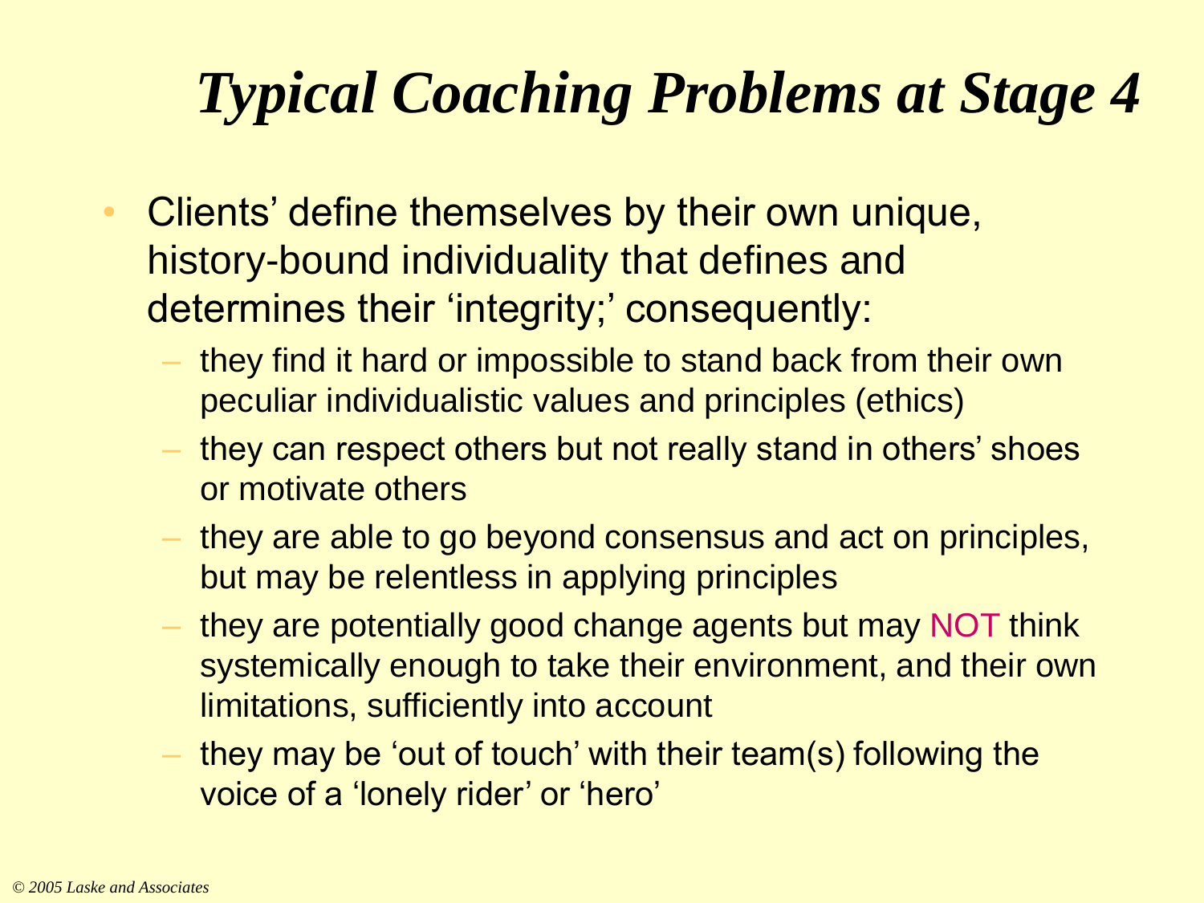# *Typical Coaching Problems at Stage 4*

- Clients' define themselves by their own unique, history-bound individuality that defines and determines their 'integrity;' consequently:
  - they find it hard or impossible to stand back from their own peculiar individualistic values and principles (ethics)
  - they can respect others but not really stand in others' shoes or motivate others
  - they are able to go beyond consensus and act on principles, but may be relentless in applying principles
  - they are potentially good change agents but may NOT think systemically enough to take their environment, and their own limitations, sufficiently into account
  - they may be 'out of touch' with their team(s) following the voice of a 'lonely rider' or 'hero'

*© 2005 Laske and Associates*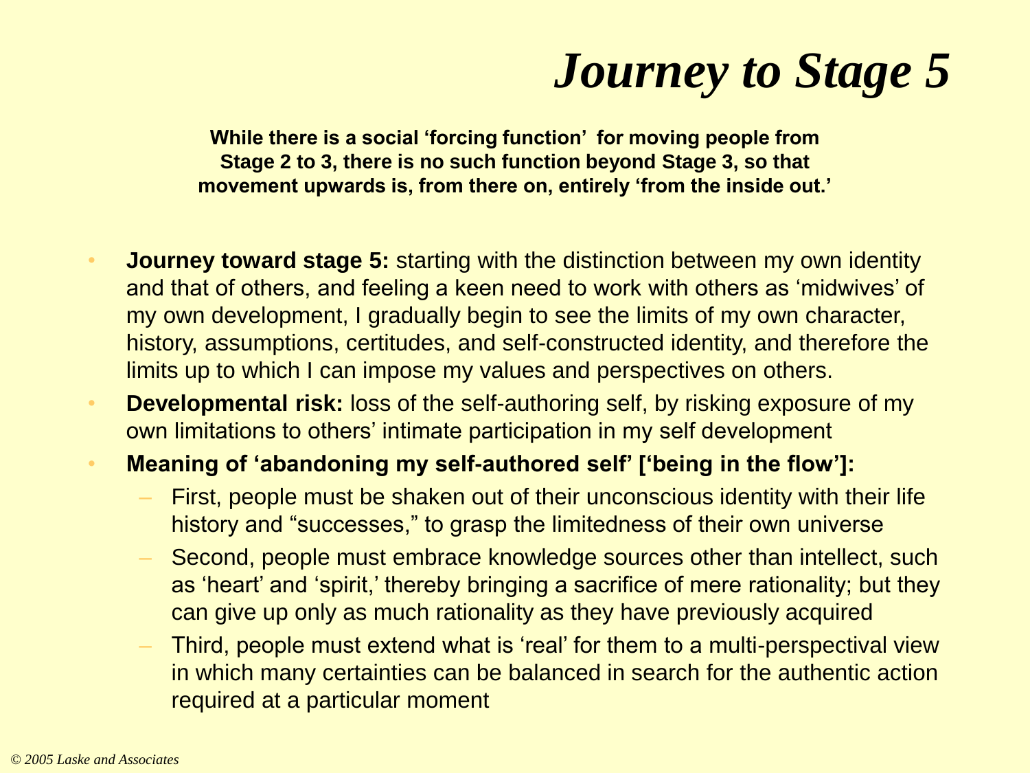# *Journey to Stage 5*

**While there is a social 'forcing function' for moving people from Stage 2 to 3, there is no such function beyond Stage 3, so that movement upwards is, from there on, entirely 'from the inside out.'**

- **Journey toward stage 5:** starting with the distinction between my own identity and that of others, and feeling a keen need to work with others as 'midwives' of my own development, I gradually begin to see the limits of my own character, history, assumptions, certitudes, and self-constructed identity, and therefore the limits up to which I can impose my values and perspectives on others.
- **Developmental risk:** loss of the self-authoring self, by risking exposure of my own limitations to others' intimate participation in my self development
- **Meaning of 'abandoning my self-authored self' ['being in the flow']:**
  - First, people must be shaken out of their unconscious identity with their life history and "successes," to grasp the limitedness of their own universe
  - Second, people must embrace knowledge sources other than intellect, such as 'heart' and 'spirit,' thereby bringing a sacrifice of mere rationality; but they can give up only as much rationality as they have previously acquired
  - Third, people must extend what is 'real' for them to a multi-perspectival view in which many certainties can be balanced in search for the authentic action required at a particular moment

*© 2005 Laske and Associates*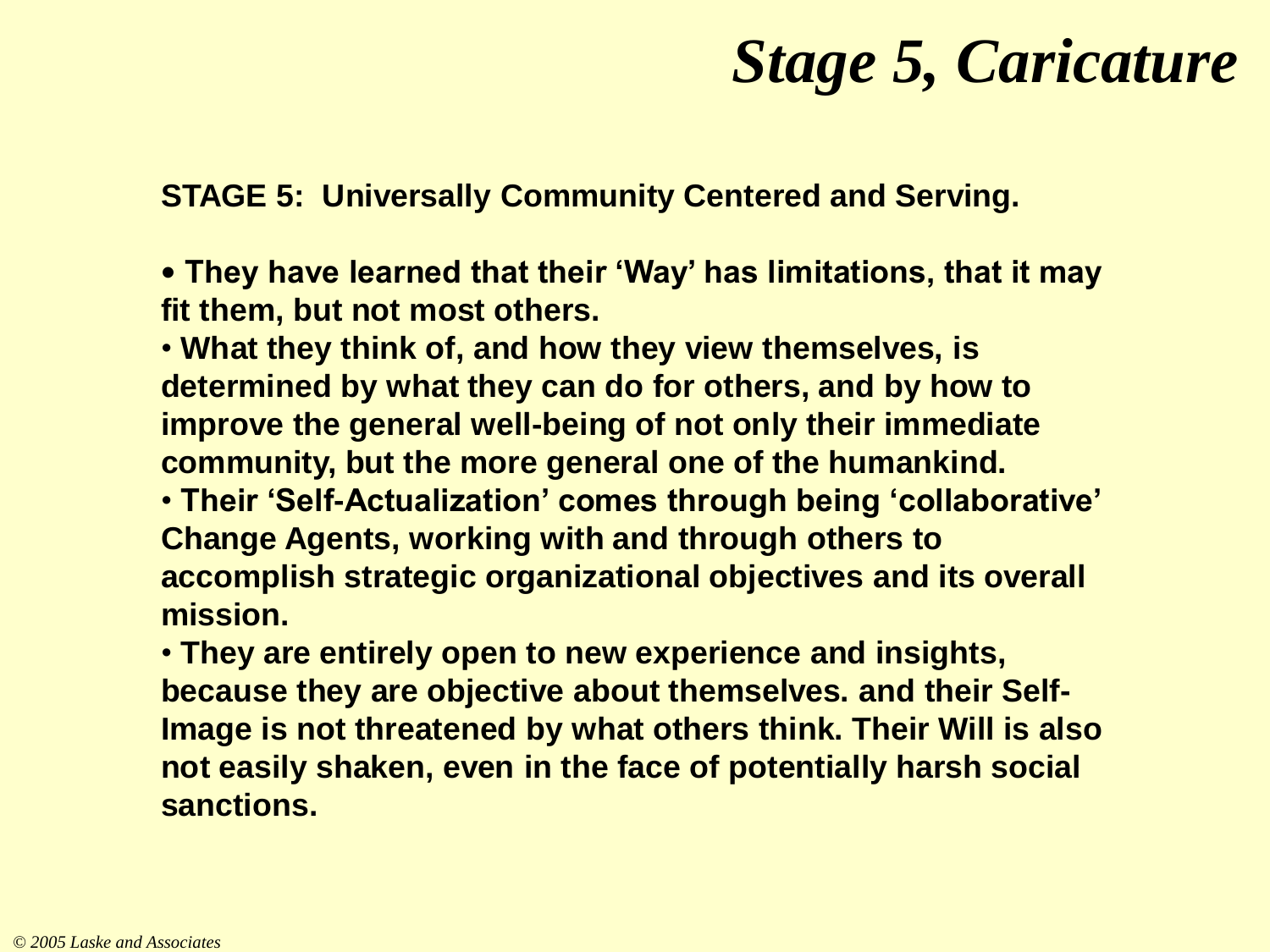# *Stage 5, Caricature*

**STAGE 5: Universally Community Centered and Serving.**

- **They have learned that their 'Way' has limitations, that it may fit them, but not most others.**
- **What they think of, and how they view themselves, is determined by what they can do for others, and by how to improve the general well-being of not only their immediate community, but the more general one of the humankind.**
- **Their 'Self-Actualization' comes through being 'collaborative' Change Agents, working with and through others to accomplish strategic organizational objectives and its overall mission.**
- **They are entirely open to new experience and insights, because they are objective about themselves. and their Self-Image is not threatened by what others think. Their Will is also not easily shaken, even in the face of potentially harsh social sanctions.**

*© 2005 Laske and Associates*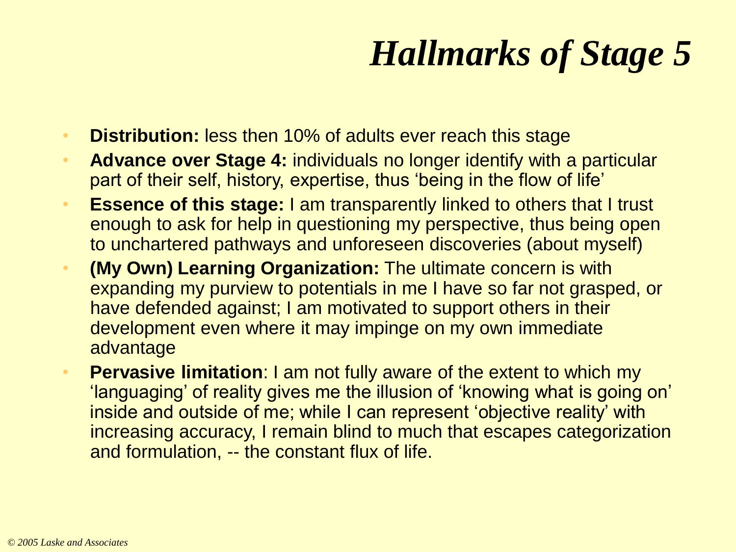# *Hallmarks of Stage 5*

- **Distribution:** less then 10% of adults ever reach this stage
- **Advance over Stage 4:** individuals no longer identify with a particular part of their self, history, expertise, thus 'being in the flow of life'
- **Essence of this stage:** I am transparently linked to others that I trust enough to ask for help in questioning my perspective, thus being open to unchartered pathways and unforeseen discoveries (about myself)
- **(My Own) Learning Organization:** The ultimate concern is with expanding my purview to potentials in me I have so far not grasped, or have defended against; I am motivated to support others in their development even where it may impinge on my own immediate advantage
- **Pervasive limitation**: I am not fully aware of the extent to which my 'languaging' of reality gives me the illusion of 'knowing what is going on' inside and outside of me; while I can represent 'objective reality' with increasing accuracy, I remain blind to much that escapes categorization and formulation, -- the constant flux of life.

*© 2005 Laske and Associates*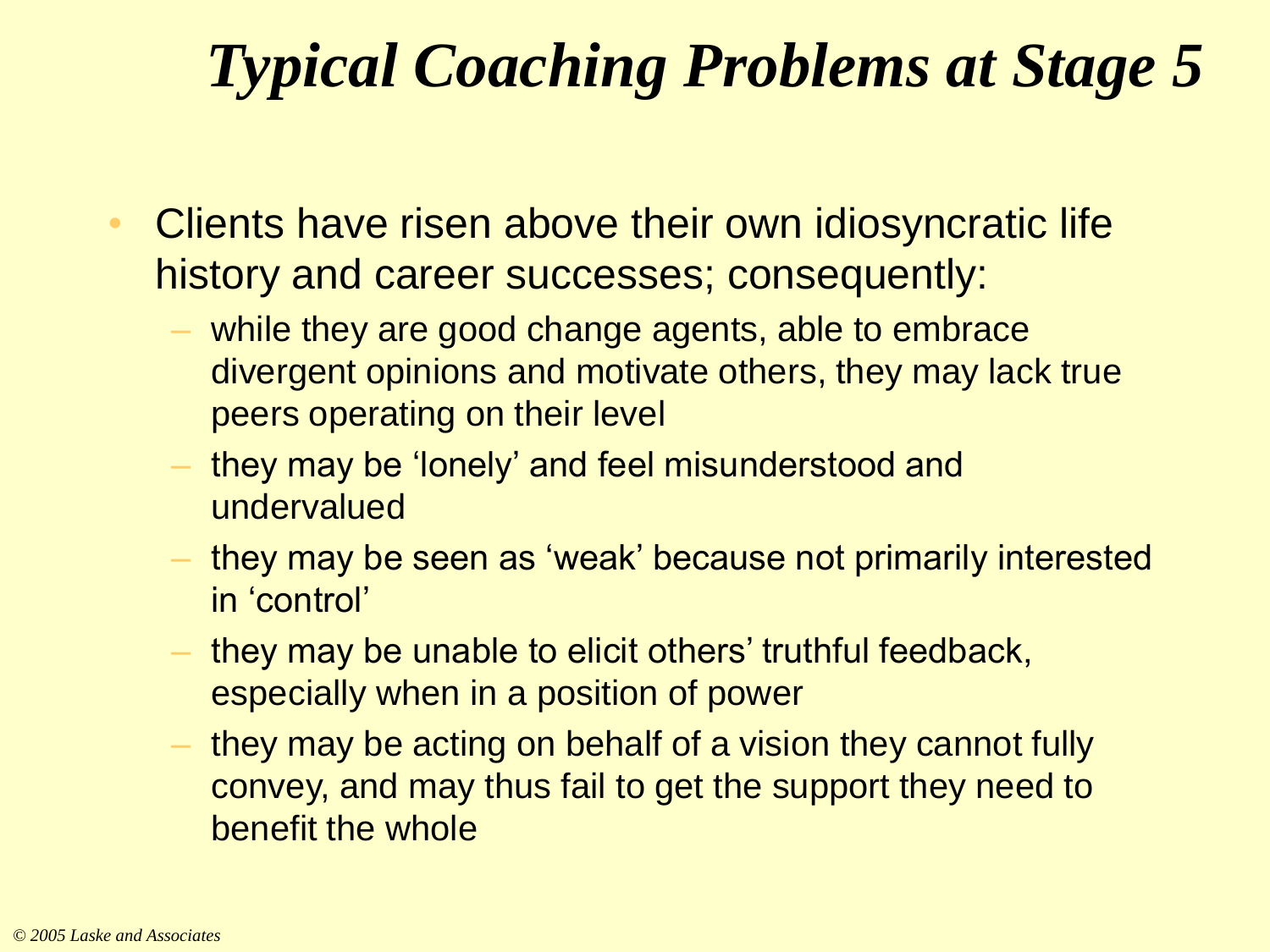# *Typical Coaching Problems at Stage 5*

- Clients have risen above their own idiosyncratic life history and career successes; consequently:
  - while they are good change agents, able to embrace divergent opinions and motivate others, they may lack true peers operating on their level
  - they may be 'lonely' and feel misunderstood and undervalued
  - they may be seen as 'weak' because not primarily interested in 'control'
  - they may be unable to elicit others' truthful feedback, especially when in a position of power
  - they may be acting on behalf of a vision they cannot fully convey, and may thus fail to get the support they need to benefit the whole

*© 2005 Laske and Associates*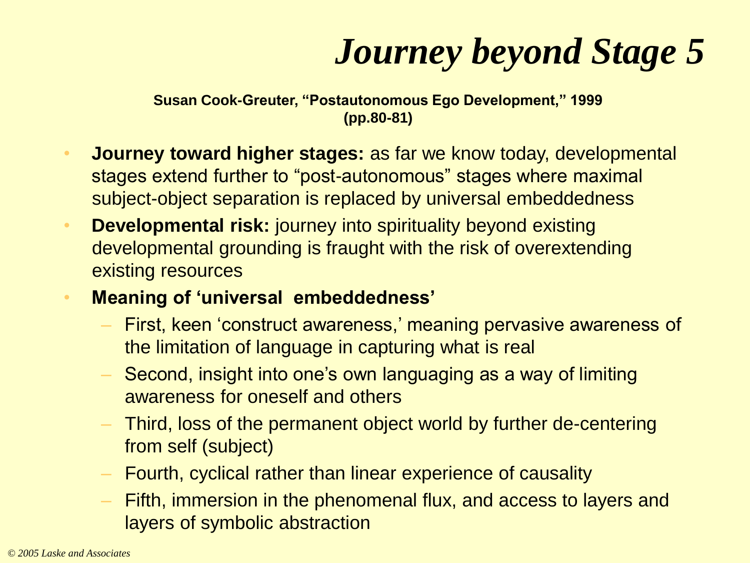# *Journey beyond Stage 5*

**Susan Cook-Greuter, "Postautonomous Ego Development," 1999 (pp.80-81)**

- **Journey toward higher stages:** as far we know today, developmental stages extend further to "post-autonomous" stages where maximal subject-object separation is replaced by universal embeddedness
- **Developmental risk:** journey into spirituality beyond existing developmental grounding is fraught with the risk of overextending existing resources
- **Meaning of 'universal embeddedness'**
  - First, keen 'construct awareness,' meaning pervasive awareness of the limitation of language in capturing what is real
  - Second, insight into one's own languaging as a way of limiting awareness for oneself and others
  - Third, loss of the permanent object world by further de-centering from self (subject)
  - Fourth, cyclical rather than linear experience of causality
  - Fifth, immersion in the phenomenal flux, and access to layers and layers of symbolic abstraction

*© 2005 Laske and Associates*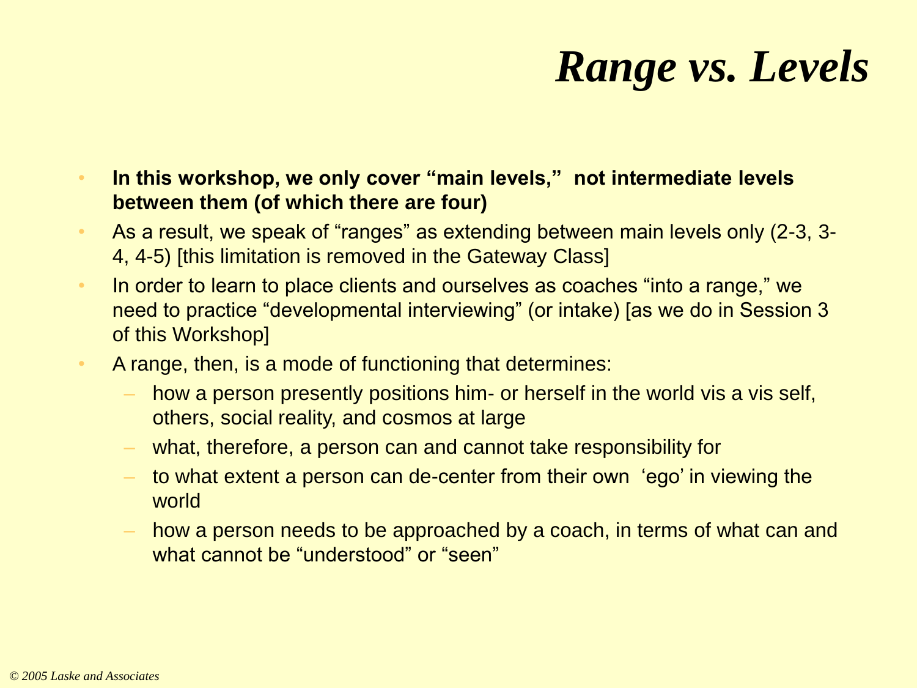# *Range vs. Levels*

- **In this workshop, we only cover "main levels," not intermediate levels between them (of which there are four)**
- As a result, we speak of "ranges" as extending between main levels only (2-3, 3-4, 4-5) [this limitation is removed in the Gateway Class]
- In order to learn to place clients and ourselves as coaches "into a range," we need to practice "developmental interviewing" (or intake) [as we do in Session 3 of this Workshop]
- A range, then, is a mode of functioning that determines:
  - how a person presently positions him- or herself in the world vis a vis self, others, social reality, and cosmos at large
  - what, therefore, a person can and cannot take responsibility for
  - to what extent a person can de-center from their own 'ego' in viewing the world
  - how a person needs to be approached by a coach, in terms of what can and what cannot be "understood" or "seen"

*© 2005 Laske and Associates*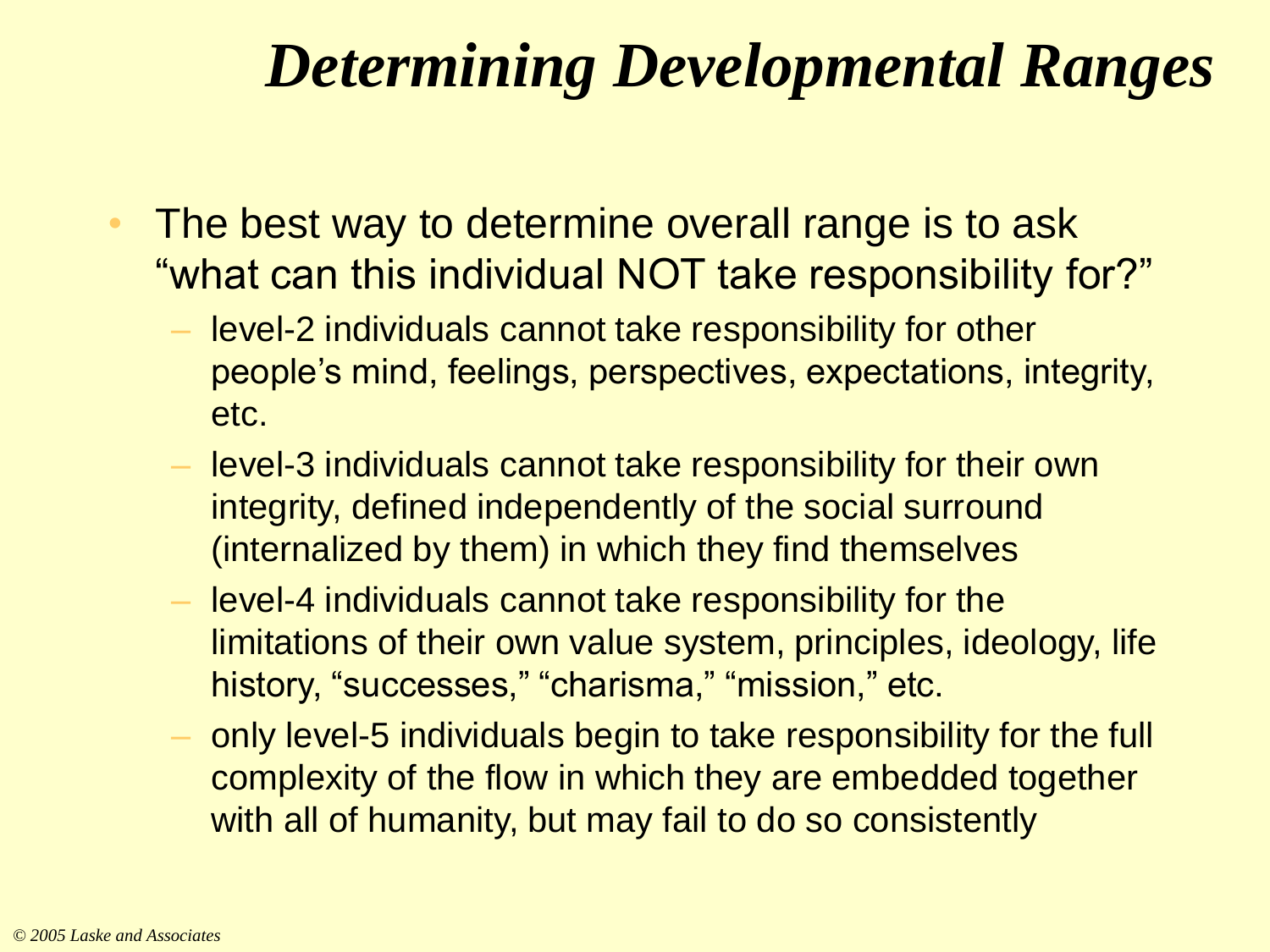# *Determining Developmental Ranges*

- The best way to determine overall range is to ask "what can this individual NOT take responsibility for?"
  - level-2 individuals cannot take responsibility for other people's mind, feelings, perspectives, expectations, integrity, etc.
  - level-3 individuals cannot take responsibility for their own integrity, defined independently of the social surround (internalized by them) in which they find themselves
  - level-4 individuals cannot take responsibility for the limitations of their own value system, principles, ideology, life history, "successes," "charisma," "mission," etc.
  - only level-5 individuals begin to take responsibility for the full complexity of the flow in which they are embedded together with all of humanity, but may fail to do so consistently

*© 2005 Laske and Associates*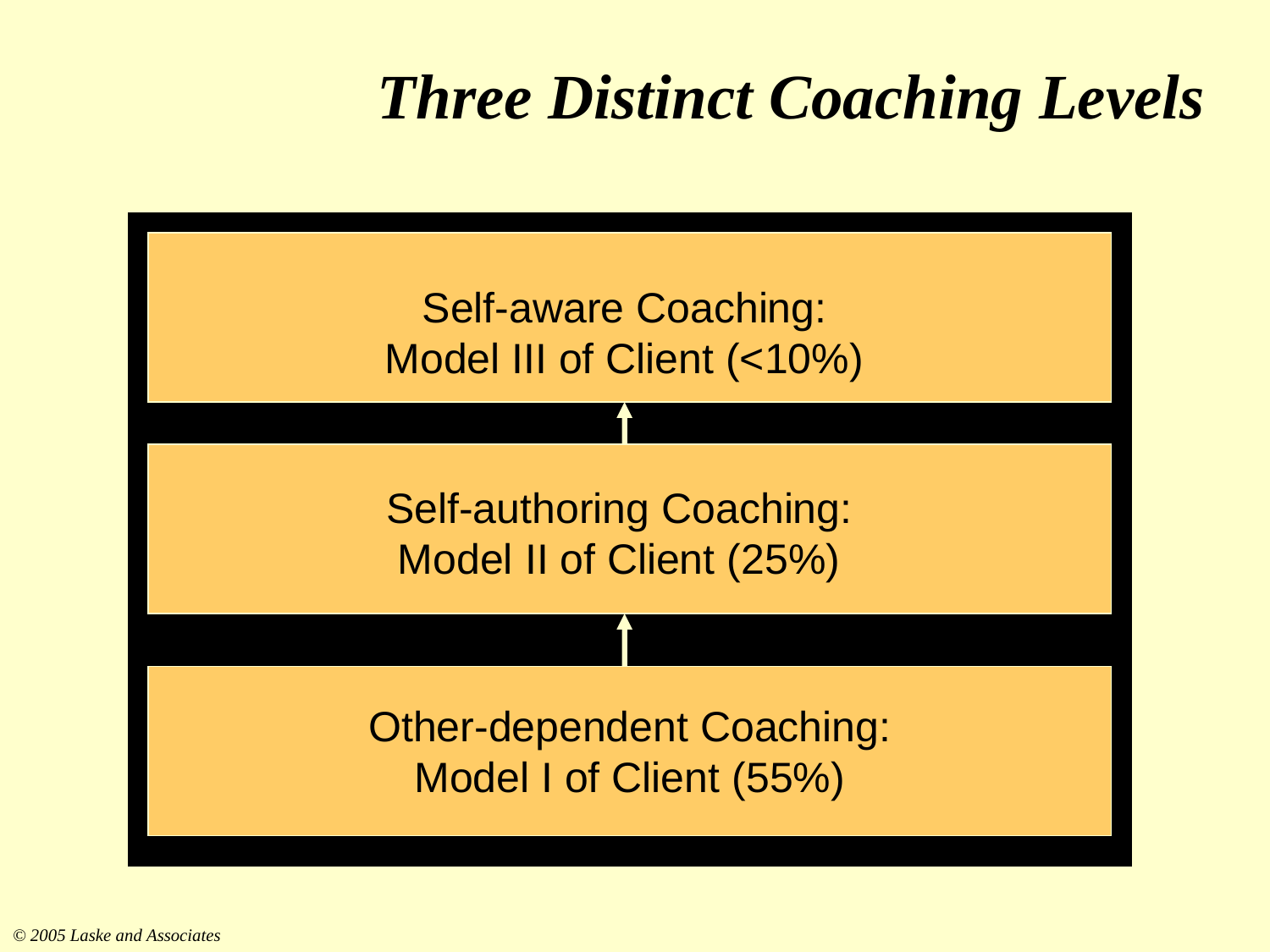# *Three Distinct Coaching Levels*

Self-aware Coaching:
Model III of Client (<10%)

↑

Self-authoring Coaching:
Model II of Client (25%)

↑

Other-dependent Coaching:
Model I of Client (55%)

*© 2005 Laske and Associates*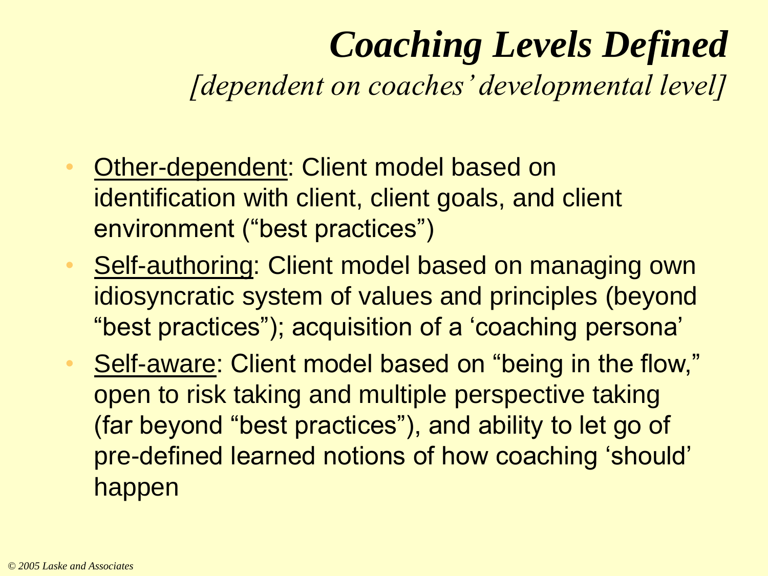# *Coaching Levels Defined*

*[dependent on coaches' developmental level]*

- Other-dependent: Client model based on identification with client, client goals, and client environment ("best practices")
- Self-authoring: Client model based on managing own idiosyncratic system of values and principles (beyond "best practices"); acquisition of a 'coaching persona'
- Self-aware: Client model based on "being in the flow," open to risk taking and multiple perspective taking (far beyond "best practices"), and ability to let go of pre-defined learned notions of how coaching 'should' happen

*© 2005 Laske and Associates*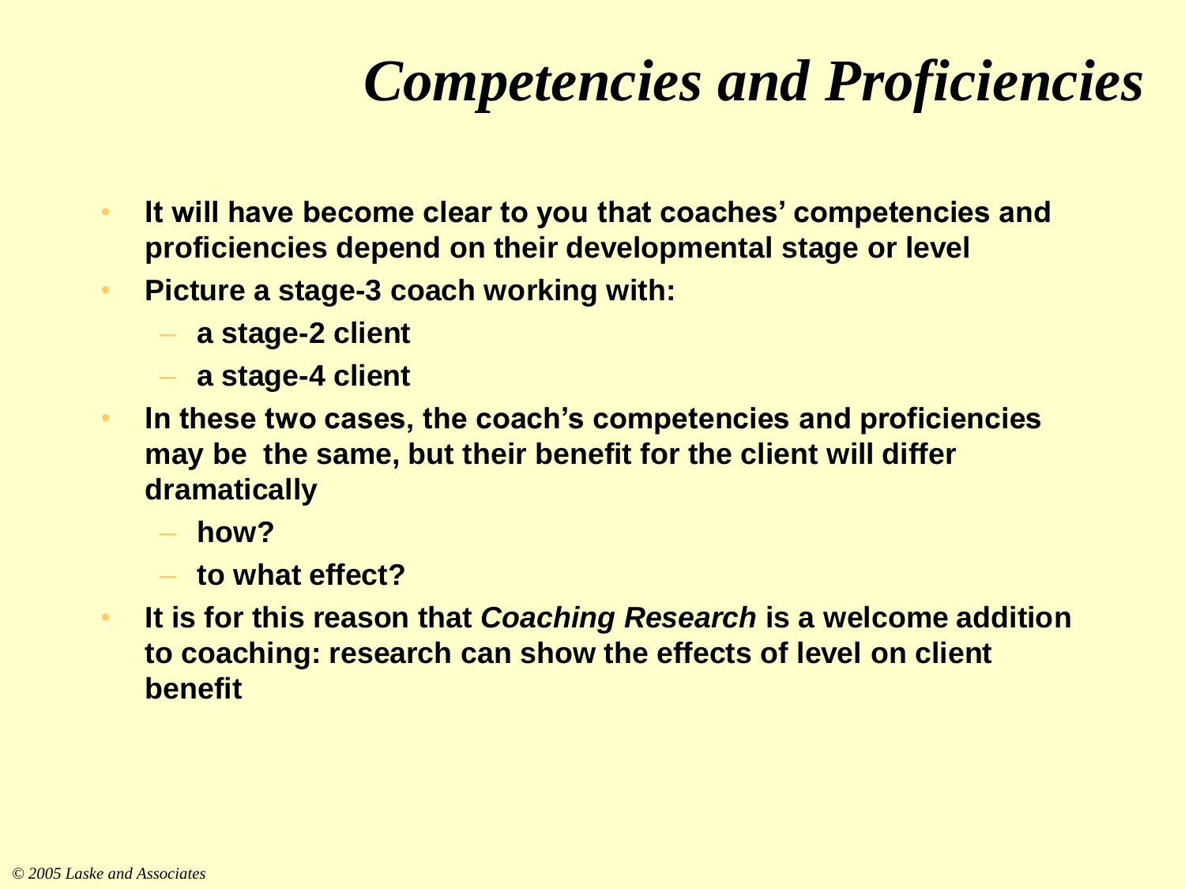# *Competencies and Proficiencies*

- **It will have become clear to you that coaches' competencies and proficiencies depend on their developmental stage or level**
- **Picture a stage-3 coach working with:**
  - **a stage-2 client**
  - **a stage-4 client**
- **In these two cases, the coach's competencies and proficiencies may be the same, but their benefit for the client will differ dramatically**
  - **how?**
  - **to what effect?**
- **It is for this reason that *Coaching Research* is a welcome addition to coaching: research can show the effects of level on client benefit**

*© 2005 Laske and Associates*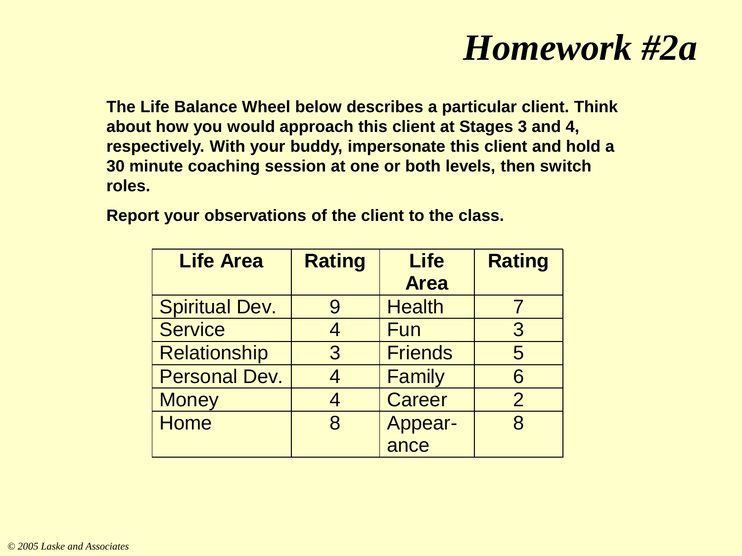# *Homework #2a*

**The Life Balance Wheel below describes a particular client. Think about how you would approach this client at Stages 3 and 4, respectively. With your buddy, impersonate this client and hold a 30 minute coaching session at one or both levels, then switch roles.**

**Report your observations of the client to the class.**

| Life Area | Rating | Life Area | Rating |
|---|---|---|---|
| Spiritual Dev. | 9 | Health | 7 |
| Service | 4 | Fun | 3 |
| Relationship | 3 | Friends | 5 |
| Personal Dev. | 4 | Family | 6 |
| Money | 4 | Career | 2 |
| Home | 8 | Appearance | 8 |

*© 2005 Laske and Associates*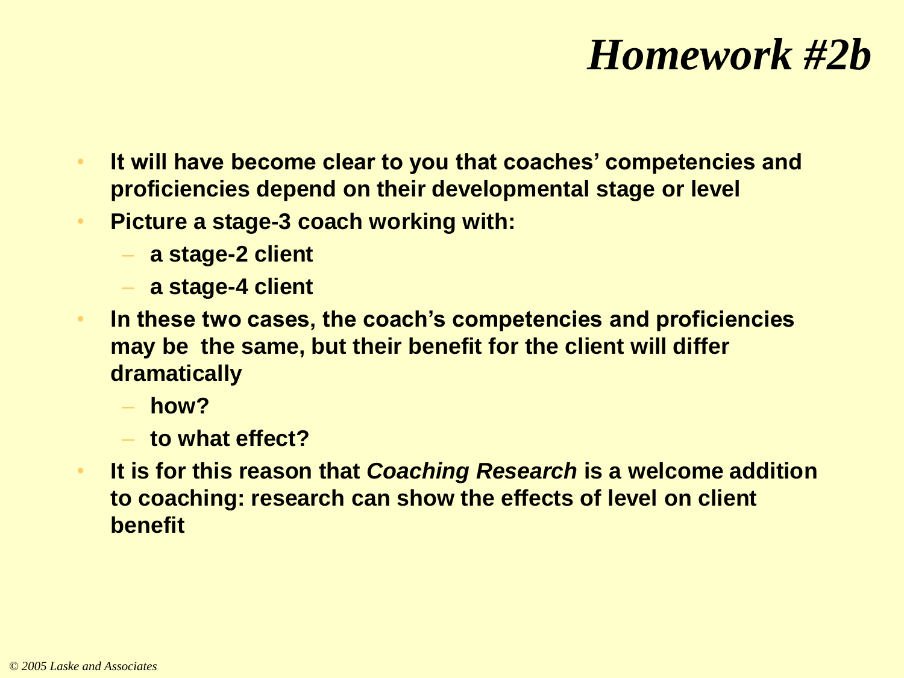# *Homework #2b*

- **It will have become clear to you that coaches' competencies and proficiencies depend on their developmental stage or level**
- **Picture a stage-3 coach working with:**
  - **a stage-2 client**
  - **a stage-4 client**
- **In these two cases, the coach's competencies and proficiencies may be the same, but their benefit for the client will differ dramatically**
  - **how?**
  - **to what effect?**
- **It is for this reason that *Coaching Research* is a welcome addition to coaching: research can show the effects of level on client benefit**

*© 2005 Laske and Associates*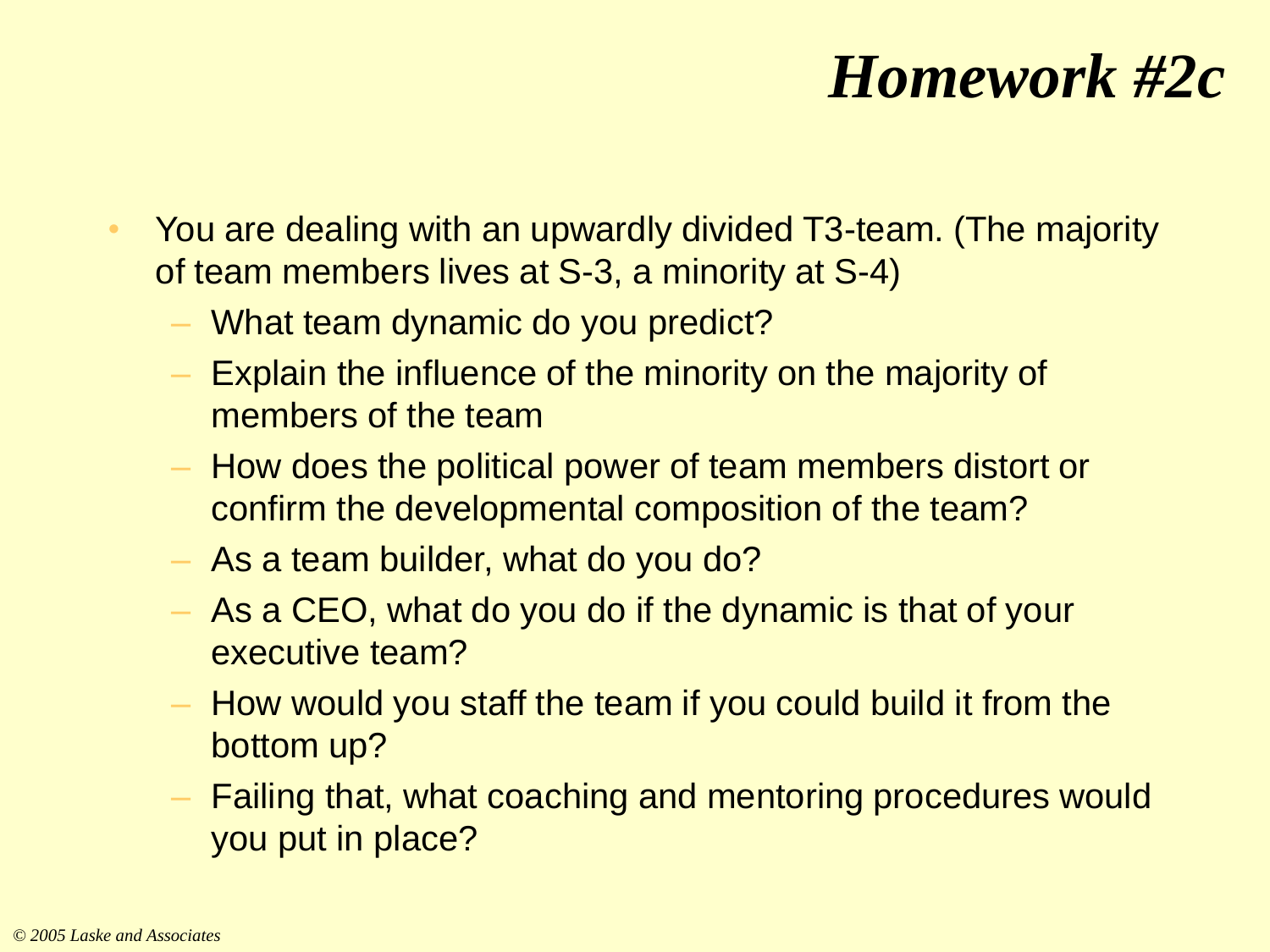# *Homework #2c*

- You are dealing with an upwardly divided T3-team. (The majority of team members lives at S-3, a minority at S-4)
  - What team dynamic do you predict?
  - Explain the influence of the minority on the majority of members of the team
  - How does the political power of team members distort or confirm the developmental composition of the team?
  - As a team builder, what do you do?
  - As a CEO, what do you do if the dynamic is that of your executive team?
  - How would you staff the team if you could build it from the bottom up?
  - Failing that, what coaching and mentoring procedures would you put in place?

*© 2005 Laske and Associates*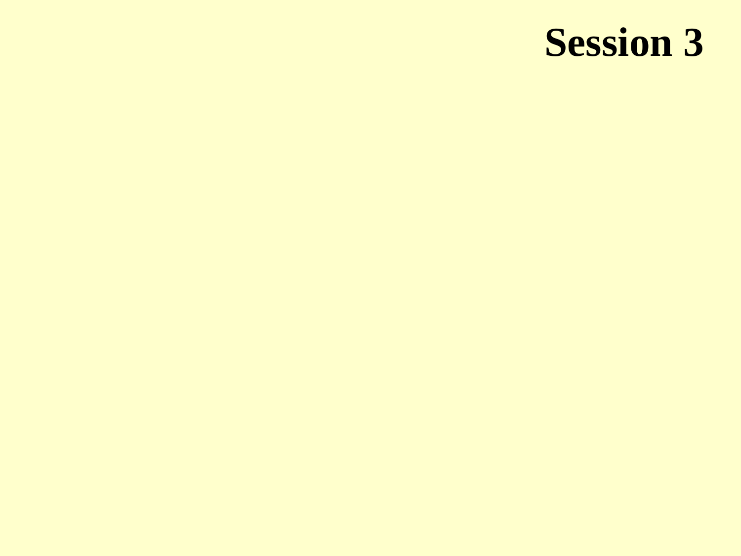# Session 3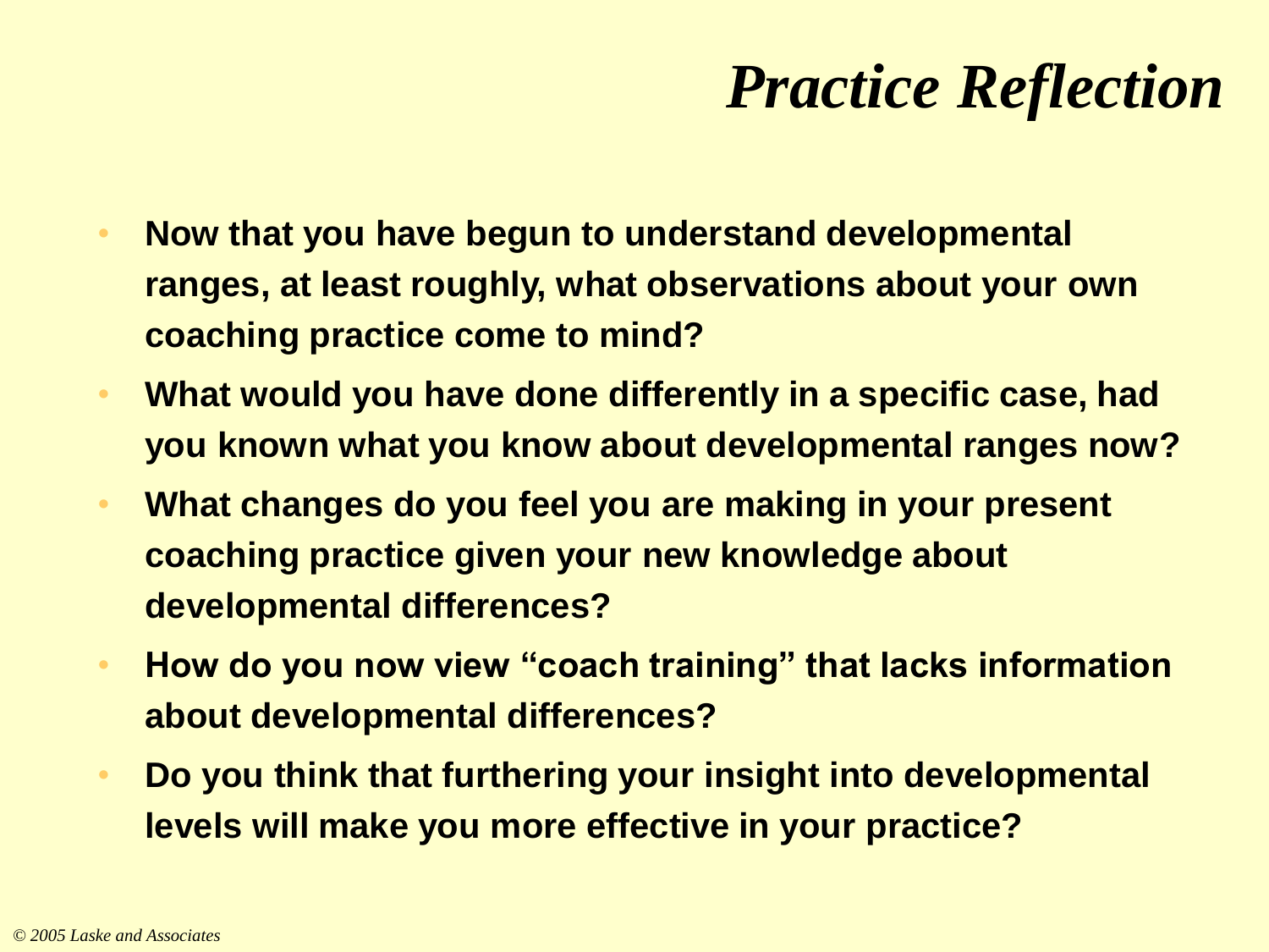# *Practice Reflection*

- **Now that you have begun to understand developmental ranges, at least roughly, what observations about your own coaching practice come to mind?**
- **What would you have done differently in a specific case, had you known what you know about developmental ranges now?**
- **What changes do you feel you are making in your present coaching practice given your new knowledge about developmental differences?**
- **How do you now view "coach training" that lacks information about developmental differences?**
- **Do you think that furthering your insight into developmental levels will make you more effective in your practice?**

*© 2005 Laske and Associates*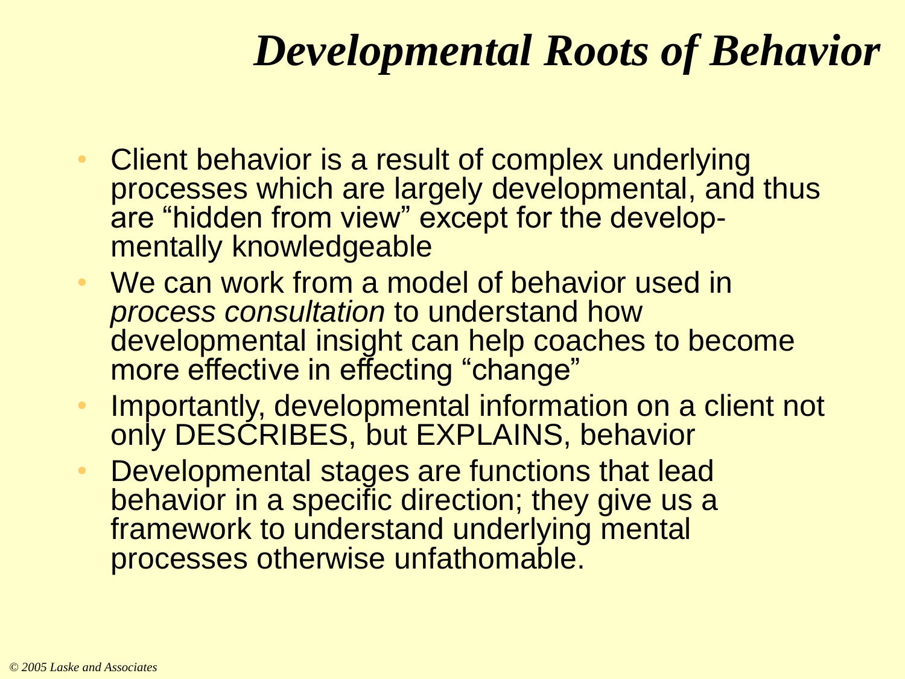# *Developmental Roots of Behavior*

- Client behavior is a result of complex underlying processes which are largely developmental, and thus are "hidden from view" except for the developmentally knowledgeable
- We can work from a model of behavior used in *process consultation* to understand how developmental insight can help coaches to become more effective in effecting "change"
- Importantly, developmental information on a client not only DESCRIBES, but EXPLAINS, behavior
- Developmental stages are functions that lead behavior in a specific direction; they give us a framework to understand underlying mental processes otherwise unfathomable.

*© 2005 Laske and Associates*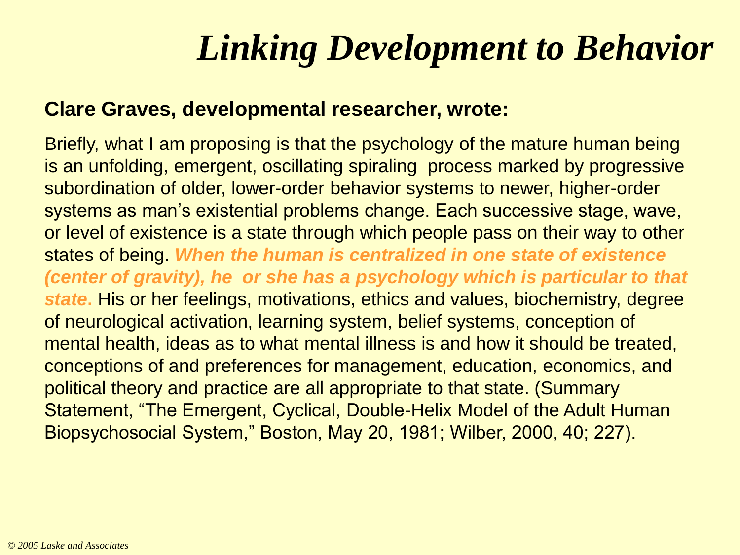# *Linking Development to Behavior*

**Clare Graves, developmental researcher, wrote:**

Briefly, what I am proposing is that the psychology of the mature human being is an unfolding, emergent, oscillating spiraling process marked by progressive subordination of older, lower-order behavior systems to newer, higher-order systems as man's existential problems change. Each successive stage, wave, or level of existence is a state through which people pass on their way to other states of being. ***When the human is centralized in one state of existence (center of gravity), he or she has a psychology which is particular to that state*.** His or her feelings, motivations, ethics and values, biochemistry, degree of neurological activation, learning system, belief systems, conception of mental health, ideas as to what mental illness is and how it should be treated, conceptions of and preferences for management, education, economics, and political theory and practice are all appropriate to that state. (Summary Statement, "The Emergent, Cyclical, Double-Helix Model of the Adult Human Biopsychosocial System," Boston, May 20, 1981; Wilber, 2000, 40; 227).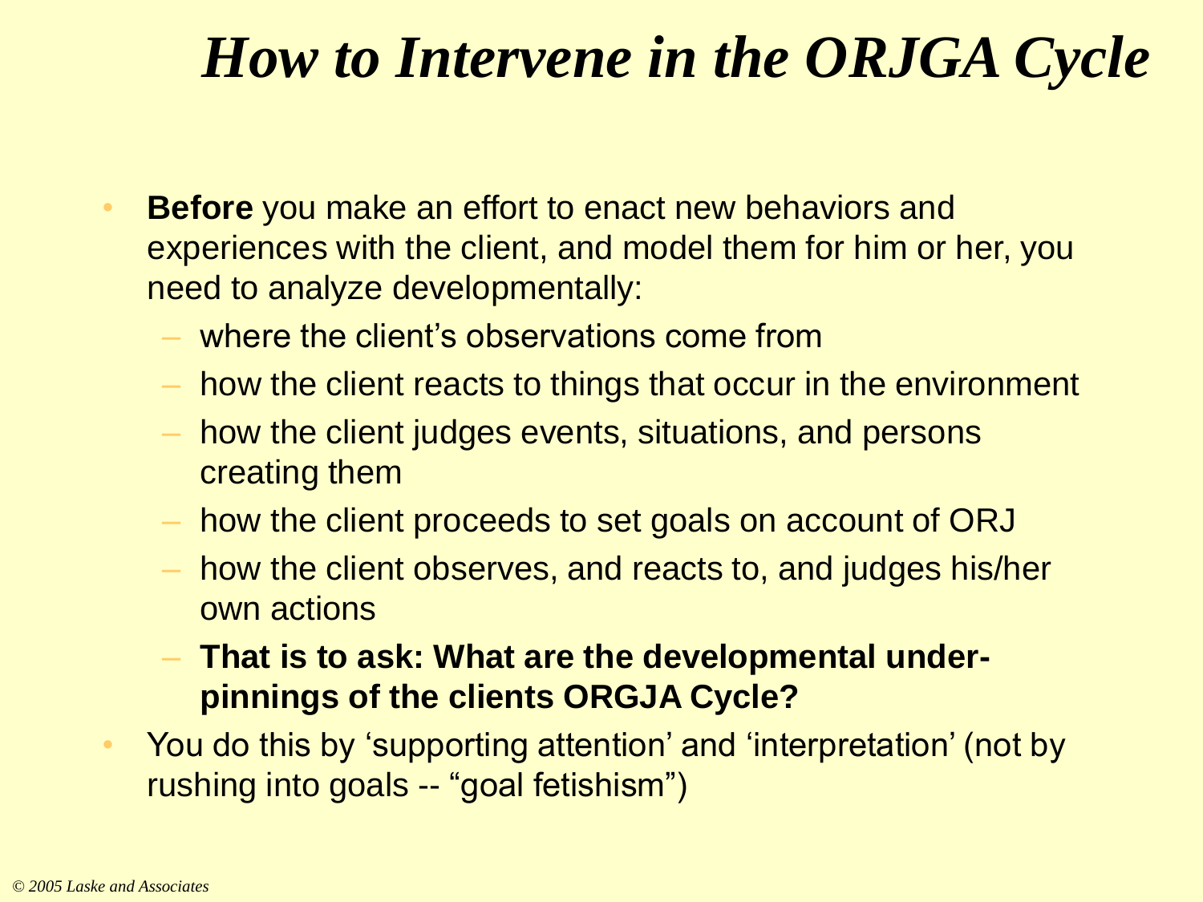# *How to Intervene in the ORJGA Cycle*

- **Before** you make an effort to enact new behaviors and experiences with the client, and model them for him or her, you need to analyze developmentally:
  - where the client's observations come from
  - how the client reacts to things that occur in the environment
  - how the client judges events, situations, and persons creating them
  - how the client proceeds to set goals on account of ORJ
  - how the client observes, and reacts to, and judges his/her own actions
  - **That is to ask: What are the developmental under-pinnings of the clients ORGJA Cycle?**
- You do this by 'supporting attention' and 'interpretation' (not by rushing into goals -- "goal fetishism")

*© 2005 Laske and Associates*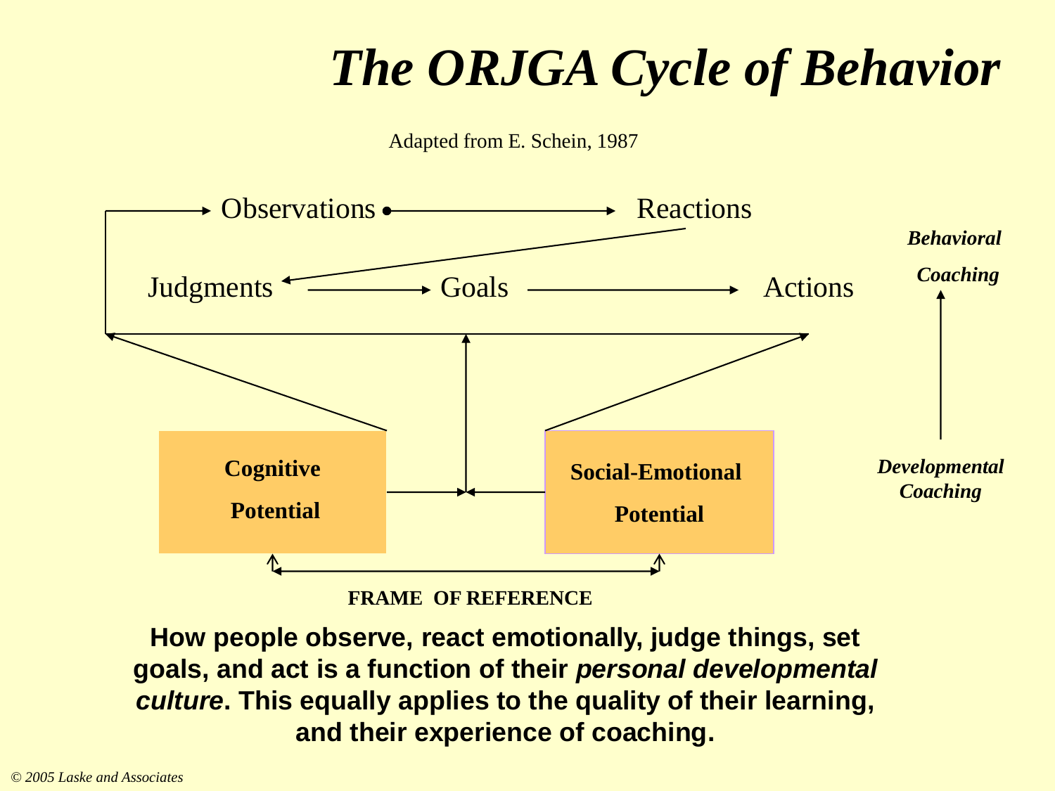# The ORJGA Cycle of Behavior

Adapted from E. Schein, 1987

Observations → Reactions

Judgments → Goals → Actions

*Behavioral Coaching*

**Cognitive Potential**

**Social-Emotional Potential**

*Developmental Coaching*

**FRAME OF REFERENCE**

**How people observe, react emotionally, judge things, set goals, and act is a function of their *personal developmental culture*. This equally applies to the quality of their learning, and their experience of coaching.**

*© 2005 Laske and Associates*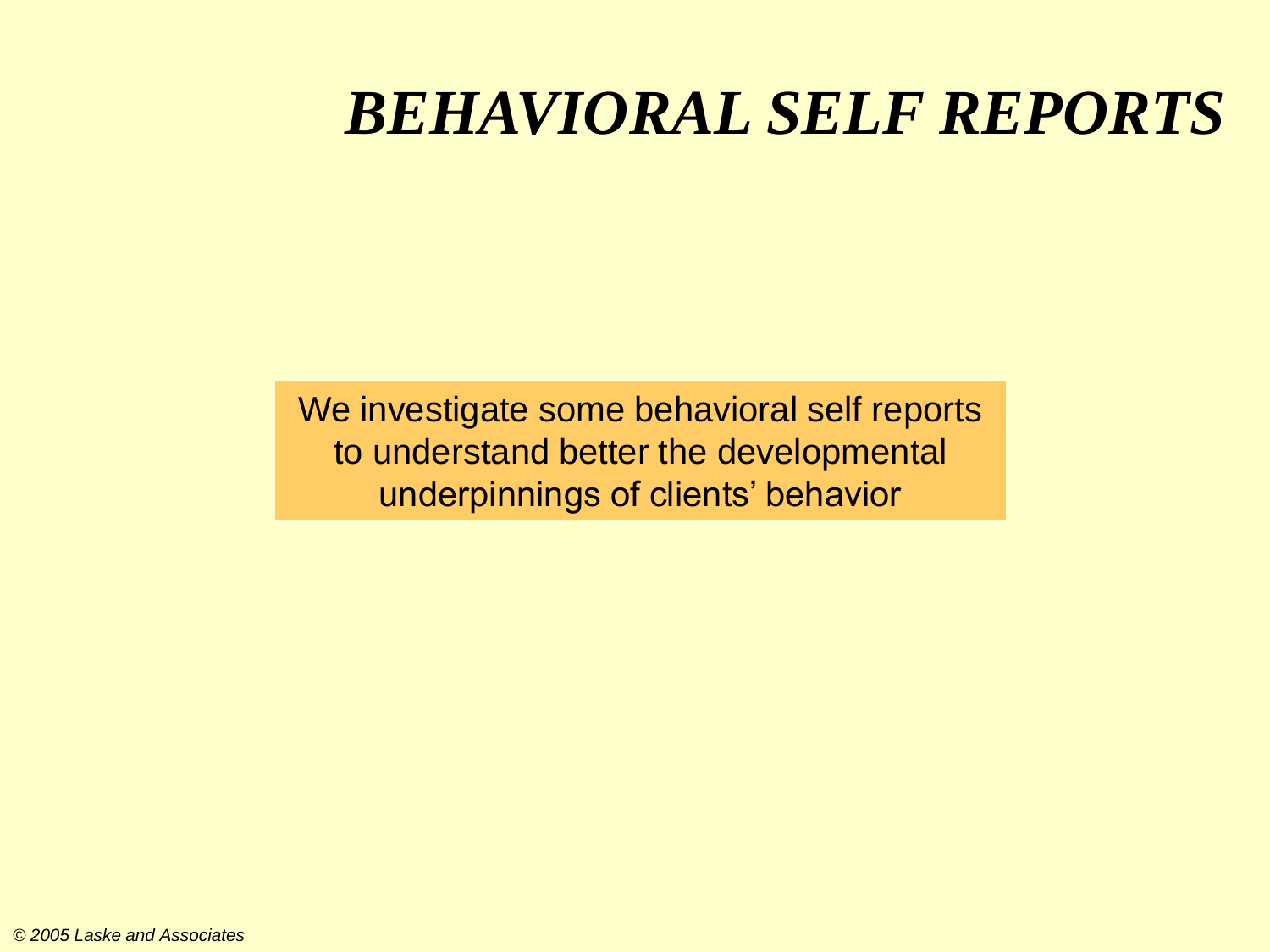# *BEHAVIORAL SELF REPORTS*

We investigate some behavioral self reports to understand better the developmental underpinnings of clients' behavior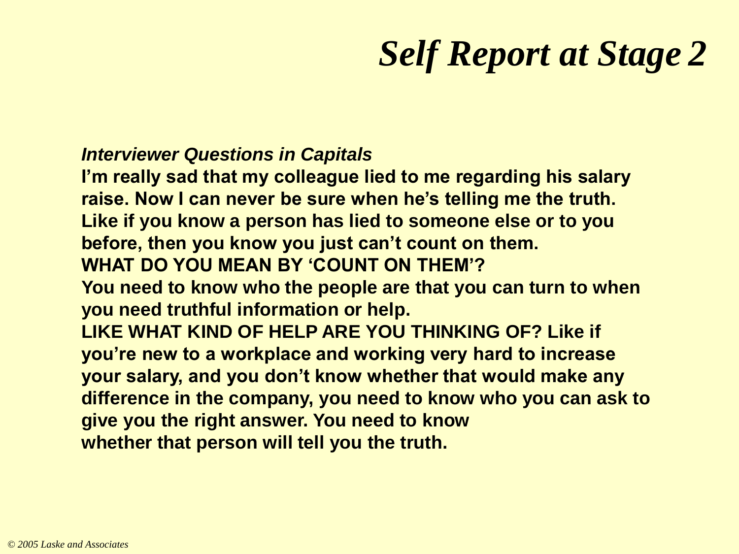# *Self Report at Stage 2*

***Interviewer Questions in Capitals***

**I'm really sad that my colleague lied to me regarding his salary raise. Now I can never be sure when he's telling me the truth. Like if you know a person has lied to someone else or to you before, then you know you just can't count on them.**
**WHAT DO YOU MEAN BY 'COUNT ON THEM'?**
**You need to know who the people are that you can turn to when you need truthful information or help.**
**LIKE WHAT KIND OF HELP ARE YOU THINKING OF? Like if you're new to a workplace and working very hard to increase your salary, and you don't know whether that would make any difference in the company, you need to know who you can ask to give you the right answer. You need to know whether that person will tell you the truth.**

*© 2005 Laske and Associates*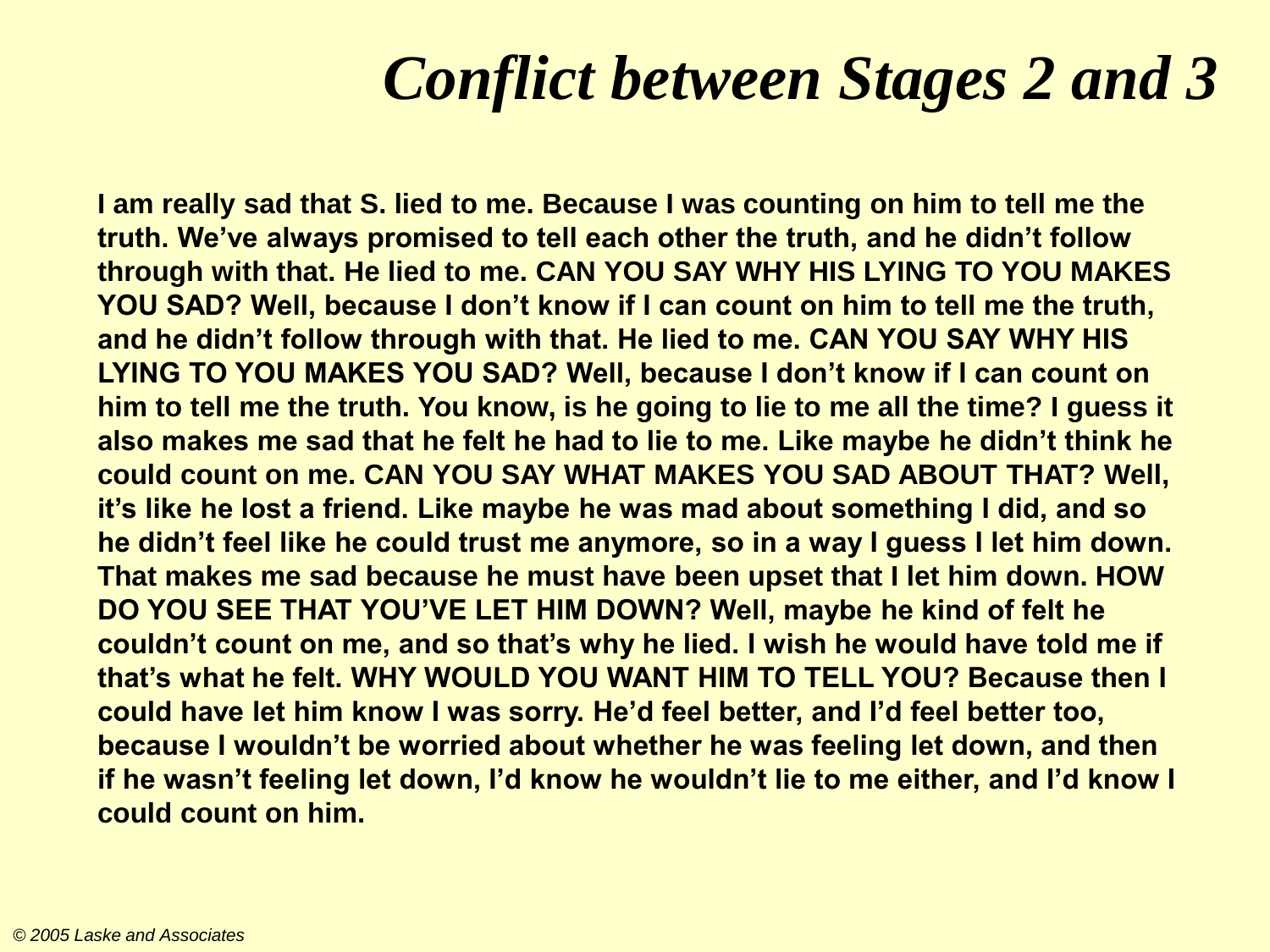# *Conflict between Stages 2 and 3*

**I am really sad that S. lied to me. Because I was counting on him to tell me the truth. We've always promised to tell each other the truth, and he didn't follow through with that. He lied to me. CAN YOU SAY WHY HIS LYING TO YOU MAKES YOU SAD? Well, because I don't know if I can count on him to tell me the truth, and he didn't follow through with that. He lied to me. CAN YOU SAY WHY HIS LYING TO YOU MAKES YOU SAD? Well, because I don't know if I can count on him to tell me the truth. You know, is he going to lie to me all the time? I guess it also makes me sad that he felt he had to lie to me. Like maybe he didn't think he could count on me. CAN YOU SAY WHAT MAKES YOU SAD ABOUT THAT? Well, it's like he lost a friend. Like maybe he was mad about something I did, and so he didn't feel like he could trust me anymore, so in a way I guess I let him down. That makes me sad because he must have been upset that I let him down. HOW DO YOU SEE THAT YOU'VE LET HIM DOWN? Well, maybe he kind of felt he couldn't count on me, and so that's why he lied. I wish he would have told me if that's what he felt. WHY WOULD YOU WANT HIM TO TELL YOU? Because then I could have let him know I was sorry. He'd feel better, and I'd feel better too, because I wouldn't be worried about whether he was feeling let down, and then if he wasn't feeling let down, I'd know he wouldn't lie to me either, and I'd know I could count on him.**

*© 2005 Laske and Associates*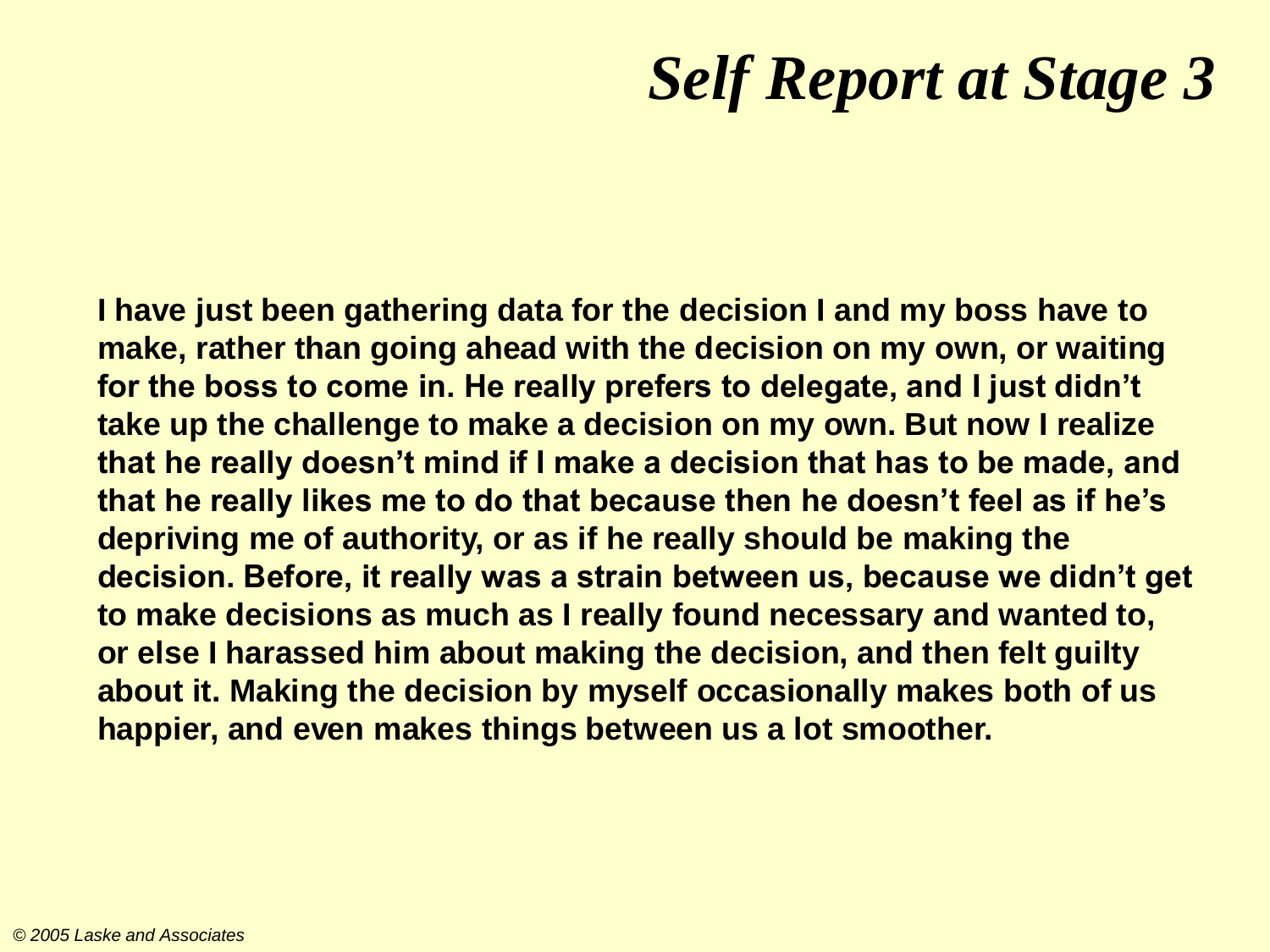# *Self Report at Stage 3*

**I have just been gathering data for the decision I and my boss have to make, rather than going ahead with the decision on my own, or waiting for the boss to come in. He really prefers to delegate, and I just didn't take up the challenge to make a decision on my own. But now I realize that he really doesn't mind if I make a decision that has to be made, and that he really likes me to do that because then he doesn't feel as if he's depriving me of authority, or as if he really should be making the decision. Before, it really was a strain between us, because we didn't get to make decisions as much as I really found necessary and wanted to, or else I harassed him about making the decision, and then felt guilty about it. Making the decision by myself occasionally makes both of us happier, and even makes things between us a lot smoother.**

*© 2005 Laske and Associates*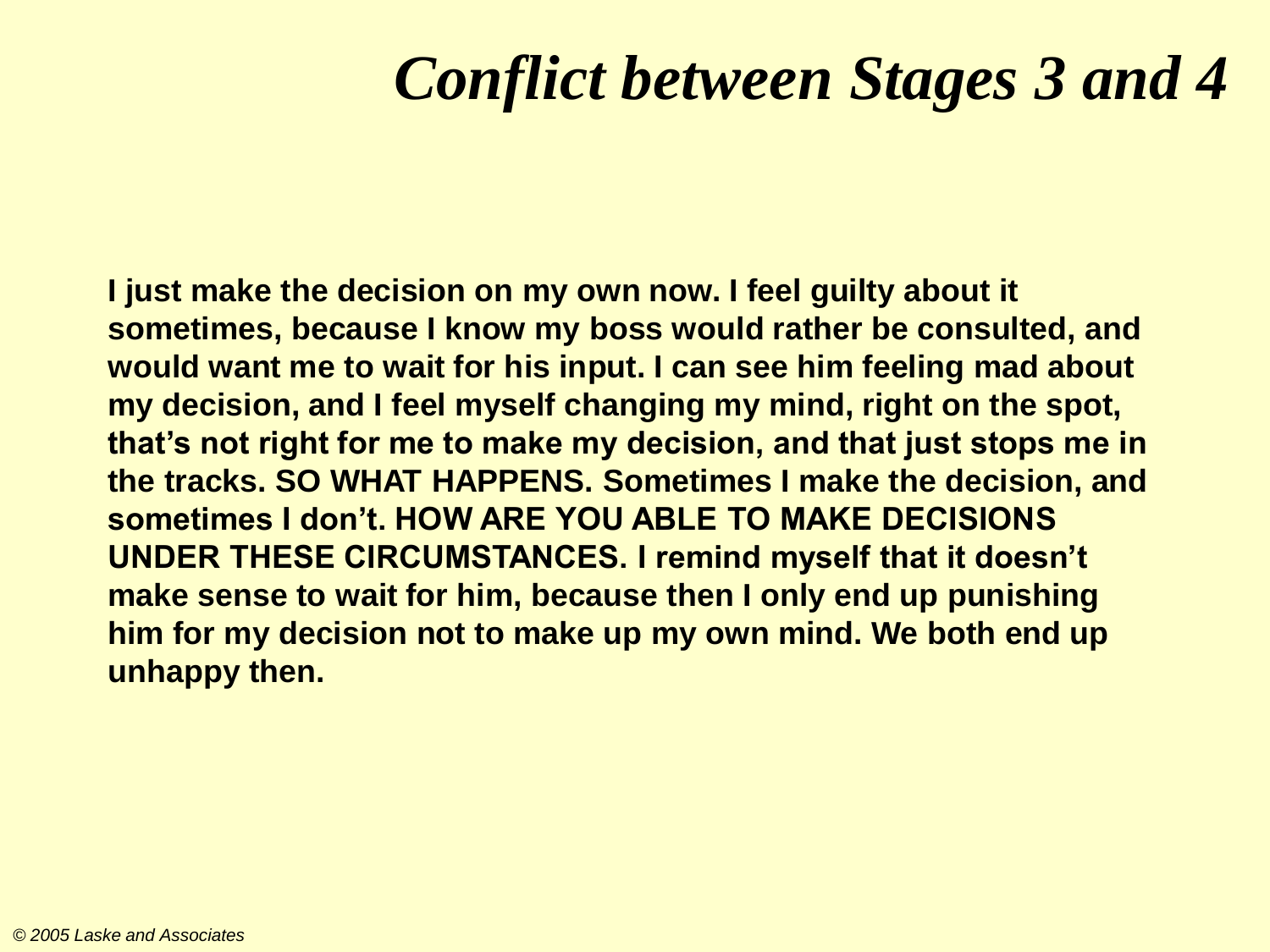# *Conflict between Stages 3 and 4*

**I just make the decision on my own now. I feel guilty about it sometimes, because I know my boss would rather be consulted, and would want me to wait for his input. I can see him feeling mad about my decision, and I feel myself changing my mind, right on the spot, that's not right for me to make my decision, and that just stops me in the tracks. SO WHAT HAPPENS. Sometimes I make the decision, and sometimes I don't. HOW ARE YOU ABLE TO MAKE DECISIONS UNDER THESE CIRCUMSTANCES. I remind myself that it doesn't make sense to wait for him, because then I only end up punishing him for my decision not to make up my own mind. We both end up unhappy then.**

*© 2005 Laske and Associates*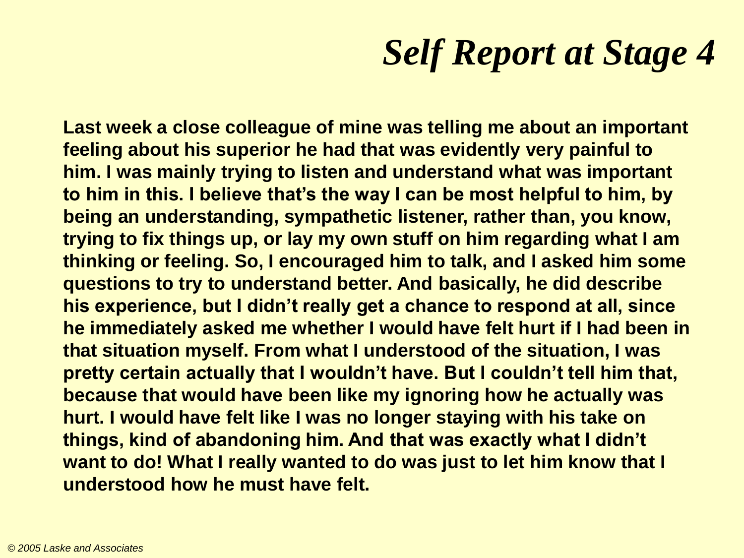# *Self Report at Stage 4*

**Last week a close colleague of mine was telling me about an important feeling about his superior he had that was evidently very painful to him. I was mainly trying to listen and understand what was important to him in this. I believe that's the way I can be most helpful to him, by being an understanding, sympathetic listener, rather than, you know, trying to fix things up, or lay my own stuff on him regarding what I am thinking or feeling. So, I encouraged him to talk, and I asked him some questions to try to understand better. And basically, he did describe his experience, but I didn't really get a chance to respond at all, since he immediately asked me whether I would have felt hurt if I had been in that situation myself. From what I understood of the situation, I was pretty certain actually that I wouldn't have. But I couldn't tell him that, because that would have been like my ignoring how he actually was hurt. I would have felt like I was no longer staying with his take on things, kind of abandoning him. And that was exactly what I didn't want to do! What I really wanted to do was just to let him know that I understood how he must have felt.**

*© 2005 Laske and Associates*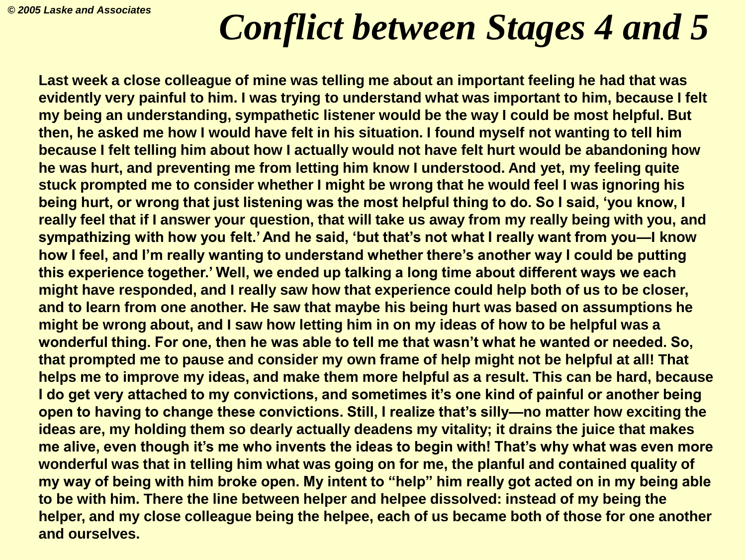# *Conflict between Stages 4 and 5*

**Last week a close colleague of mine was telling me about an important feeling he had that was evidently very painful to him. I was trying to understand what was important to him, because I felt my being an understanding, sympathetic listener would be the way I could be most helpful. But then, he asked me how I would have felt in his situation. I found myself not wanting to tell him because I felt telling him about how I actually would not have felt hurt would be abandoning how he was hurt, and preventing me from letting him know I understood. And yet, my feeling quite stuck prompted me to consider whether I might be wrong that he would feel I was ignoring his being hurt, or wrong that just listening was the most helpful thing to do. So I said, 'you know, I really feel that if I answer your question, that will take us away from my really being with you, and sympathizing with how you felt.' And he said, 'but that's not what I really want from you—I know how I feel, and I'm really wanting to understand whether there's another way I could be putting this experience together.' Well, we ended up talking a long time about different ways we each might have responded, and I really saw how that experience could help both of us to be closer, and to learn from one another. He saw that maybe his being hurt was based on assumptions he might be wrong about, and I saw how letting him in on my ideas of how to be helpful was a wonderful thing. For one, then he was able to tell me that wasn't what he wanted or needed. So, that prompted me to pause and consider my own frame of help might not be helpful at all! That helps me to improve my ideas, and make them more helpful as a result. This can be hard, because I do get very attached to my convictions, and sometimes it's one kind of painful or another being open to having to change these convictions. Still, I realize that's silly—no matter how exciting the ideas are, my holding them so dearly actually deadens my vitality; it drains the juice that makes me alive, even though it's me who invents the ideas to begin with! That's why what was even more wonderful was that in telling him what was going on for me, the planful and contained quality of my way of being with him broke open. My intent to "help" him really got acted on in my being able to be with him. There the line between helper and helpee dissolved: instead of my being the helper, and my close colleague being the helpee, each of us became both of those for one another and ourselves.**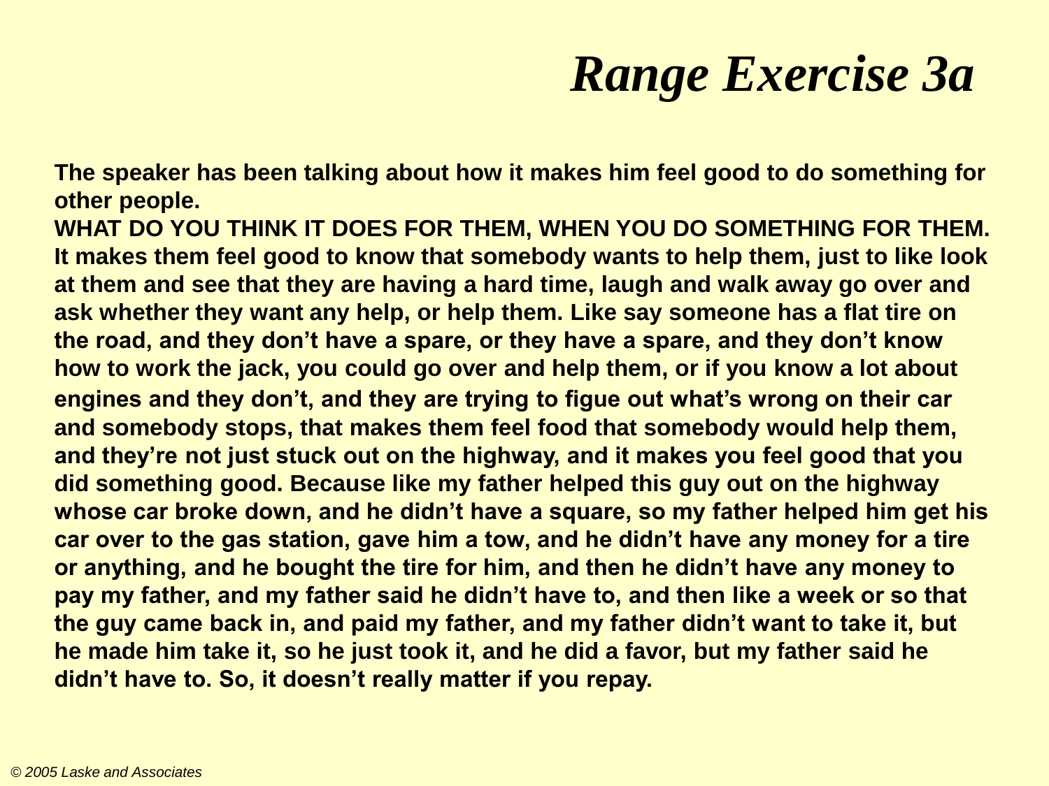# *Range Exercise 3a*

**The speaker has been talking about how it makes him feel good to do something for other people.**
**WHAT DO YOU THINK IT DOES FOR THEM, WHEN YOU DO SOMETHING FOR THEM.**
**It makes them feel good to know that somebody wants to help them, just to like look at them and see that they are having a hard time, laugh and walk away go over and ask whether they want any help, or help them. Like say someone has a flat tire on the road, and they don't have a spare, or they have a spare, and they don't know how to work the jack, you could go over and help them, or if you know a lot about engines and they don't, and they are trying to figue out what's wrong on their car and somebody stops, that makes them feel food that somebody would help them, and they're not just stuck out on the highway, and it makes you feel good that you did something good. Because like my father helped this guy out on the highway whose car broke down, and he didn't have a square, so my father helped him get his car over to the gas station, gave him a tow, and he didn't have any money for a tire or anything, and he bought the tire for him, and then he didn't have any money to pay my father, and my father said he didn't have to, and then like a week or so that the guy came back in, and paid my father, and my father didn't want to take it, but he made him take it, so he just took it, and he did a favor, but my father said he didn't have to. So, it doesn't really matter if you repay.**

*© 2005 Laske and Associates*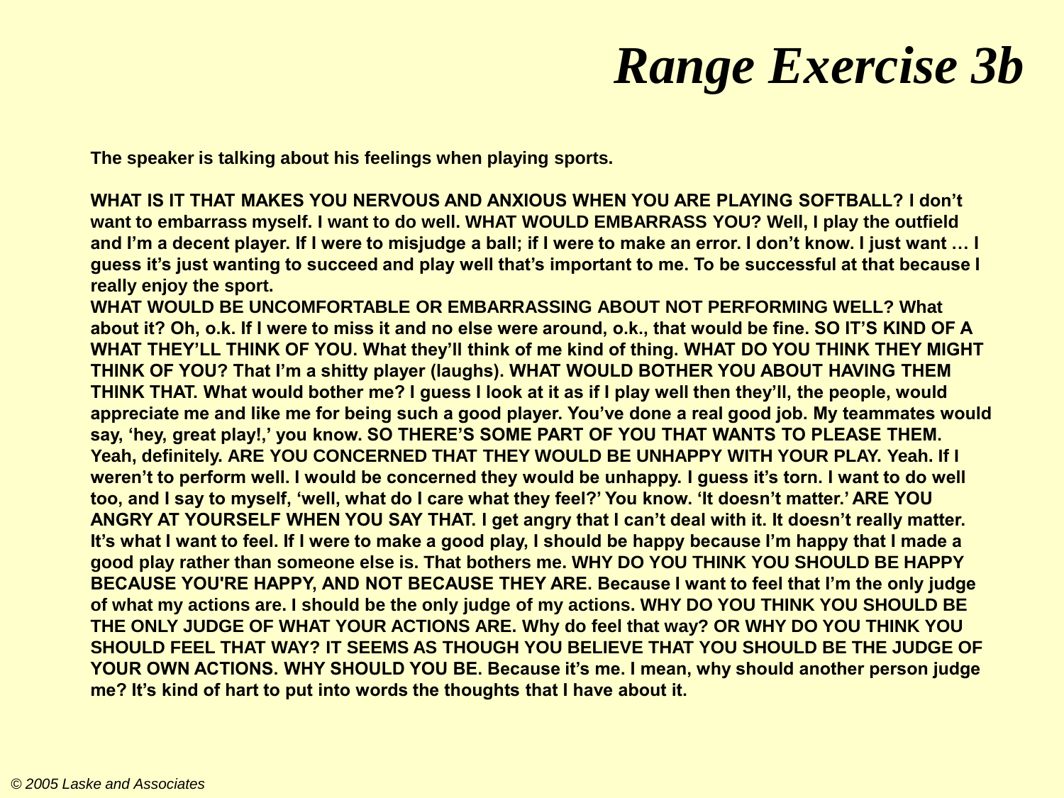# Range Exercise 3b

**The speaker is talking about his feelings when playing sports.**

**WHAT IS IT THAT MAKES YOU NERVOUS AND ANXIOUS WHEN YOU ARE PLAYING SOFTBALL? I don't want to embarrass myself. I want to do well. WHAT WOULD EMBARRASS YOU? Well, I play the outfield and I'm a decent player. If I were to misjudge a ball; if I were to make an error. I don't know. I just want … I guess it's just wanting to succeed and play well that's important to me. To be successful at that because I really enjoy the sport.**

**WHAT WOULD BE UNCOMFORTABLE OR EMBARRASSING ABOUT NOT PERFORMING WELL? What about it? Oh, o.k. If I were to miss it and no else were around, o.k., that would be fine. SO IT'S KIND OF A WHAT THEY'LL THINK OF YOU. What they'll think of me kind of thing. WHAT DO YOU THINK THEY MIGHT THINK OF YOU? That I'm a shitty player (laughs). WHAT WOULD BOTHER YOU ABOUT HAVING THEM THINK THAT. What would bother me? I guess I look at it as if I play well then they'll, the people, would appreciate me and like me for being such a good player. You've done a real good job. My teammates would say, 'hey, great play!,' you know. SO THERE'S SOME PART OF YOU THAT WANTS TO PLEASE THEM. Yeah, definitely. ARE YOU CONCERNED THAT THEY WOULD BE UNHAPPY WITH YOUR PLAY. Yeah. If I weren't to perform well. I would be concerned they would be unhappy. I guess it's torn. I want to do well too, and I say to myself, 'well, what do I care what they feel?' You know. 'It doesn't matter.' ARE YOU ANGRY AT YOURSELF WHEN YOU SAY THAT. I get angry that I can't deal with it. It doesn't really matter. It's what I want to feel. If I were to make a good play, I should be happy because I'm happy that I made a good play rather than someone else is. That bothers me. WHY DO YOU THINK YOU SHOULD BE HAPPY BECAUSE YOU'RE HAPPY, AND NOT BECAUSE THEY ARE. Because I want to feel that I'm the only judge of what my actions are. I should be the only judge of my actions. WHY DO YOU THINK YOU SHOULD BE THE ONLY JUDGE OF WHAT YOUR ACTIONS ARE. Why do feel that way? OR WHY DO YOU THINK YOU SHOULD FEEL THAT WAY? IT SEEMS AS THOUGH YOU BELIEVE THAT YOU SHOULD BE THE JUDGE OF YOUR OWN ACTIONS. WHY SHOULD YOU BE. Because it's me. I mean, why should another person judge me? It's kind of hart to put into words the thoughts that I have about it.**

*© 2005 Laske and Associates*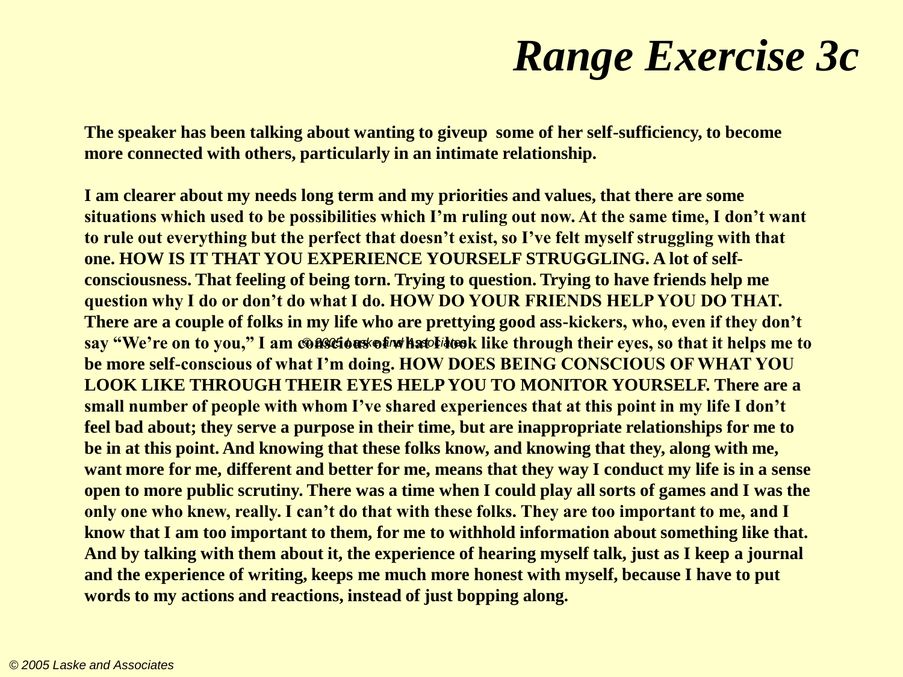# *Range Exercise 3c*

**The speaker has been talking about wanting to giveup some of her self-sufficiency, to become more connected with others, particularly in an intimate relationship.**

**I am clearer about my needs long term and my priorities and values, that there are some situations which used to be possibilities which I'm ruling out now. At the same time, I don't want to rule out everything but the perfect that doesn't exist, so I've felt myself struggling with that one. HOW IS IT THAT YOU EXPERIENCE YOURSELF STRUGGLING. A lot of self-consciousness. That feeling of being torn. Trying to question. Trying to have friends help me question why I do or don't do what I do. HOW DO YOUR FRIENDS HELP YOU DO THAT. There are a couple of folks in my life who are prettying good ass-kickers, who, even if they don't say "We're on to you," I am conscious of what I look like through their eyes, so that it helps me to be more self-conscious of what I'm doing. HOW DOES BEING CONSCIOUS OF WHAT YOU LOOK LIKE THROUGH THEIR EYES HELP YOU TO MONITOR YOURSELF. There are a small number of people with whom I've shared experiences that at this point in my life I don't feel bad about; they serve a purpose in their time, but are inappropriate relationships for me to be in at this point. And knowing that these folks know, and knowing that they, along with me, want more for me, different and better for me, means that they way I conduct my life is in a sense open to more public scrutiny. There was a time when I could play all sorts of games and I was the only one who knew, really. I can't do that with these folks. They are too important to me, and I know that I am too important to them, for me to withhold information about something like that. And by talking with them about it, the experience of hearing myself talk, just as I keep a journal and the experience of writing, keeps me much more honest with myself, because I have to put words to my actions and reactions, instead of just bopping along.**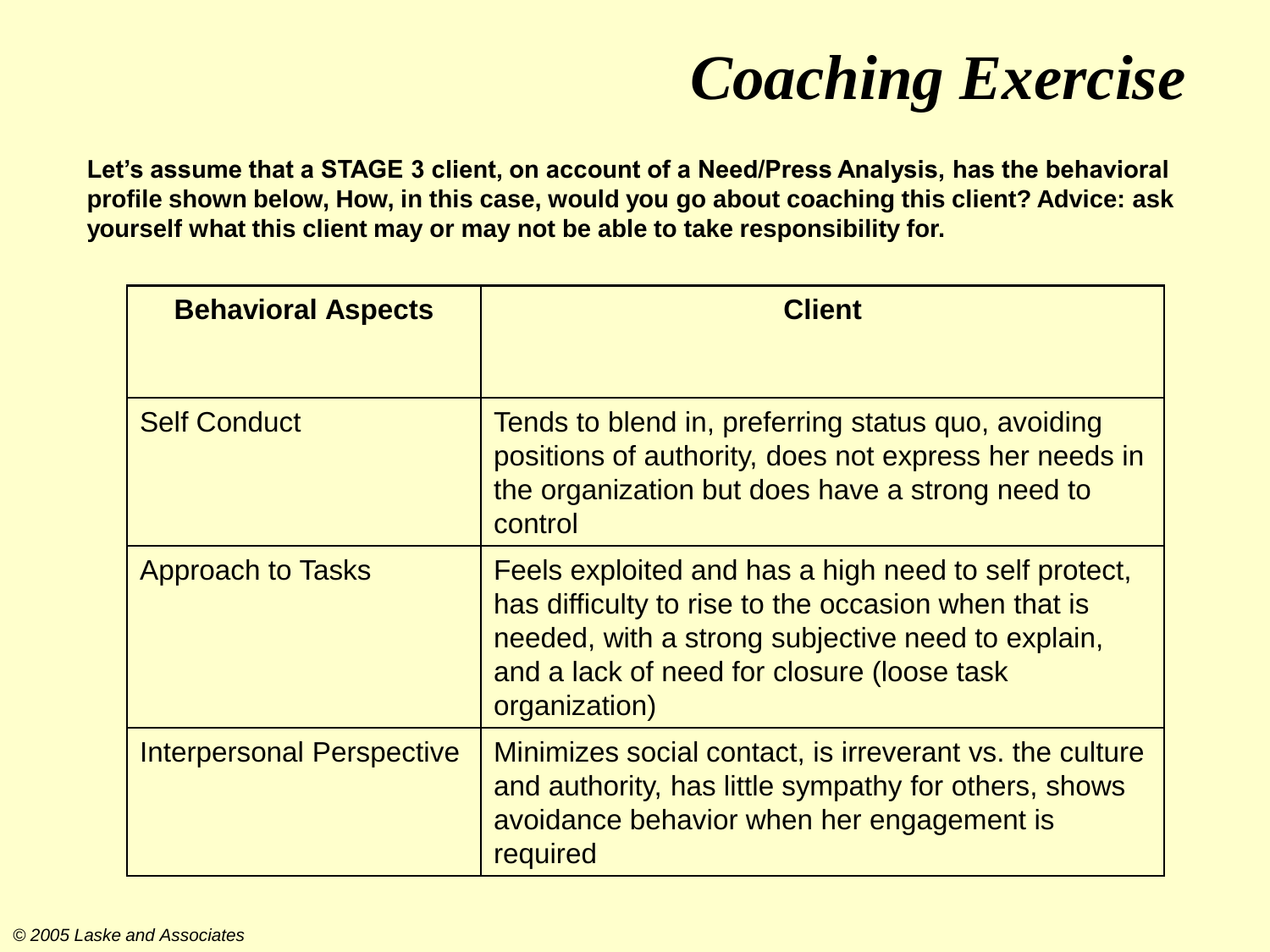# *Coaching Exercise*

**Let's assume that a STAGE 3 client, on account of a Need/Press Analysis, has the behavioral profile shown below, How, in this case, would you go about coaching this client? Advice: ask yourself what this client may or may not be able to take responsibility for.**

| Behavioral Aspects | Client |
|---|---|
| Self Conduct | Tends to blend in, preferring status quo, avoiding positions of authority, does not express her needs in the organization but does have a strong need to control |
| Approach to Tasks | Feels exploited and has a high need to self protect, has difficulty to rise to the occasion when that is needed, with a strong subjective need to explain, and a lack of need for closure (loose task organization) |
| Interpersonal Perspective | Minimizes social contact, is irreverant vs. the culture and authority, has little sympathy for others, shows avoidance behavior when her engagement is required |

*© 2005 Laske and Associates*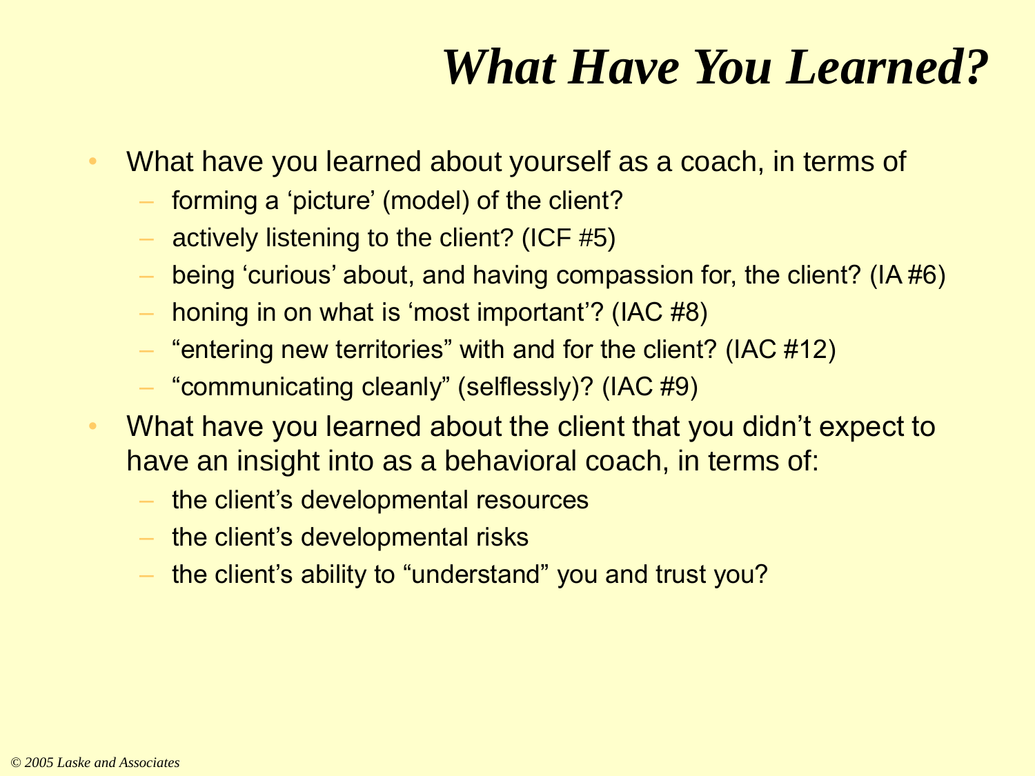# *What Have You Learned?*

- What have you learned about yourself as a coach, in terms of
  - forming a 'picture' (model) of the client?
  - actively listening to the client? (ICF #5)
  - being 'curious' about, and having compassion for, the client? (IA #6)
  - honing in on what is 'most important'? (IAC #8)
  - "entering new territories" with and for the client? (IAC #12)
  - "communicating cleanly" (selflessly)? (IAC #9)
- What have you learned about the client that you didn't expect to have an insight into as a behavioral coach, in terms of:
  - the client's developmental resources
  - the client's developmental risks
  - the client's ability to "understand" you and trust you?

*© 2005 Laske and Associates*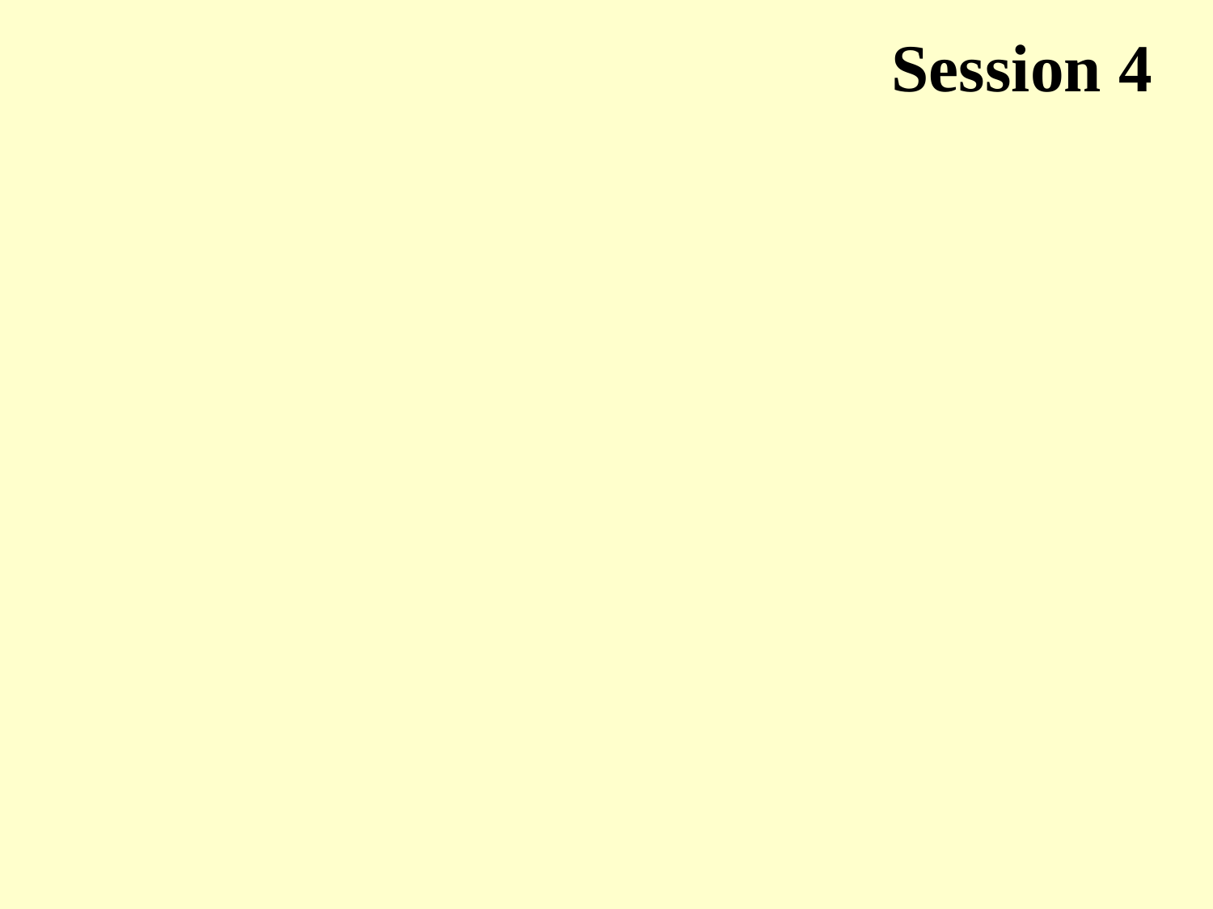# Session 4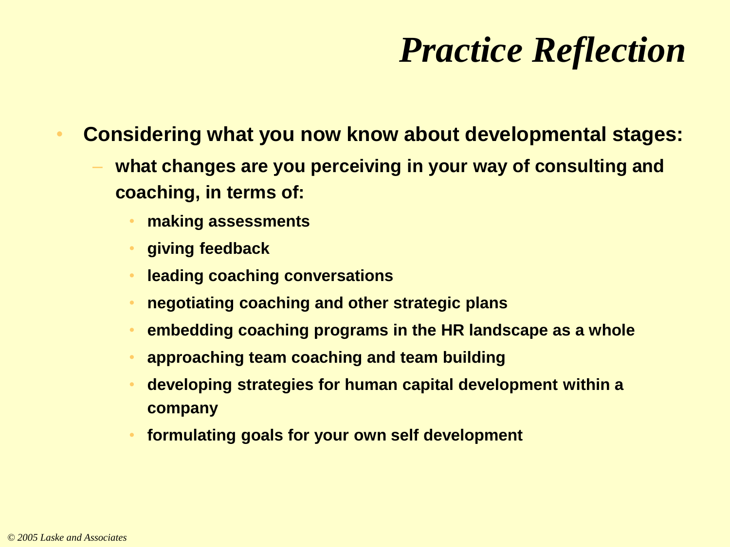# *Practice Reflection*

- **Considering what you now know about developmental stages:**
  - **what changes are you perceiving in your way of consulting and coaching, in terms of:**
    - **making assessments**
    - **giving feedback**
    - **leading coaching conversations**
    - **negotiating coaching and other strategic plans**
    - **embedding coaching programs in the HR landscape as a whole**
    - **approaching team coaching and team building**
    - **developing strategies for human capital development within a company**
    - **formulating goals for your own self development**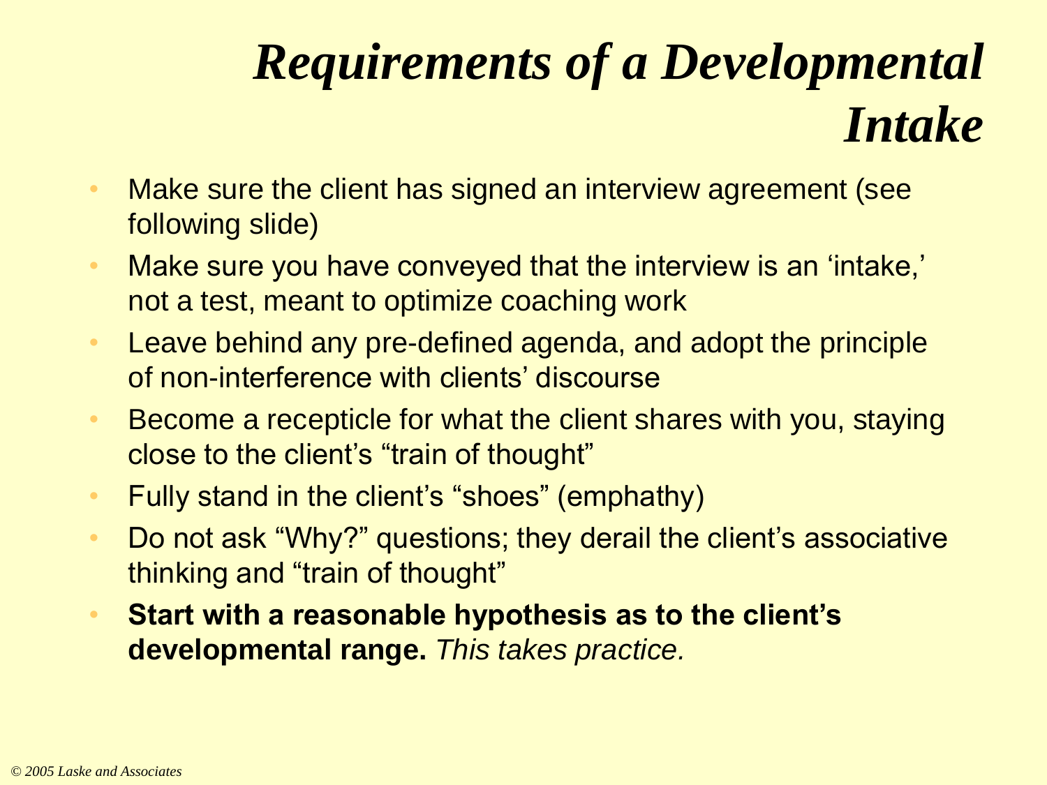# *Requirements of a Developmental Intake*

- Make sure the client has signed an interview agreement (see following slide)
- Make sure you have conveyed that the interview is an 'intake,' not a test, meant to optimize coaching work
- Leave behind any pre-defined agenda, and adopt the principle of non-interference with clients' discourse
- Become a recepticle for what the client shares with you, staying close to the client's "train of thought"
- Fully stand in the client's "shoes" (emphathy)
- Do not ask "Why?" questions; they derail the client's associative thinking and "train of thought"
- **Start with a reasonable hypothesis as to the client's developmental range.** *This takes practice.*

*© 2005 Laske and Associates*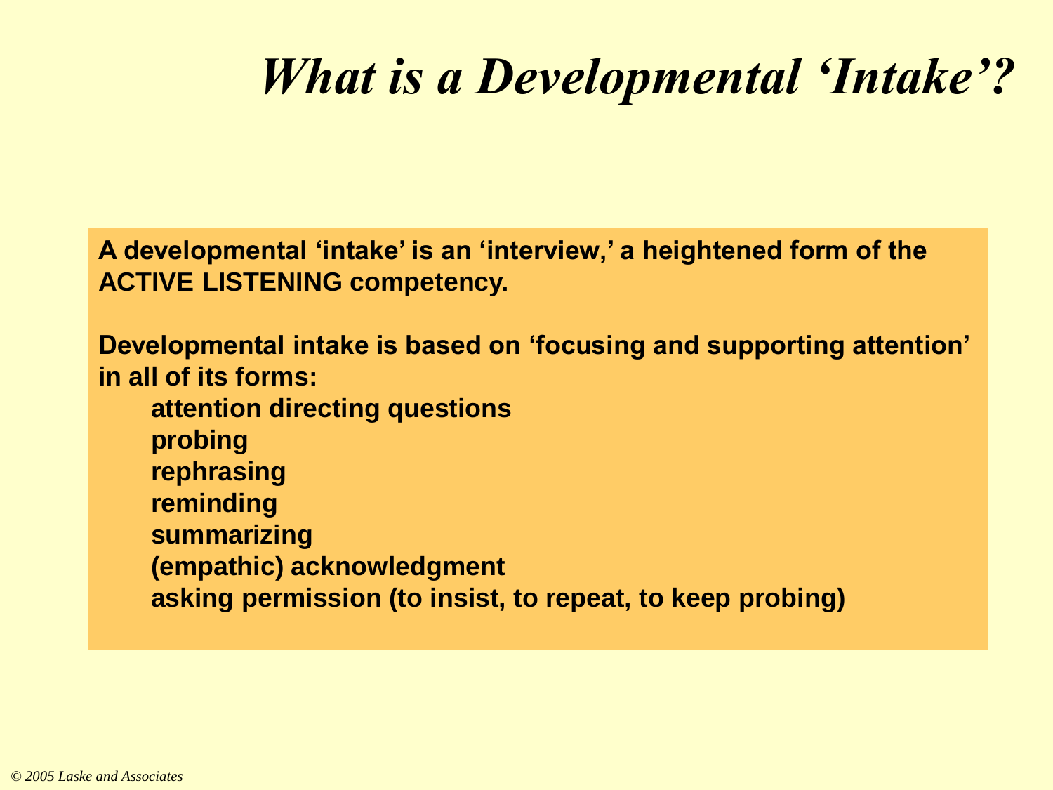# *What is a Developmental 'Intake'?*

**A developmental 'intake' is an 'interview,' a heightened form of the ACTIVE LISTENING competency.**

**Developmental intake is based on 'focusing and supporting attention' in all of its forms:**

- **attention directing questions**
- **probing**
- **rephrasing**
- **reminding**
- **summarizing**
- **(empathic) acknowledgment**
- **asking permission (to insist, to repeat, to keep probing)**

*© 2005 Laske and Associates*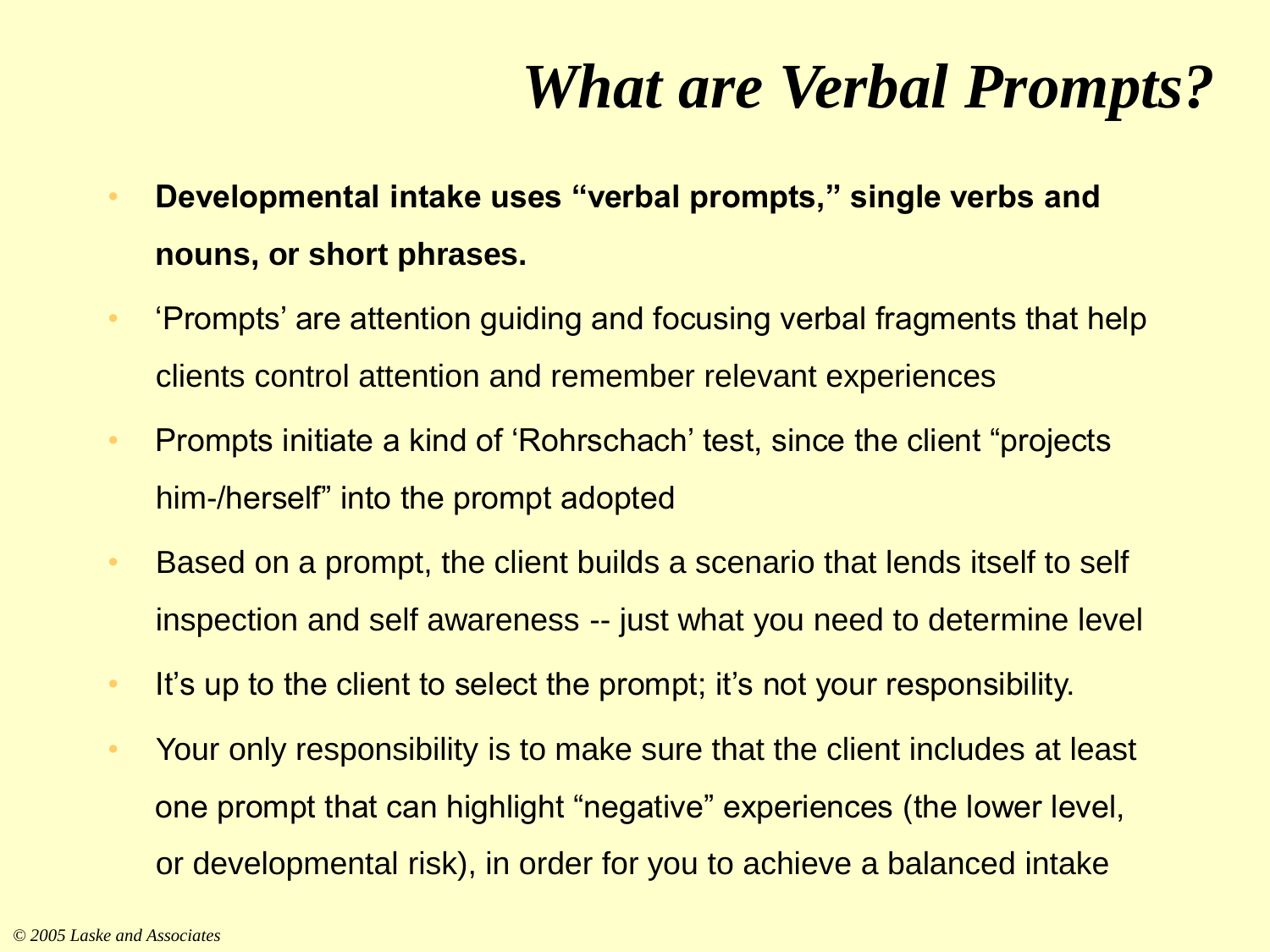# *What are Verbal Prompts?*

- **Developmental intake uses "verbal prompts," single verbs and nouns, or short phrases.**
- 'Prompts' are attention guiding and focusing verbal fragments that help clients control attention and remember relevant experiences
- Prompts initiate a kind of 'Rohrschach' test, since the client "projects him-/herself" into the prompt adopted
- Based on a prompt, the client builds a scenario that lends itself to self inspection and self awareness -- just what you need to determine level
- It's up to the client to select the prompt; it's not your responsibility.
- Your only responsibility is to make sure that the client includes at least one prompt that can highlight "negative" experiences (the lower level, or developmental risk), in order for you to achieve a balanced intake

*© 2005 Laske and Associates*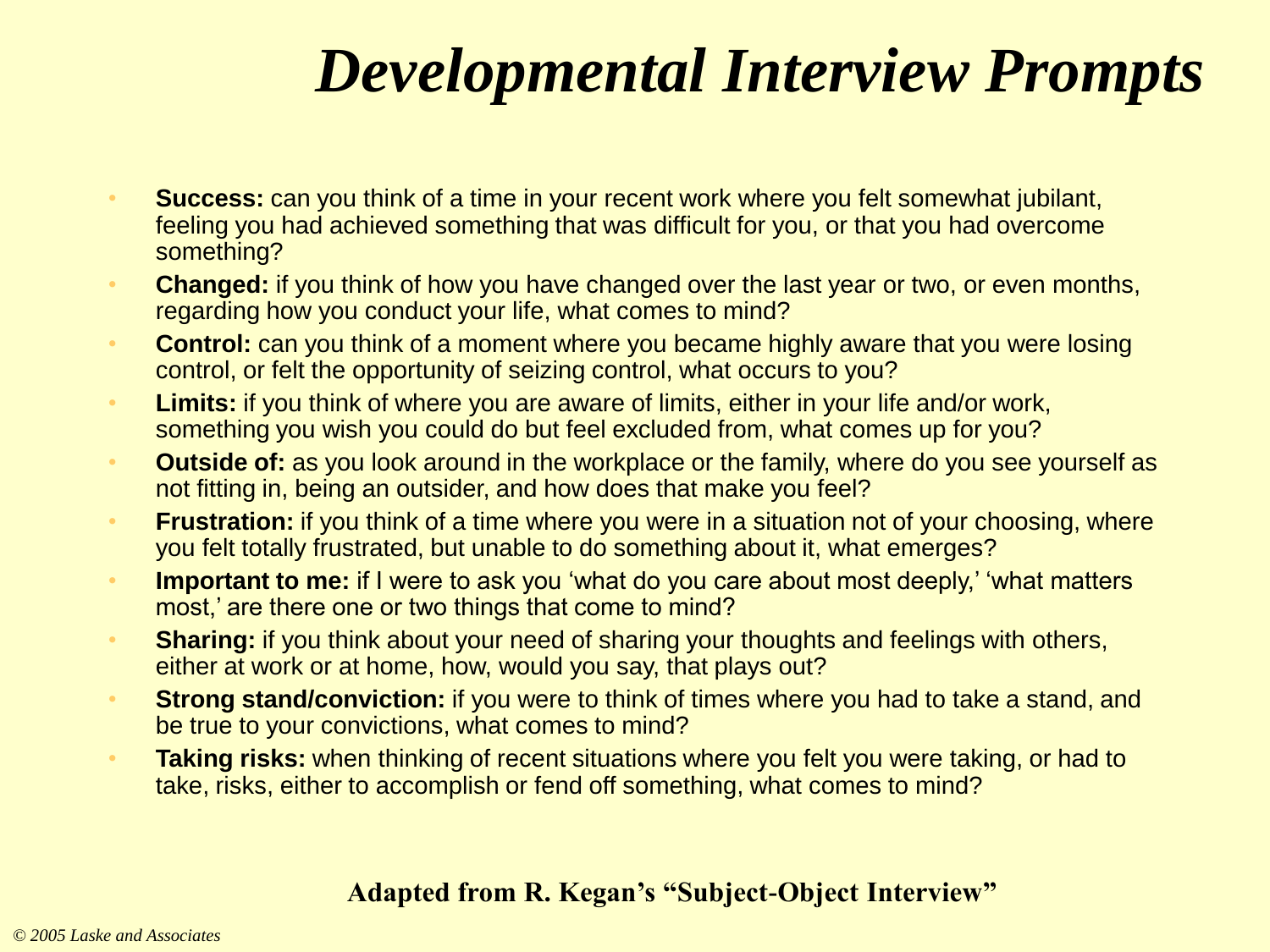# *Developmental Interview Prompts*

- **Success:** can you think of a time in your recent work where you felt somewhat jubilant, feeling you had achieved something that was difficult for you, or that you had overcome something?
- **Changed:** if you think of how you have changed over the last year or two, or even months, regarding how you conduct your life, what comes to mind?
- **Control:** can you think of a moment where you became highly aware that you were losing control, or felt the opportunity of seizing control, what occurs to you?
- **Limits:** if you think of where you are aware of limits, either in your life and/or work, something you wish you could do but feel excluded from, what comes up for you?
- **Outside of:** as you look around in the workplace or the family, where do you see yourself as not fitting in, being an outsider, and how does that make you feel?
- **Frustration:** if you think of a time where you were in a situation not of your choosing, where you felt totally frustrated, but unable to do something about it, what emerges?
- **Important to me:** if I were to ask you 'what do you care about most deeply,' 'what matters most,' are there one or two things that come to mind?
- **Sharing:** if you think about your need of sharing your thoughts and feelings with others, either at work or at home, how, would you say, that plays out?
- **Strong stand/conviction:** if you were to think of times where you had to take a stand, and be true to your convictions, what comes to mind?
- **Taking risks:** when thinking of recent situations where you felt you were taking, or had to take, risks, either to accomplish or fend off something, what comes to mind?

**Adapted from R. Kegan's "Subject-Object Interview"**

*© 2005 Laske and Associates*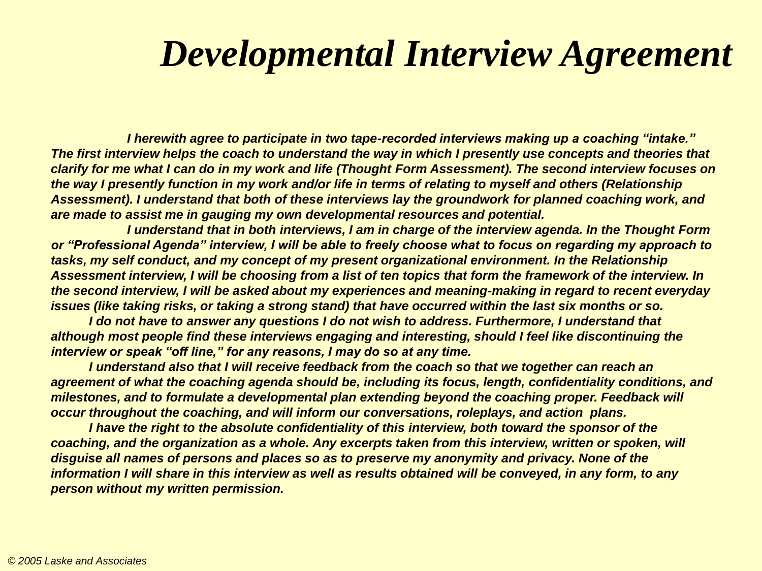# *Developmental Interview Agreement*

***I herewith agree to participate in two tape-recorded interviews making up a coaching "intake." The first interview helps the coach to understand the way in which I presently use concepts and theories that clarify for me what I can do in my work and life (Thought Form Assessment). The second interview focuses on the way I presently function in my work and/or life in terms of relating to myself and others (Relationship Assessment). I understand that both of these interviews lay the groundwork for planned coaching work, and are made to assist me in gauging my own developmental resources and potential.***

***I understand that in both interviews, I am in charge of the interview agenda. In the Thought Form or "Professional Agenda" interview, I will be able to freely choose what to focus on regarding my approach to tasks, my self conduct, and my concept of my present organizational environment. In the Relationship Assessment interview, I will be choosing from a list of ten topics that form the framework of the interview. In the second interview, I will be asked about my experiences and meaning-making in regard to recent everyday issues (like taking risks, or taking a strong stand) that have occurred within the last six months or so.***

***I do not have to answer any questions I do not wish to address. Furthermore, I understand that although most people find these interviews engaging and interesting, should I feel like discontinuing the interview or speak "off line," for any reasons, I may do so at any time.***

***I understand also that I will receive feedback from the coach so that we together can reach an agreement of what the coaching agenda should be, including its focus, length, confidentiality conditions, and milestones, and to formulate a developmental plan extending beyond the coaching proper. Feedback will occur throughout the coaching, and will inform our conversations, roleplays, and action plans.***

***I have the right to the absolute confidentiality of this interview, both toward the sponsor of the coaching, and the organization as a whole. Any excerpts taken from this interview, written or spoken, will disguise all names of persons and places so as to preserve my anonymity and privacy. None of the information I will share in this interview as well as results obtained will be conveyed, in any form, to any person without my written permission.***

*© 2005 Laske and Associates*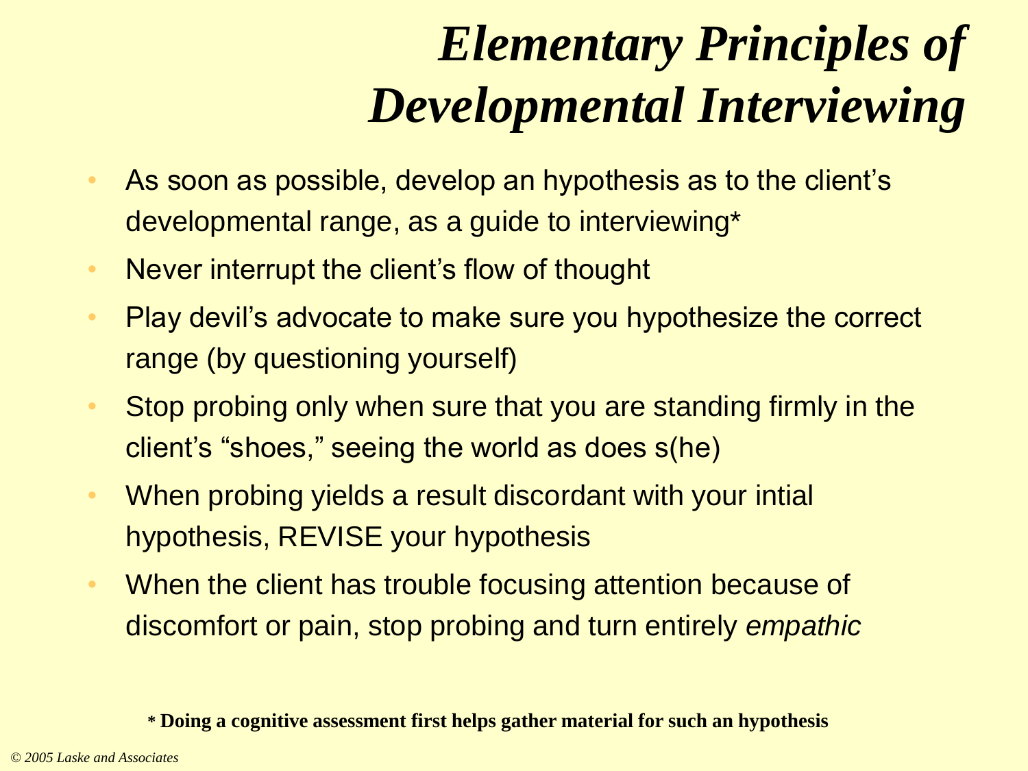# *Elementary Principles of Developmental Interviewing*

- As soon as possible, develop an hypothesis as to the client's developmental range, as a guide to interviewing*
- Never interrupt the client's flow of thought
- Play devil's advocate to make sure you hypothesize the correct range (by questioning yourself)
- Stop probing only when sure that you are standing firmly in the client's "shoes," seeing the world as does s(he)
- When probing yields a result discordant with your intial hypothesis, REVISE your hypothesis
- When the client has trouble focusing attention because of discomfort or pain, stop probing and turn entirely *empathic*

**\* Doing a cognitive assessment first helps gather material for such an hypothesis**

*© 2005 Laske and Associates*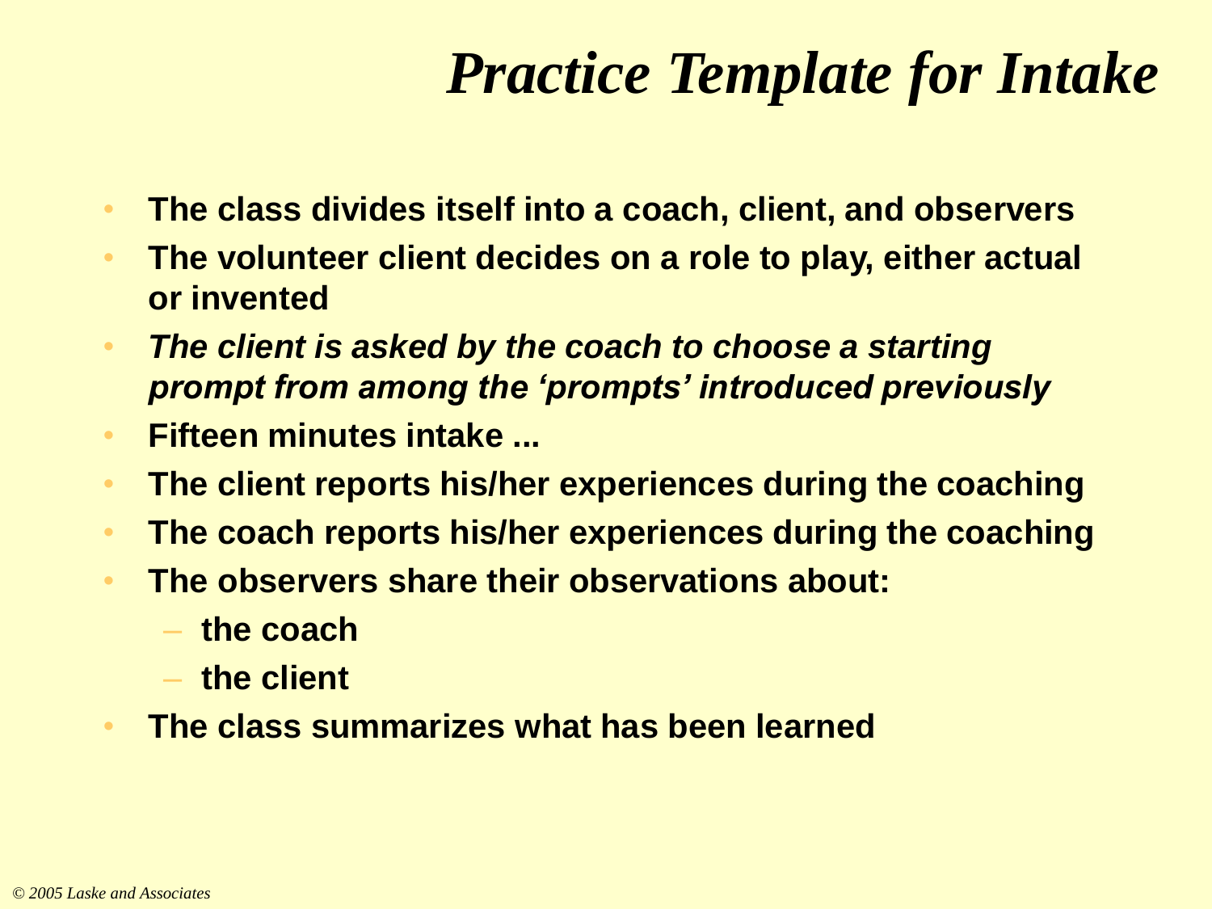# *Practice Template for Intake*

- **The class divides itself into a coach, client, and observers**
- **The volunteer client decides on a role to play, either actual or invented**
- ***The client is asked by the coach to choose a starting prompt from among the 'prompts' introduced previously***
- **Fifteen minutes intake ...**
- **The client reports his/her experiences during the coaching**
- **The coach reports his/her experiences during the coaching**
- **The observers share their observations about:**
  - **the coach**
  - **the client**
- **The class summarizes what has been learned**

*© 2005 Laske and Associates*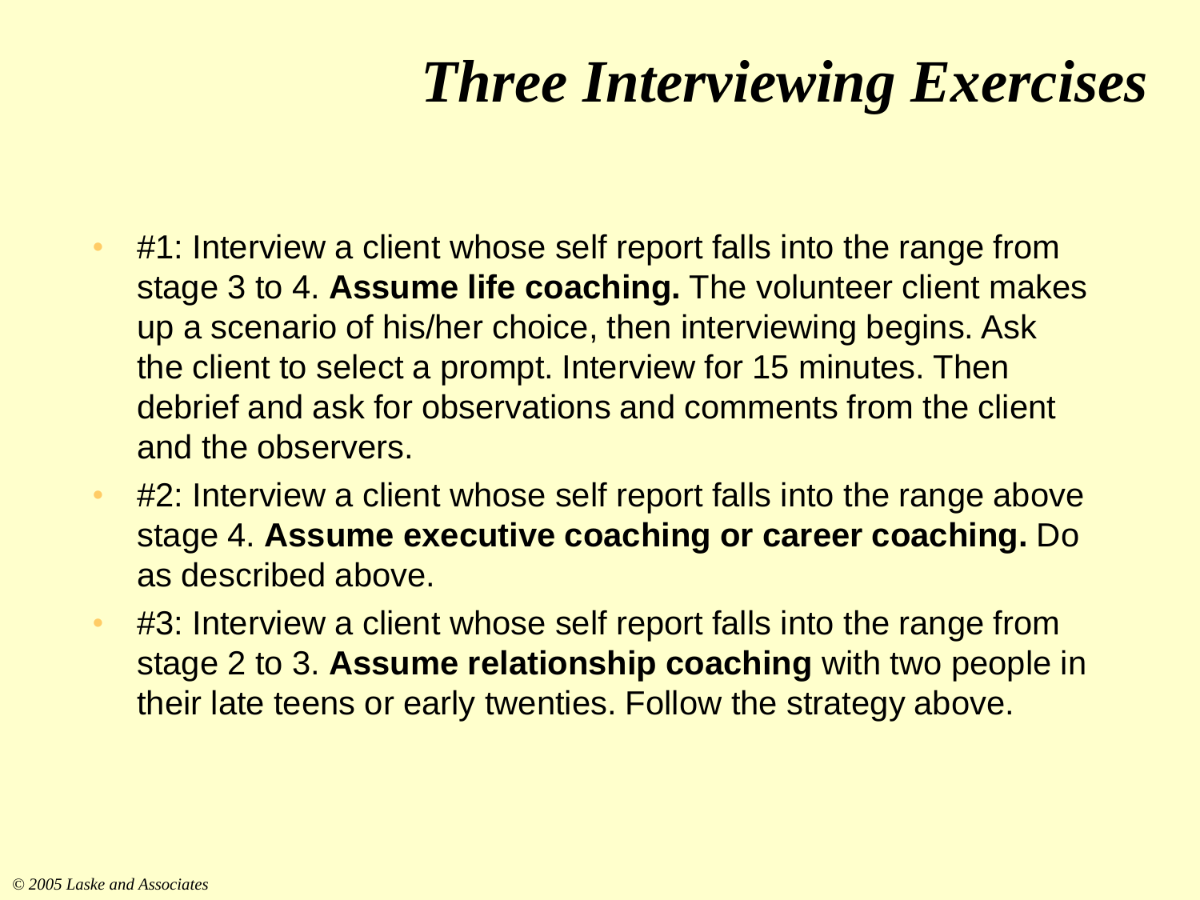# *Three Interviewing Exercises*

- #1: Interview a client whose self report falls into the range from stage 3 to 4. **Assume life coaching.** The volunteer client makes up a scenario of his/her choice, then interviewing begins. Ask the client to select a prompt. Interview for 15 minutes. Then debrief and ask for observations and comments from the client and the observers.
- #2: Interview a client whose self report falls into the range above stage 4. **Assume executive coaching or career coaching.** Do as described above.
- #3: Interview a client whose self report falls into the range from stage 2 to 3. **Assume relationship coaching** with two people in their late teens or early twenties. Follow the strategy above.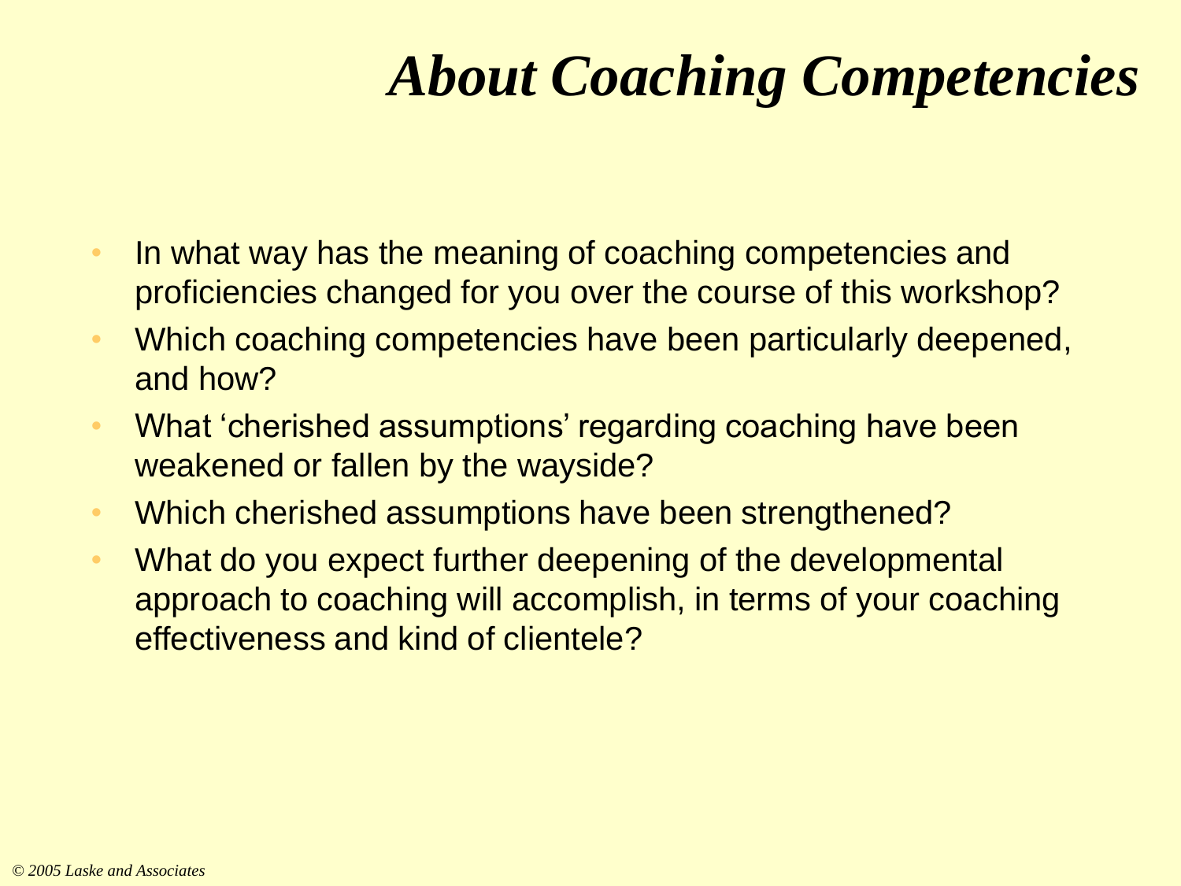# *About Coaching Competencies*

- In what way has the meaning of coaching competencies and proficiencies changed for you over the course of this workshop?
- Which coaching competencies have been particularly deepened, and how?
- What 'cherished assumptions' regarding coaching have been weakened or fallen by the wayside?
- Which cherished assumptions have been strengthened?
- What do you expect further deepening of the developmental approach to coaching will accomplish, in terms of your coaching effectiveness and kind of clientele?

*© 2005 Laske and Associates*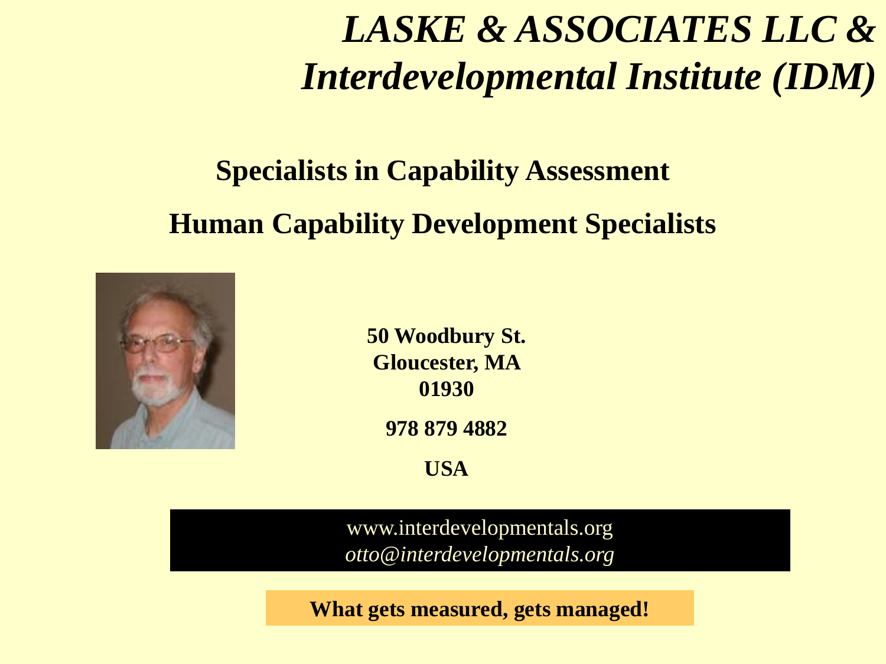# *LASKE & ASSOCIATES LLC & Interdevelopmental Institute (IDM)*

## Specialists in Capability Assessment

## Human Capability Development Specialists

**50 Woodbury St.**
**Gloucester, MA**
**01930**

**978 879 4882**

**USA**

www.interdevelopmentals.org
*otto@interdevelopmentals.org*

**What gets measured, gets managed!**